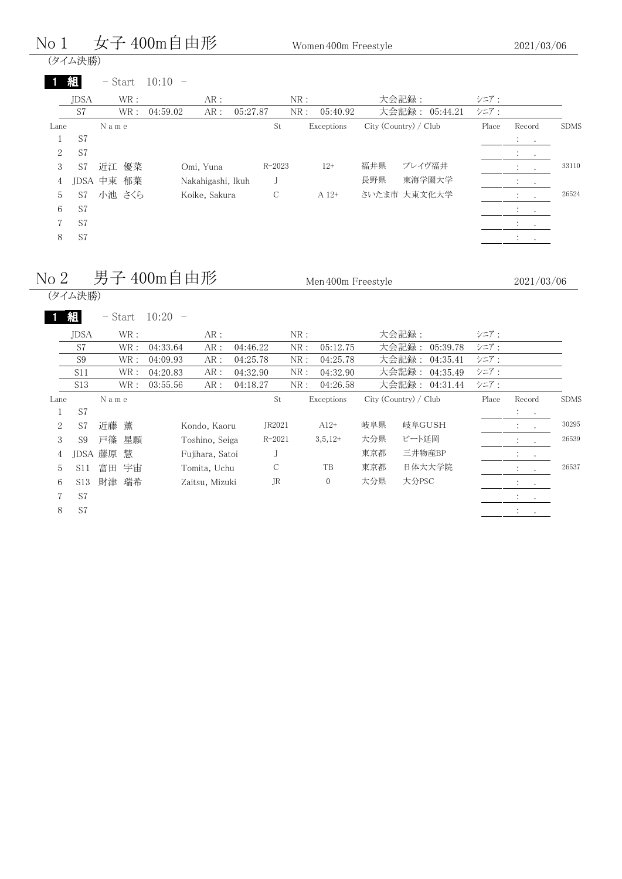# No 1　女子 400m自由形

Women 400m Freestyle　2021/03/06

(タイム決勝)

**1 組**　- Start 10:10 -

| JDSA | WR : | | AR : | | NR : | | 大会記録 : | | シニア : |
|---|---|---|---|---|---|---|---|---|---|
| S7 | WR : | 04:59.02 | AR : | 05:27.87 | NR : | 05:40.92 | 大会記録 : | 05:44.21 | シニア : |

| Lane | | Name | | St | Exceptions | City (Country) / Club | | Place | Record | SDMS |
|---|---|---|---|---|---|---|---|---|---|---|
| 1 | S7 | | | | | | | | : . | |
| 2 | S7 | | | | | | | | : . | |
| 3 | S7 | 近江 優菜 | Omi, Yuna | R-2023 | 12+ | 福井県 | プレイヴ福井 | | : . | 33110 |
| 4 | JDSA | 中東 郁葉 | Nakahigashi, Ikuh | J | | 長野県 | 東海学園大学 | | : . | |
| 5 | S7 | 小池 さくら | Koike, Sakura | C | A 12+ | さいたま市 | 大東文化大学 | | : . | 26524 |
| 6 | S7 | | | | | | | | : . | |
| 7 | S7 | | | | | | | | : . | |
| 8 | S7 | | | | | | | | : . | |

# No 2　男子 400m自由形

Men 400m Freestyle　2021/03/06

(タイム決勝)

**1 組**　- Start 10:20 -

| JDSA | WR : | | AR : | | NR : | | 大会記録 : | | シニア : |
|---|---|---|---|---|---|---|---|---|---|
| S7 | WR : | 04:33.64 | AR : | 04:46.22 | NR : | 05:12.75 | 大会記録 : | 05:39.78 | シニア : |
| S9 | WR : | 04:09.93 | AR : | 04:25.78 | NR : | 04:25.78 | 大会記録 : | 04:35.41 | シニア : |
| S11 | WR : | 04:20.83 | AR : | 04:32.90 | NR : | 04:32.90 | 大会記録 : | 04:35.49 | シニア : |
| S13 | WR : | 03:55.56 | AR : | 04:18.27 | NR : | 04:26.58 | 大会記録 : | 04:31.44 | シニア : |

| Lane | | Name | | St | Exceptions | City (Country) / Club | | Place | Record | SDMS |
|---|---|---|---|---|---|---|---|---|---|---|
| 1 | S7 | | | | | | | | : . | |
| 2 | S7 | 近藤 薫 | Kondo, Kaoru | JR2021 | A12+ | 岐阜県 | 岐阜GUSH | | : . | 30295 |
| 3 | S9 | 戸篠 星願 | Toshino, Seiga | R-2021 | 3,5,12+ | 大分県 | ビート延岡 | | : . | 26539 |
| 4 | JDSA | 藤原 慧 | Fujihara, Satoi | J | | 東京都 | 三井物産BP | | : . | |
| 5 | S11 | 富田 宇宙 | Tomita, Uchu | C | TB | 東京都 | 日体大大学院 | | : . | 26537 |
| 6 | S13 | 財津 瑞希 | Zaitsu, Mizuki | JR | 0 | 大分県 | 大分PSC | | : . | |
| 7 | S7 | | | | | | | | : . | |
| 8 | S7 | | | | | | | | : . | |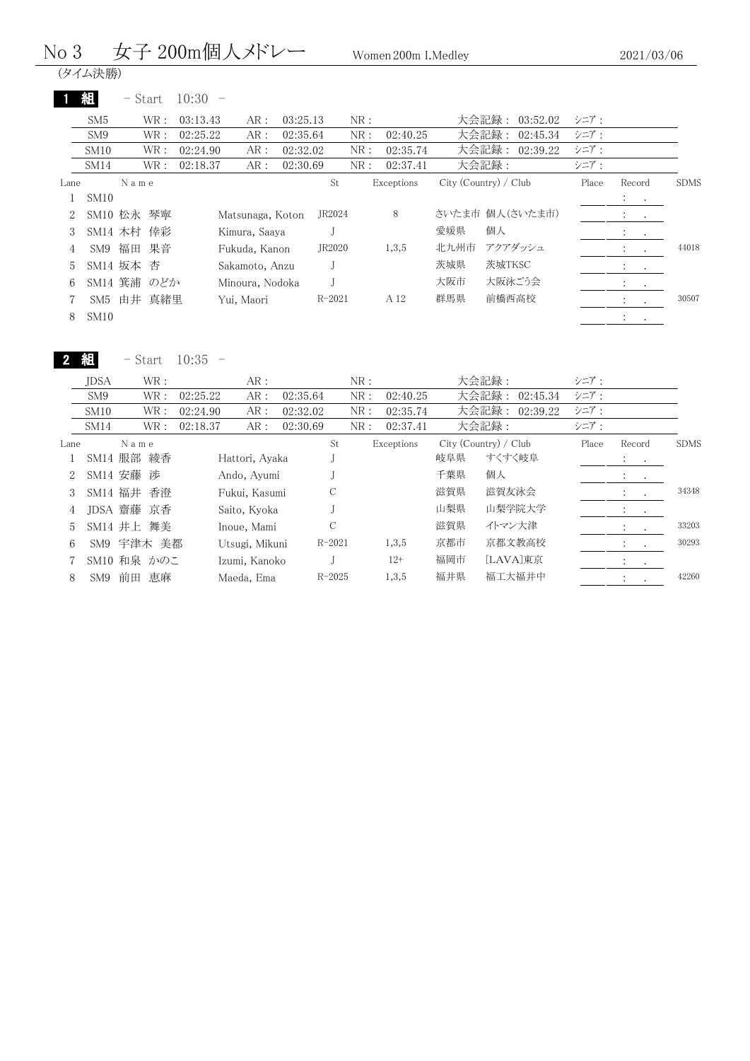# No 3 女子 200m個人メドレー Women 200m I.Medley

2021/03/06

(タイム決勝)

## 1 組 - Start 10:30 -

| Class | WR | AR | NR | 大会記録 | シニア |
|---|---|---|---|---|---|
| SM5 | 03:13.43 | 03:25.13 | | 03:52.02 | |
| SM9 | 02:25.22 | 02:35.64 | 02:40.25 | 02:45.34 | |
| SM10 | 02:24.90 | 02:32.02 | 02:35.74 | 02:39.22 | |
| SM14 | 02:18.37 | 02:30.69 | 02:37.41 | | |

| Lane | Class | Name | | St | Exceptions | City (Country) / Club | | Place | Record | SDMS |
|---|---|---|---|---|---|---|---|---|---|---|
| 1 | SM10 | | | | | | | | : . | |
| 2 | SM10 | 松永 琴寧 | Matsunaga, Koton | JR2024 | 8 | さいたま市 | 個人(さいたま市) | | : . | |
| 3 | SM14 | 木村 倖彩 | Kimura, Saaya | J | | 愛媛県 | 個人 | | : . | |
| 4 | SM9 | 福田 果音 | Fukuda, Kanon | JR2020 | 1,3,5 | 北九州市 | アクアダッシュ | | : . | 44018 |
| 5 | SM14 | 坂本 杏 | Sakamoto, Anzu | J | | 茨城県 | 茨城TKSC | | : . | |
| 6 | SM14 | 箕浦 のどか | Minoura, Nodoka | J | | 大阪市 | 大阪泳ごう会 | | : . | |
| 7 | SM5 | 由井 真緒里 | Yui, Maori | R-2021 | A 12 | 群馬県 | 前橋西高校 | | : . | 30507 |
| 8 | SM10 | | | | | | | | : . | |

## 2 組 - Start 10:35 -

| Class | WR | AR | NR | 大会記録 | シニア |
|---|---|---|---|---|---|
| JDSA | | | | | |
| SM9 | 02:25.22 | 02:35.64 | 02:40.25 | 02:45.34 | |
| SM10 | 02:24.90 | 02:32.02 | 02:35.74 | 02:39.22 | |
| SM14 | 02:18.37 | 02:30.69 | 02:37.41 | | |

| Lane | Class | Name | | St | Exceptions | City (Country) / Club | | Place | Record | SDMS |
|---|---|---|---|---|---|---|---|---|---|---|
| 1 | SM14 | 服部 綾香 | Hattori, Ayaka | J | | 岐阜県 | すくすく岐阜 | | : . | |
| 2 | SM14 | 安藤 渉 | Ando, Ayumi | J | | 千葉県 | 個人 | | : . | |
| 3 | SM14 | 福井 香澄 | Fukui, Kasumi | C | | 滋賀県 | 滋賀友泳会 | | : . | 34348 |
| 4 | JDSA | 齋藤 京香 | Saito, Kyoka | J | | 山梨県 | 山梨学院大学 | | : . | |
| 5 | SM14 | 井上 舞美 | Inoue, Mami | C | | 滋賀県 | イトマン大津 | | : . | 33203 |
| 6 | SM9 | 宇津木 美都 | Utsugi, Mikuni | R-2021 | 1,3,5 | 京都市 | 京都文教高校 | | : . | 30293 |
| 7 | SM10 | 和泉 かのこ | Izumi, Kanoko | J | 12+ | 福岡市 | [LAVA]東京 | | : . | |
| 8 | SM9 | 前田 恵麻 | Maeda, Ema | R-2025 | 1,3,5 | 福井県 | 福工大福井中 | | : . | 42260 |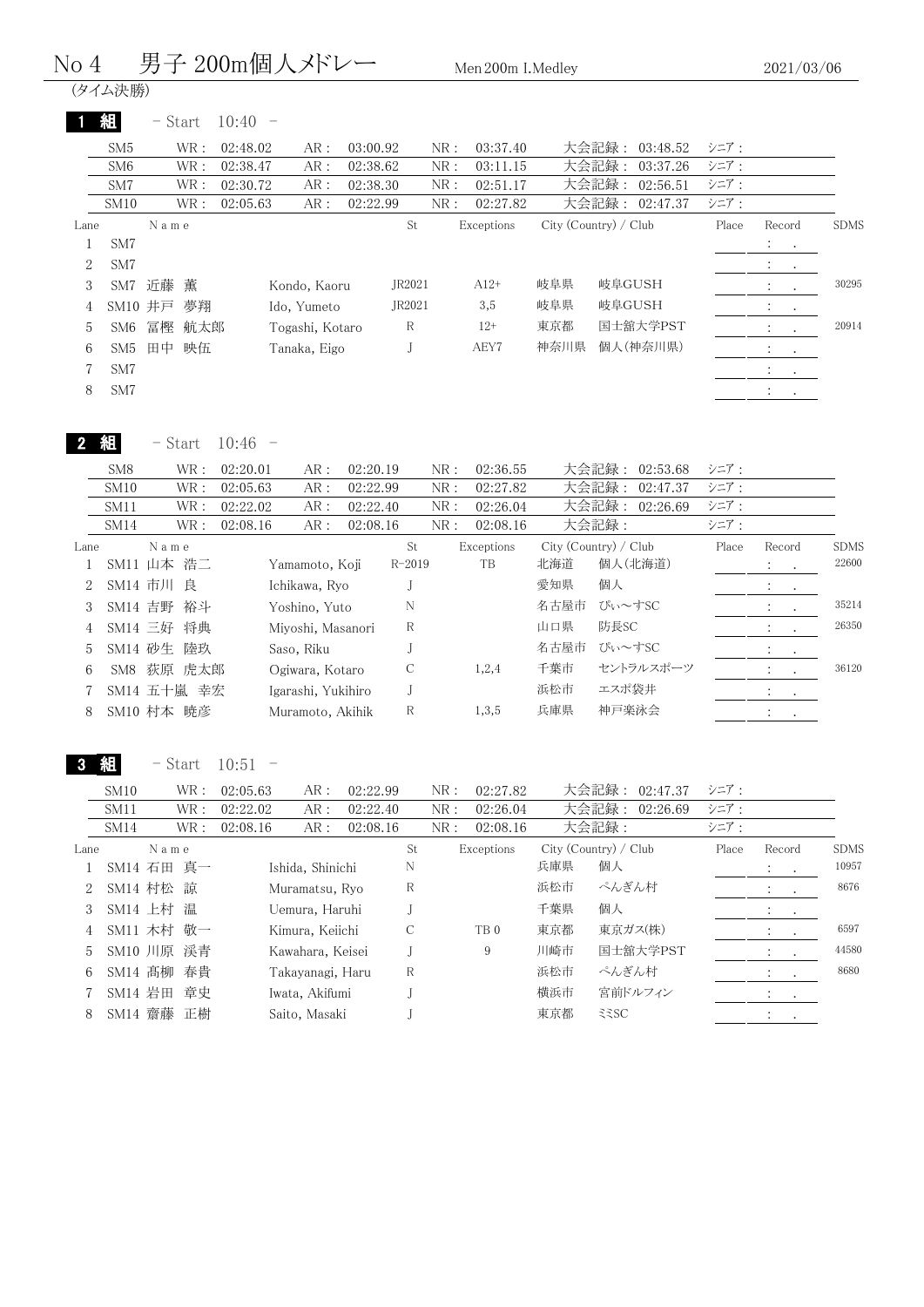# No 4　男子 200m個人メドレー　Men 200m I.Medley

2021/03/06

(タイム決勝)

## 1 組　- Start　10:40 -

| | WR | AR | NR | 大会記録 | シニア |
|---|---|---|---|---|---|
| SM5 | 02:48.02 | 03:00.92 | 03:37.40 | 03:48.52 | |
| SM6 | 02:38.47 | 02:38.62 | 03:11.15 | 03:37.26 | |
| SM7 | 02:30.72 | 02:38.30 | 02:51.17 | 02:56.51 | |
| SM10 | 02:05.63 | 02:22.99 | 02:27.82 | 02:47.37 | |

| Lane | | Name | | St | Exceptions | City (Country) / Club | | Place | Record | SDMS |
|---|---|---|---|---|---|---|---|---|---|---|
| 1 | SM7 | | | | | | | | : . | |
| 2 | SM7 | | | | | | | | : . | |
| 3 | SM7 | 近藤 薫 | Kondo, Kaoru | JR2021 | A12+ | 岐阜県 | 岐阜GUSH | | : . | 30295 |
| 4 | SM10 | 井戸 夢翔 | Ido, Yumeto | JR2021 | 3,5 | 岐阜県 | 岐阜GUSH | | : . | |
| 5 | SM6 | 冨樫 航太郎 | Togashi, Kotaro | R | 12+ | 東京都 | 国士舘大学PST | | : . | 20914 |
| 6 | SM5 | 田中 映伍 | Tanaka, Eigo | J | AEY7 | 神奈川県 | 個人(神奈川県) | | : . | |
| 7 | SM7 | | | | | | | | : . | |
| 8 | SM7 | | | | | | | | : . | |

## 2 組　- Start　10:46 -

| | WR | AR | NR | 大会記録 | シニア |
|---|---|---|---|---|---|
| SM8 | 02:20.01 | 02:20.19 | 02:36.55 | 02:53.68 | |
| SM10 | 02:05.63 | 02:22.99 | 02:27.82 | 02:47.37 | |
| SM11 | 02:22.02 | 02:22.40 | 02:26.04 | 02:26.69 | |
| SM14 | 02:08.16 | 02:08.16 | 02:08.16 | | |

| Lane | | Name | | St | Exceptions | City (Country) / Club | | Place | Record | SDMS |
|---|---|---|---|---|---|---|---|---|---|---|
| 1 | SM11 | 山本 浩二 | Yamamoto, Koji | R-2019 | TB | 北海道 | 個人(北海道) | | : . | 22600 |
| 2 | SM14 | 市川 良 | Ichikawa, Ryo | J | | 愛知県 | 個人 | | : . | |
| 3 | SM14 | 吉野 裕斗 | Yoshino, Yuto | N | | 名古屋市 | ぴぃ〜すSC | | : . | 35214 |
| 4 | SM14 | 三好 将典 | Miyoshi, Masanori | R | | 山口県 | 防長SC | | : . | 26350 |
| 5 | SM14 | 砂生 陸玖 | Saso, Riku | J | | 名古屋市 | ぴぃ〜すSC | | : . | |
| 6 | SM8 | 荻原 虎太郎 | Ogiwara, Kotaro | C | 1,2,4 | 千葉市 | セントラルスポーツ | | : . | 36120 |
| 7 | SM14 | 五十嵐 幸宏 | Igarashi, Yukihiro | J | | 浜松市 | エスポ袋井 | | : . | |
| 8 | SM10 | 村本 暁彦 | Muramoto, Akihik | R | 1,3,5 | 兵庫県 | 神戸楽泳会 | | : . | |

## 3 組　- Start　10:51 -

| | WR | AR | NR | 大会記録 | シニア |
|---|---|---|---|---|---|
| SM10 | 02:05.63 | 02:22.99 | 02:27.82 | 02:47.37 | |
| SM11 | 02:22.02 | 02:22.40 | 02:26.04 | 02:26.69 | |
| SM14 | 02:08.16 | 02:08.16 | 02:08.16 | | |

| Lane | | Name | | St | Exceptions | City (Country) / Club | | Place | Record | SDMS |
|---|---|---|---|---|---|---|---|---|---|---|
| 1 | SM14 | 石田 真一 | Ishida, Shinichi | N | | 兵庫県 | 個人 | | : . | 10957 |
| 2 | SM14 | 村松 諒 | Muramatsu, Ryo | R | | 浜松市 | ぺんぎん村 | | : . | 8676 |
| 3 | SM14 | 上村 温 | Uemura, Haruhi | J | | 千葉県 | 個人 | | : . | |
| 4 | SM11 | 木村 敬一 | Kimura, Keiichi | C | TB 0 | 東京都 | 東京ガス(株) | | : . | 6597 |
| 5 | SM10 | 川原 渓青 | Kawahara, Keisei | J | 9 | 川崎市 | 国士舘大学PST | | : . | 44580 |
| 6 | SM14 | 髙柳 春貴 | Takayanagi, Haru | R | | 浜松市 | ぺんぎん村 | | : . | 8680 |
| 7 | SM14 | 岩田 章史 | Iwata, Akifumi | J | | 横浜市 | 宮前ドルフィン | | : . | |
| 8 | SM14 | 齋藤 正樹 | Saito, Masaki | J | | 東京都 | ﾐﾐSC | | : . | |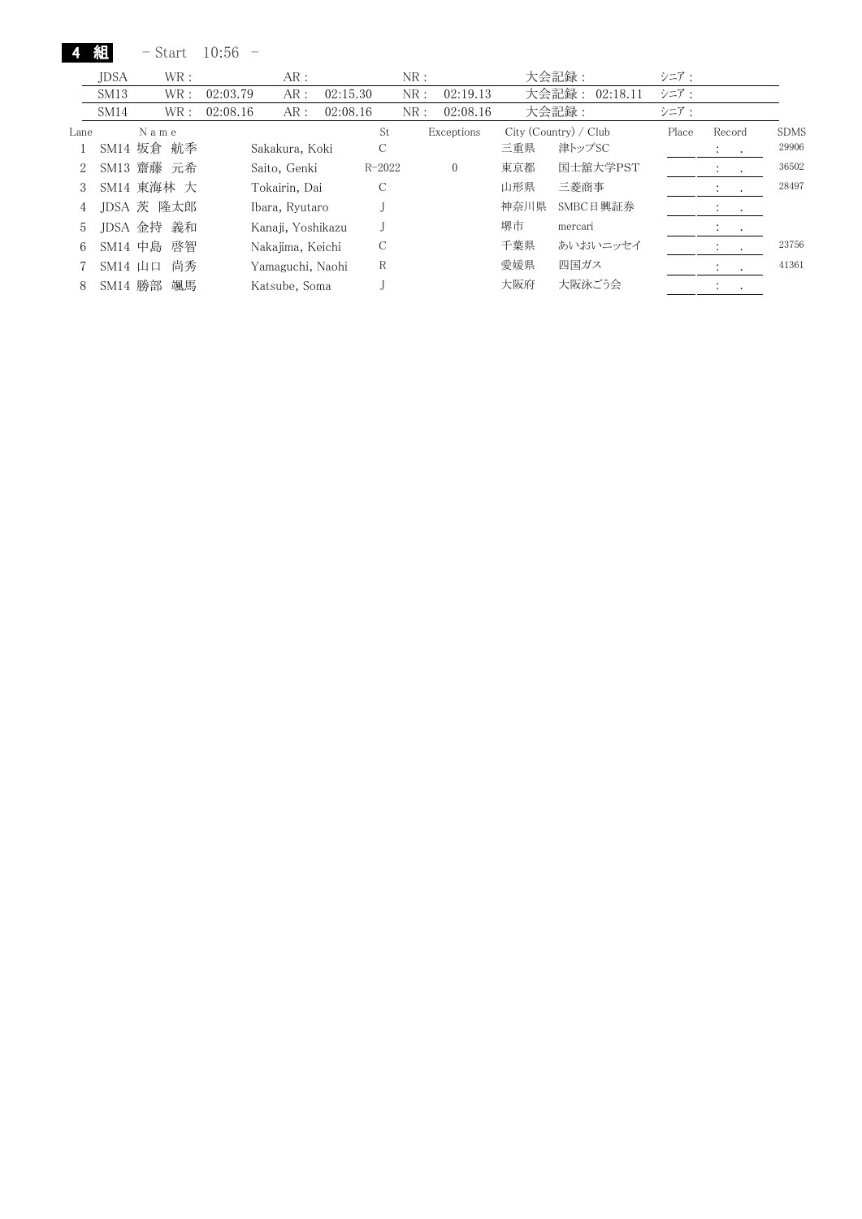**4 組** - Start 10:56 -

| | WR : | | AR : | | NR : | | 大会記録 : | シニア : |
|---|---|---|---|---|---|---|---|---|
| JDSA | WR : | | AR : | | NR : | | 大会記録 : | シニア : |
| SM13 | WR : | 02:03.79 | AR : | 02:15.30 | NR : | 02:19.13 | 大会記録 : 02:18.11 | シニア : |
| SM14 | WR : | 02:08.16 | AR : | 02:08.16 | NR : | 02:08.16 | 大会記録 : | シニア : |

| Lane | | Name | | St | Exceptions | City (Country) / Club | | Place | Record | SDMS |
|---|---|---|---|---|---|---|---|---|---|---|
| 1 | SM14 | 坂倉 航季 | Sakakura, Koki | C | | 三重県 | 津トップSC | | : . | 29906 |
| 2 | SM13 | 齋藤 元希 | Saito, Genki | R-2022 | 0 | 東京都 | 国士舘大学PST | | : . | 36502 |
| 3 | SM14 | 東海林 大 | Tokairin, Dai | C | | 山形県 | 三菱商事 | | : . | 28497 |
| 4 | JDSA | 茨 隆太郎 | Ibara, Ryutaro | J | | 神奈川県 | SMBC日興証券 | | : . | |
| 5 | JDSA | 金持 義和 | Kanaji, Yoshikazu | J | | 堺市 | mercari | | : . | |
| 6 | SM14 | 中島 啓智 | Nakajima, Keichi | C | | 千葉県 | あいおいニッセイ | | : . | 23756 |
| 7 | SM14 | 山口 尚秀 | Yamaguchi, Naohi | R | | 愛媛県 | 四国ガス | | : . | 41361 |
| 8 | SM14 | 勝部 颯馬 | Katsube, Soma | J | | 大阪府 | 大阪泳ごう会 | | : . | |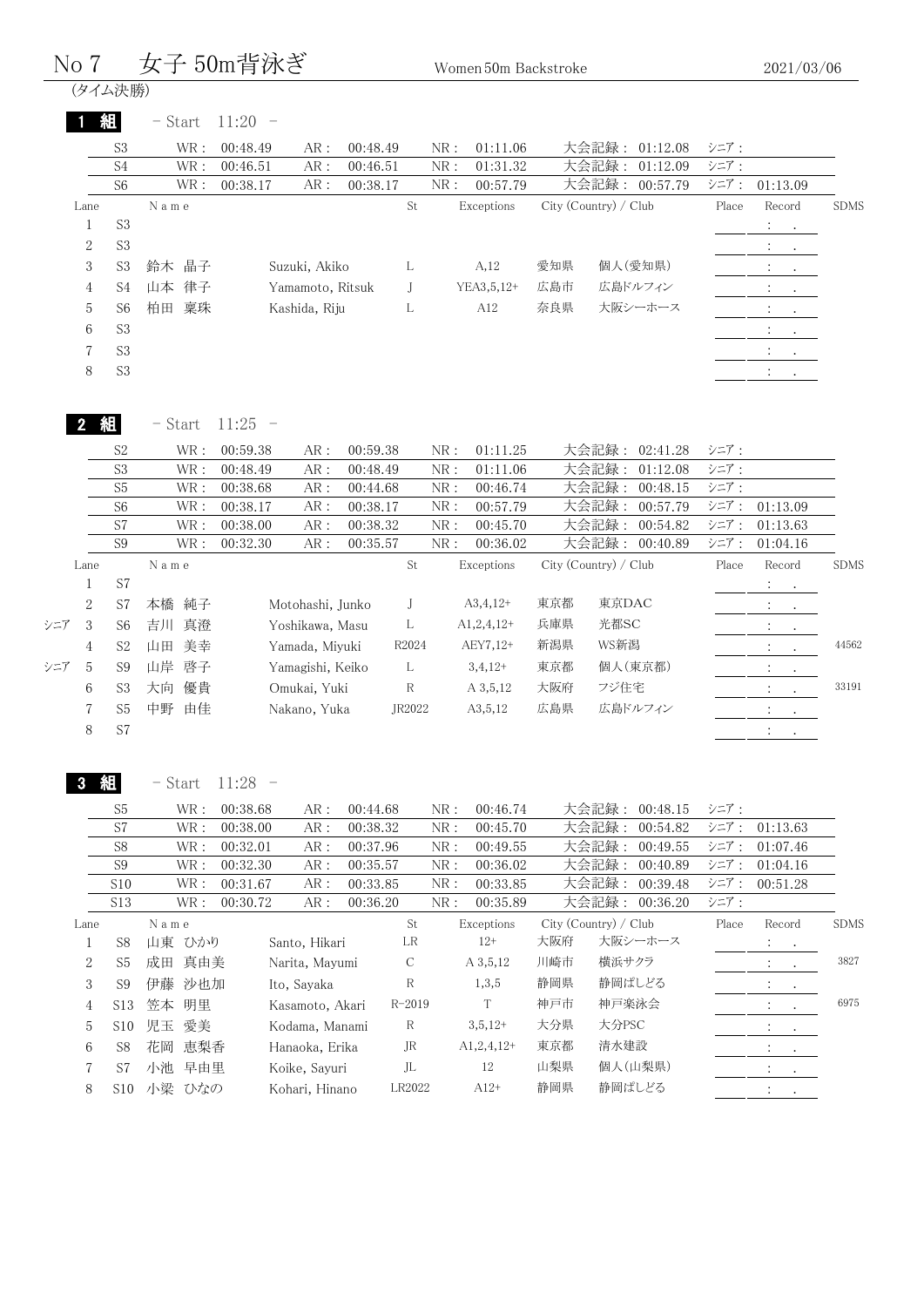# No 7　女子 50m背泳ぎ

Women 50m Backstroke

2021/03/06

(タイム決勝)

## 1 組　- Start 11:20 -

| | WR | AR | NR | 大会記録 | シニア |
|---|---|---|---|---|---|
| S3 | 00:48.49 | 00:48.49 | 01:11.06 | 01:12.08 | |
| S4 | 00:46.51 | 00:46.51 | 01:31.32 | 01:12.09 | |
| S6 | 00:38.17 | 00:38.17 | 00:57.79 | 00:57.79 | 01:13.09 |

| Lane | | Name | | St | Exceptions | City (Country) / Club | | Place | Record | SDMS |
|---|---|---|---|---|---|---|---|---|---|---|
| 1 | S3 | | | | | | | | : . | |
| 2 | S3 | | | | | | | | : . | |
| 3 | S3 | 鈴木 晶子 | Suzuki, Akiko | L | A,12 | 愛知県 | 個人(愛知県) | | : . | |
| 4 | S4 | 山本 律子 | Yamamoto, Ritsuk | J | YEA3,5,12+ | 広島市 | 広島ドルフィン | | : . | |
| 5 | S6 | 柏田 稟珠 | Kashida, Riju | L | A12 | 奈良県 | 大阪シーホース | | : . | |
| 6 | S3 | | | | | | | | : . | |
| 7 | S3 | | | | | | | | : . | |
| 8 | S3 | | | | | | | | : . | |

## 2 組　- Start 11:25 -

| | WR | AR | NR | 大会記録 | シニア |
|---|---|---|---|---|---|
| S2 | 00:59.38 | 00:59.38 | 01:11.25 | 02:41.28 | |
| S3 | 00:48.49 | 00:48.49 | 01:11.06 | 01:12.08 | |
| S5 | 00:38.68 | 00:44.68 | 00:46.74 | 00:48.15 | |
| S6 | 00:38.17 | 00:38.17 | 00:57.79 | 00:57.79 | 01:13.09 |
| S7 | 00:38.00 | 00:38.32 | 00:45.70 | 00:54.82 | 01:13.63 |
| S9 | 00:32.30 | 00:35.57 | 00:36.02 | 00:40.89 | 01:04.16 |

| | Lane | | Name | | St | Exceptions | City (Country) / Club | | Place | Record | SDMS |
|---|---|---|---|---|---|---|---|---|---|---|---|
| | 1 | S7 | | | | | | | | : . | |
| | 2 | S7 | 本橋 純子 | Motohashi, Junko | J | A3,4,12+ | 東京都 | 東京DAC | | : . | |
| シニア | 3 | S6 | 吉川 真澄 | Yoshikawa, Masu | L | A1,2,4,12+ | 兵庫県 | 光都SC | | : . | |
| | 4 | S2 | 山田 美幸 | Yamada, Miyuki | R2024 | AEY7,12+ | 新潟県 | WS新潟 | | : . | 44562 |
| シニア | 5 | S9 | 山岸 啓子 | Yamagishi, Keiko | L | 3,4,12+ | 東京都 | 個人(東京都) | | : . | |
| | 6 | S3 | 大向 優貴 | Omukai, Yuki | R | A 3,5,12 | 大阪府 | フジ住宅 | | : . | 33191 |
| | 7 | S5 | 中野 由佳 | Nakano, Yuka | JR2022 | A3,5,12 | 広島県 | 広島ドルフィン | | : . | |
| | 8 | S7 | | | | | | | | : . | |

## 3 組　- Start 11:28 -

| | WR | AR | NR | 大会記録 | シニア |
|---|---|---|---|---|---|
| S5 | 00:38.68 | 00:44.68 | 00:46.74 | 00:48.15 | |
| S7 | 00:38.00 | 00:38.32 | 00:45.70 | 00:54.82 | 01:13.63 |
| S8 | 00:32.01 | 00:37.96 | 00:49.55 | 00:49.55 | 01:07.46 |
| S9 | 00:32.30 | 00:35.57 | 00:36.02 | 00:40.89 | 01:04.16 |
| S10 | 00:31.67 | 00:33.85 | 00:33.85 | 00:39.48 | 00:51.28 |
| S13 | 00:30.72 | 00:36.20 | 00:35.89 | 00:36.20 | |

| Lane | | Name | | St | Exceptions | City (Country) / Club | | Place | Record | SDMS |
|---|---|---|---|---|---|---|---|---|---|---|
| 1 | S8 | 山東 ひかり | Santo, Hikari | LR | 12+ | 大阪府 | 大阪シーホース | | : . | |
| 2 | S5 | 成田 真由美 | Narita, Mayumi | C | A 3,5,12 | 川崎市 | 横浜サクラ | | : . | 3827 |
| 3 | S9 | 伊藤 沙也加 | Ito, Sayaka | R | 1,3,5 | 静岡県 | 静岡ぱしどる | | : . | |
| 4 | S13 | 笠本 明里 | Kasamoto, Akari | R-2019 | T | 神戸市 | 神戸楽泳会 | | : . | 6975 |
| 5 | S10 | 児玉 愛美 | Kodama, Manami | R | 3,5,12+ | 大分県 | 大分PSC | | : . | |
| 6 | S8 | 花岡 恵梨香 | Hanaoka, Erika | JR | A1,2,4,12+ | 東京都 | 清水建設 | | : . | |
| 7 | S7 | 小池 早由里 | Koike, Sayuri | JL | 12 | 山梨県 | 個人(山梨県) | | : . | |
| 8 | S10 | 小梁 ひなの | Kohari, Hinano | LR2022 | A12+ | 静岡県 | 静岡ぱしどる | | : . | |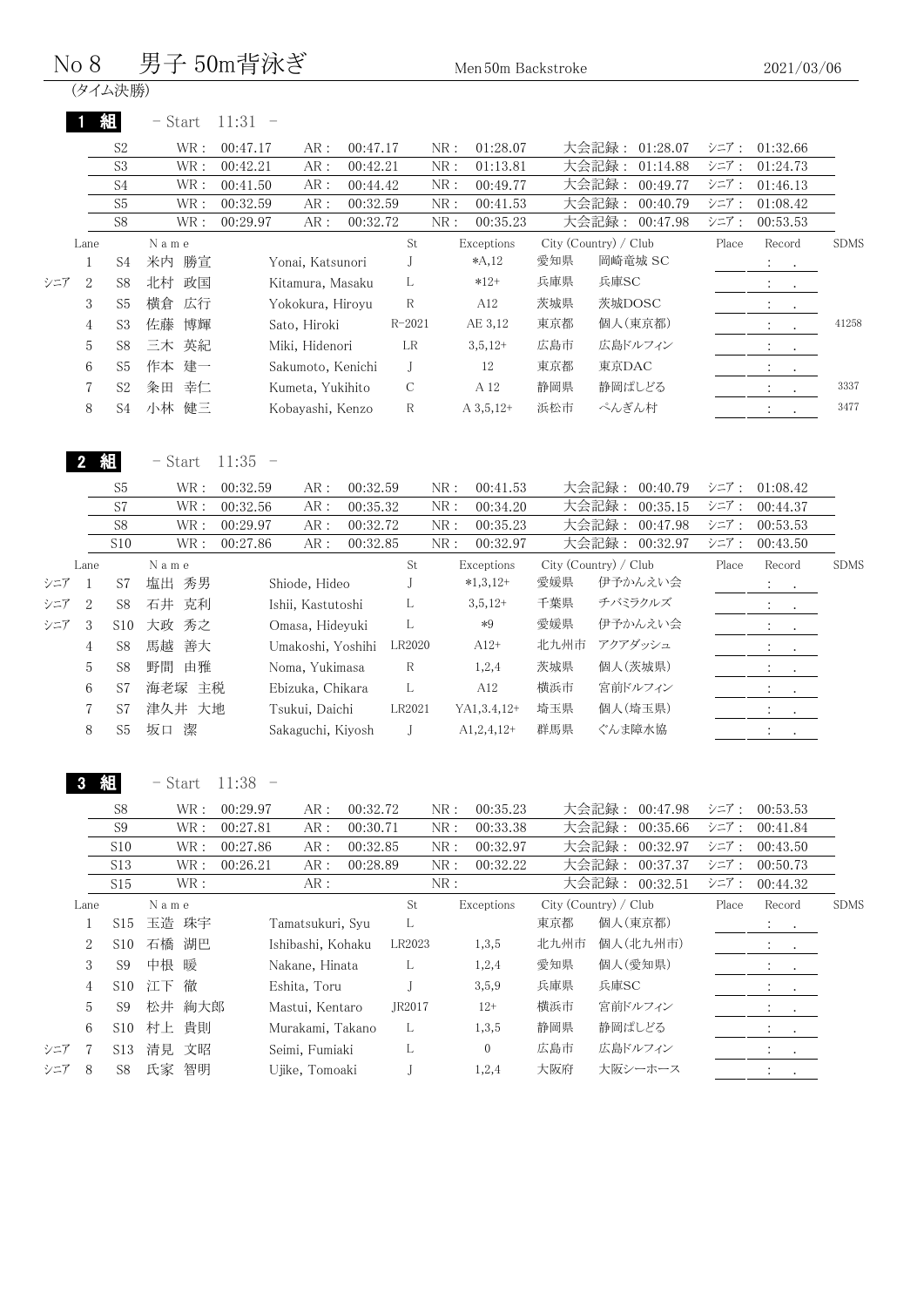# No 8　男子 50m背泳ぎ　Men 50m Backstroke　2021/03/06

(タイム決勝)

## 1 組　- Start 11:31 -

| | WR | AR | NR | 大会記録 | シニア |
|---|---|---|---|---|---|
| S2 | 00:47.17 | 00:47.17 | 01:28.07 | 01:28.07 | 01:32.66 |
| S3 | 00:42.21 | 00:42.21 | 01:13.81 | 01:14.88 | 01:24.73 |
| S4 | 00:41.50 | 00:44.42 | 00:49.77 | 00:49.77 | 01:46.13 |
| S5 | 00:32.59 | 00:32.59 | 00:41.53 | 00:40.79 | 01:08.42 |
| S8 | 00:29.97 | 00:32.72 | 00:35.23 | 00:47.98 | 00:53.53 |

| | Lane | | Name | | St | Exceptions | City (Country) / Club | | Place | Record | SDMS |
|---|---|---|---|---|---|---|---|---|---|---|---|
| | 1 | S4 | 米内 勝宣 | Yonai, Katsunori | J | *A,12 | 愛知県 | 岡崎竜城 SC | | : . | |
| シニア | 2 | S8 | 北村 政国 | Kitamura, Masaku | L | *12+ | 兵庫県 | 兵庫SC | | : . | |
| | 3 | S5 | 横倉 広行 | Yokokura, Hiroyu | R | A12 | 茨城県 | 茨城DOSC | | : . | |
| | 4 | S3 | 佐藤 博輝 | Sato, Hiroki | R-2021 | AE 3,12 | 東京都 | 個人(東京都) | | : . | 41258 |
| | 5 | S8 | 三木 英紀 | Miki, Hidenori | LR | 3,5,12+ | 広島市 | 広島ドルフィン | | : . | |
| | 6 | S5 | 作本 建一 | Sakumoto, Kenichi | J | 12 | 東京都 | 東京DAC | | : . | |
| | 7 | S2 | 粂田 幸仁 | Kumeta, Yukihito | C | A 12 | 静岡県 | 静岡ぱしどる | | : . | 3337 |
| | 8 | S4 | 小林 健三 | Kobayashi, Kenzo | R | A 3,5,12+ | 浜松市 | ぺんぎん村 | | : . | 3477 |

## 2 組　- Start 11:35 -

| | WR | AR | NR | 大会記録 | シニア |
|---|---|---|---|---|---|
| S5 | 00:32.59 | 00:32.59 | 00:41.53 | 00:40.79 | 01:08.42 |
| S7 | 00:32.56 | 00:35.32 | 00:34.20 | 00:35.15 | 00:44.37 |
| S8 | 00:29.97 | 00:32.72 | 00:35.23 | 00:47.98 | 00:53.53 |
| S10 | 00:27.86 | 00:32.85 | 00:32.97 | 00:32.97 | 00:43.50 |

| | Lane | | Name | | St | Exceptions | City (Country) / Club | | Place | Record | SDMS |
|---|---|---|---|---|---|---|---|---|---|---|---|
| シニア | 1 | S7 | 塩出 秀男 | Shiode, Hideo | J | *1,3,12+ | 愛媛県 | 伊予かんえい会 | | : . | |
| シニア | 2 | S8 | 石井 克利 | Ishii, Kastutoshi | L | 3,5,12+ | 千葉県 | チバミラクルズ | | : . | |
| シニア | 3 | S10 | 大政 秀之 | Omasa, Hideyuki | L | *9 | 愛媛県 | 伊予かんえい会 | | : . | |
| | 4 | S8 | 馬越 善大 | Umakoshi, Yoshihi | LR2020 | A12+ | 北九州市 | アクアダッシュ | | : . | |
| | 5 | S8 | 野間 由雅 | Noma, Yukimasa | R | 1,2,4 | 茨城県 | 個人(茨城県) | | : . | |
| | 6 | S7 | 海老塚 主税 | Ebizuka, Chikara | L | A12 | 横浜市 | 宮前ドルフィン | | : . | |
| | 7 | S7 | 津久井 大地 | Tsukui, Daichi | LR2021 | YA1,3.4,12+ | 埼玉県 | 個人(埼玉県) | | : . | |
| | 8 | S5 | 坂口 潔 | Sakaguchi, Kiyosh | J | A1,2,4,12+ | 群馬県 | ぐんま障水協 | | : . | |

## 3 組　- Start 11:38 -

| | WR | AR | NR | 大会記録 | シニア |
|---|---|---|---|---|---|
| S8 | 00:29.97 | 00:32.72 | 00:35.23 | 00:47.98 | 00:53.53 |
| S9 | 00:27.81 | 00:30.71 | 00:33.38 | 00:35.66 | 00:41.84 |
| S10 | 00:27.86 | 00:32.85 | 00:32.97 | 00:32.97 | 00:43.50 |
| S13 | 00:26.21 | 00:28.89 | 00:32.22 | 00:37.37 | 00:50.73 |
| S15 | | | | 00:32.51 | 00:44.32 |

| | Lane | | Name | | St | Exceptions | City (Country) / Club | | Place | Record | SDMS |
|---|---|---|---|---|---|---|---|---|---|---|---|
| | 1 | S15 | 玉造 珠宇 | Tamatsukuri, Syu | L | | 東京都 | 個人(東京都) | | : . | |
| | 2 | S10 | 石橋 湖巴 | Ishibashi, Kohaku | LR2023 | 1,3,5 | 北九州市 | 個人(北九州市) | | : . | |
| | 3 | S9 | 中根 暖 | Nakane, Hinata | L | 1,2,4 | 愛知県 | 個人(愛知県) | | : . | |
| | 4 | S10 | 江下 徹 | Eshita, Toru | J | 3,5,9 | 兵庫県 | 兵庫SC | | : . | |
| | 5 | S9 | 松井 絢大郎 | Mastui, Kentaro | JR2017 | 12+ | 横浜市 | 宮前ドルフィン | | : . | |
| | 6 | S10 | 村上 貴則 | Murakami, Takano | L | 1,3,5 | 静岡県 | 静岡ぱしどる | | : . | |
| シニア | 7 | S13 | 清見 文昭 | Seimi, Fumiaki | L | 0 | 広島市 | 広島ドルフィン | | : . | |
| シニア | 8 | S8 | 氏家 智明 | Ujike, Tomoaki | J | 1,2,4 | 大阪府 | 大阪シーホース | | : . | |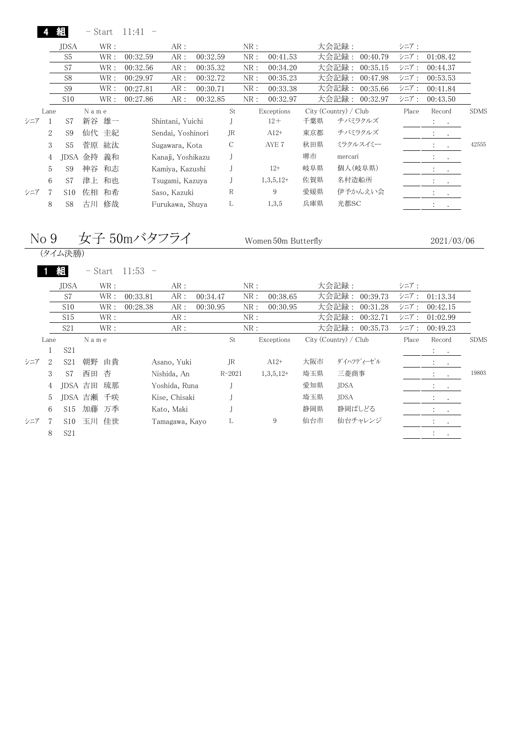**4 組** - Start 11:41 -

| | WR : | | AR : | | NR : | | 大会記録 : | | シニア : | |
|---|---|---|---|---|---|---|---|---|---|---|
| JDSA | WR : | | AR : | | NR : | | 大会記録 : | | シニア : | |
| S5 | WR : | 00:32.59 | AR : | 00:32.59 | NR : | 00:41.53 | 大会記録 : | 00:40.79 | シニア : | 01:08.42 |
| S7 | WR : | 00:32.56 | AR : | 00:35.32 | NR : | 00:34.20 | 大会記録 : | 00:35.15 | シニア : | 00:44.37 |
| S8 | WR : | 00:29.97 | AR : | 00:32.72 | NR : | 00:35.23 | 大会記録 : | 00:47.98 | シニア : | 00:53.53 |
| S9 | WR : | 00:27.81 | AR : | 00:30.71 | NR : | 00:33.38 | 大会記録 : | 00:35.66 | シニア : | 00:41.84 |
| S10 | WR : | 00:27.86 | AR : | 00:32.85 | NR : | 00:32.97 | 大会記録 : | 00:32.97 | シニア : | 00:43.50 |

| | Lane | | Name | | St | Exceptions | City (Country) / Club | | Place | Record | SDMS |
|---|---|---|---|---|---|---|---|---|---|---|---|
| シニア | 1 | S7 | 新谷 雄一 | Shintani, Yuichi | J | 12+ | 千葉県 | チバミラクルズ | | : . | |
| | 2 | S9 | 仙代 圭紀 | Sendai, Yoshinori | JR | A12+ | 東京都 | チバミラクルズ | | : . | |
| | 3 | S5 | 菅原 紘汰 | Sugawara, Kota | C | AYE 7 | 秋田県 | ミラクルスイミー | | : . | 42555 |
| | 4 | JDSA | 金持 義和 | Kanaji, Yoshikazu | J | | 堺市 | mercari | | : . | |
| | 5 | S9 | 神谷 和志 | Kamiya, Kazushi | J | 12+ | 岐阜県 | 個人(岐阜県) | | : . | |
| | 6 | S7 | 津上 和也 | Tsugami, Kazuya | J | 1,3,5,12+ | 佐賀県 | 名村造船所 | | : . | |
| シニア | 7 | S10 | 佐相 和希 | Saso, Kazuki | R | 9 | 愛媛県 | 伊予かんえい会 | | : . | |
| | 8 | S8 | 古川 修哉 | Furukawa, Shuya | L | 1,3,5 | 兵庫県 | 光都SC | | : . | |

# No 9 女子 50mバタフライ

Women 50m Butterfly 2021/03/06

(タイム決勝)

**1 組** - Start 11:53 -

| | WR : | | AR : | | NR : | | 大会記録 : | | シニア : | |
|---|---|---|---|---|---|---|---|---|---|---|
| JDSA | WR : | | AR : | | NR : | | 大会記録 : | | シニア : | |
| S7 | WR : | 00:33.81 | AR : | 00:34.47 | NR : | 00:38.65 | 大会記録 : | 00:39.73 | シニア : | 01:13.34 |
| S10 | WR : | 00:28.38 | AR : | 00:30.95 | NR : | 00:30.95 | 大会記録 : | 00:31.28 | シニア : | 00:42.15 |
| S15 | WR : | | AR : | | NR : | | 大会記録 : | 00:32.71 | シニア : | 01:02.99 |
| S21 | WR : | | AR : | | NR : | | 大会記録 : | 00:35.73 | シニア : | 00:49.23 |

| | Lane | | Name | | St | Exceptions | City (Country) / Club | | Place | Record | SDMS |
|---|---|---|---|---|---|---|---|---|---|---|---|
| | 1 | S21 | | | | | | | | : . | |
| シニア | 2 | S21 | 朝野 由貴 | Asano, Yuki | JR | A12+ | 大阪市 | ダイハツディーゼル | | : . | |
| | 3 | S7 | 西田 杏 | Nishida, An | R-2021 | 1,3,5,12+ | 埼玉県 | 三菱商事 | | : . | 19803 |
| | 4 | JDSA | 吉田 琉那 | Yoshida, Runa | J | | 愛知県 | JDSA | | : . | |
| | 5 | JDSA | 吉瀬 千咲 | Kise, Chisaki | J | | 埼玉県 | JDSA | | : . | |
| | 6 | S15 | 加藤 万季 | Kato, Maki | J | | 静岡県 | 静岡ぱしどる | | : . | |
| シニア | 7 | S10 | 玉川 佳世 | Tamagawa, Kayo | L | 9 | 仙台市 | 仙台チャレンジ | | : . | |
| | 8 | S21 | | | | | | | | : . | |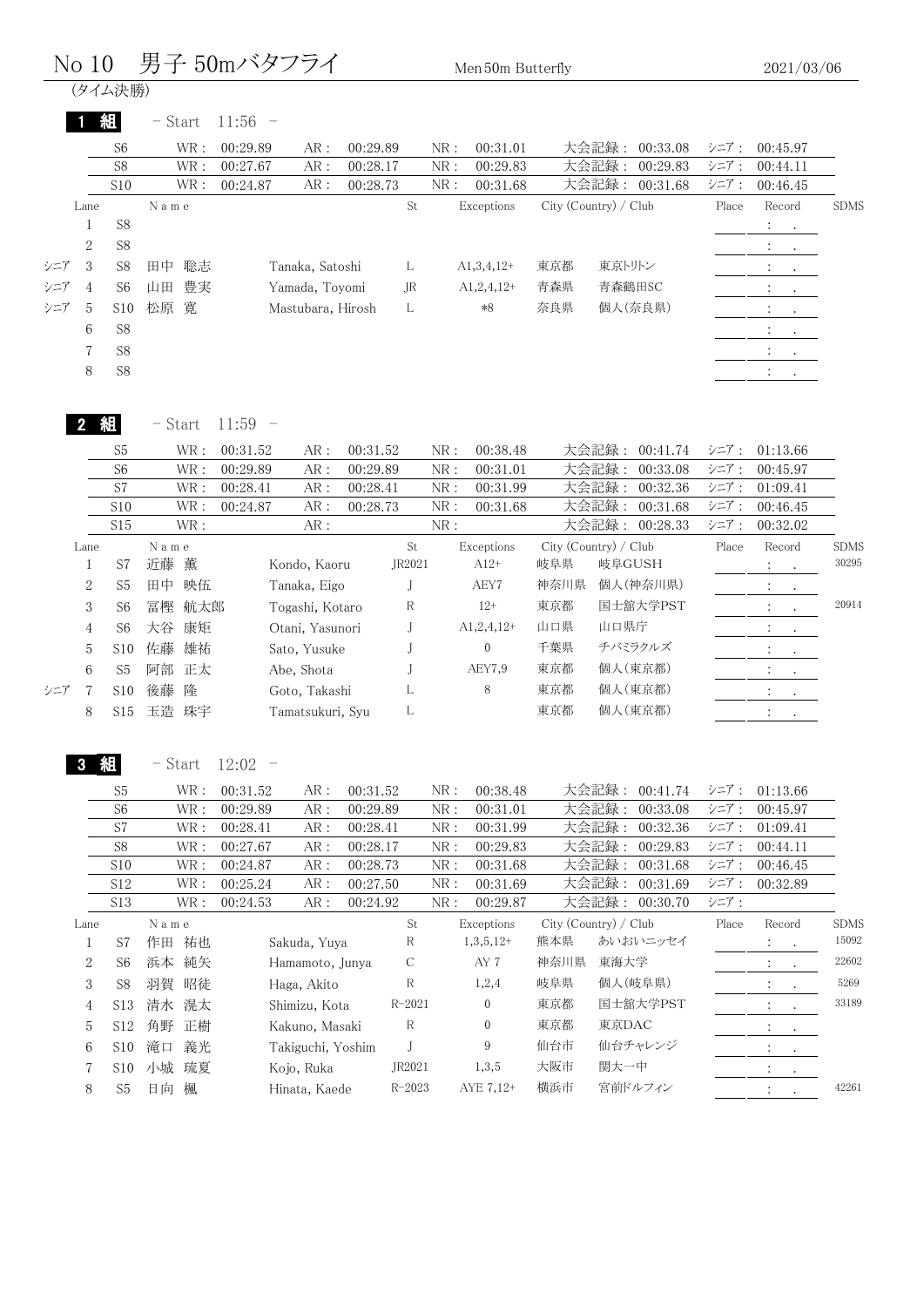# No 10　男子 50mバタフライ　Men 50m Butterfly　2021/03/06

(タイム決勝)

## 1 組　- Start 11:56 -

| | WR | AR | NR | 大会記録 | シニア |
|---|---|---|---|---|---|
| S6 | 00:29.89 | 00:29.89 | 00:31.01 | 00:33.08 | 00:45.97 |
| S8 | 00:27.67 | 00:28.17 | 00:29.83 | 00:29.83 | 00:44.11 |
| S10 | 00:24.87 | 00:28.73 | 00:31.68 | 00:31.68 | 00:46.45 |

| | Lane | | Name | | St | Exceptions | City (Country) / Club | | Place | Record | SDMS |
|---|---|---|---|---|---|---|---|---|---|---|---|
| | 1 | S8 | | | | | | | | : . | |
| | 2 | S8 | | | | | | | | : . | |
| シニア | 3 | S8 | 田中 聡志 | Tanaka, Satoshi | L | A1,3,4,12+ | 東京都 | 東京トリトン | | : . | |
| シニア | 4 | S6 | 山田 豊実 | Yamada, Toyomi | JR | A1,2,4,12+ | 青森県 | 青森鶴田SC | | : . | |
| シニア | 5 | S10 | 松原 寛 | Mastubara, Hirosh | L | *8 | 奈良県 | 個人(奈良県) | | : . | |
| | 6 | S8 | | | | | | | | : . | |
| | 7 | S8 | | | | | | | | : . | |
| | 8 | S8 | | | | | | | | : . | |

## 2 組　- Start 11:59 -

| | WR | AR | NR | 大会記録 | シニア |
|---|---|---|---|---|---|
| S5 | 00:31.52 | 00:31.52 | 00:38.48 | 00:41.74 | 01:13.66 |
| S6 | 00:29.89 | 00:29.89 | 00:31.01 | 00:33.08 | 00:45.97 |
| S7 | 00:28.41 | 00:28.41 | 00:31.99 | 00:32.36 | 01:09.41 |
| S10 | 00:24.87 | 00:28.73 | 00:31.68 | 00:31.68 | 00:46.45 |
| S15 | | | | 00:28.33 | 00:32.02 |

| | Lane | | Name | | St | Exceptions | City (Country) / Club | | Place | Record | SDMS |
|---|---|---|---|---|---|---|---|---|---|---|---|
| | 1 | S7 | 近藤 薫 | Kondo, Kaoru | JR2021 | A12+ | 岐阜県 | 岐阜GUSH | | : . | 30295 |
| | 2 | S5 | 田中 映伍 | Tanaka, Eigo | J | AEY7 | 神奈川県 | 個人(神奈川県) | | : . | |
| | 3 | S6 | 冨樫 航太郎 | Togashi, Kotaro | R | 12+ | 東京都 | 国士舘大学PST | | : . | 20914 |
| | 4 | S6 | 大谷 康矩 | Otani, Yasunori | J | A1,2,4,12+ | 山口県 | 山口県庁 | | : . | |
| | 5 | S10 | 佐藤 雄祐 | Sato, Yusuke | J | 0 | 千葉県 | チバミラクルズ | | : . | |
| | 6 | S5 | 阿部 正太 | Abe, Shota | J | AEY7,9 | 東京都 | 個人(東京都) | | : . | |
| シニア | 7 | S10 | 後藤 隆 | Goto, Takashi | L | 8 | 東京都 | 個人(東京都) | | : . | |
| | 8 | S15 | 玉造 珠宇 | Tamatsukuri, Syu | L | | 東京都 | 個人(東京都) | | : . | |

## 3 組　- Start 12:02 -

| | WR | AR | NR | 大会記録 | シニア |
|---|---|---|---|---|---|
| S5 | 00:31.52 | 00:31.52 | 00:38.48 | 00:41.74 | 01:13.66 |
| S6 | 00:29.89 | 00:29.89 | 00:31.01 | 00:33.08 | 00:45.97 |
| S7 | 00:28.41 | 00:28.41 | 00:31.99 | 00:32.36 | 01:09.41 |
| S8 | 00:27.67 | 00:28.17 | 00:29.83 | 00:29.83 | 00:44.11 |
| S10 | 00:24.87 | 00:28.73 | 00:31.68 | 00:31.68 | 00:46.45 |
| S12 | 00:25.24 | 00:27.50 | 00:31.69 | 00:31.69 | 00:32.89 |
| S13 | 00:24.53 | 00:24.92 | 00:29.87 | 00:30.70 | |

| Lane | | Name | | St | Exceptions | City (Country) / Club | | Place | Record | SDMS |
|---|---|---|---|---|---|---|---|---|---|---|
| 1 | S7 | 作田 祐也 | Sakuda, Yuya | R | 1,3,5,12+ | 熊本県 | あいおいニッセイ | | : . | 15092 |
| 2 | S6 | 浜本 純矢 | Hamamoto, Junya | C | AY 7 | 神奈川県 | 東海大学 | | : . | 22602 |
| 3 | S8 | 羽賀 昭徒 | Haga, Akito | R | 1,2,4 | 岐阜県 | 個人(岐阜県) | | : . | 5269 |
| 4 | S13 | 清水 滉太 | Shimizu, Kota | R-2021 | 0 | 東京都 | 国士舘大学PST | | : . | 33189 |
| 5 | S12 | 角野 正樹 | Kakuno, Masaki | R | 0 | 東京都 | 東京DAC | | : . | |
| 6 | S10 | 滝口 義光 | Takiguchi, Yoshim | J | 9 | 仙台市 | 仙台チャレンジ | | : . | |
| 7 | S10 | 小城 琉夏 | Kojo, Ruka | JR2021 | 1,3,5 | 大阪市 | 関大一中 | | : . | |
| 8 | S5 | 日向 楓 | Hinata, Kaede | R-2023 | AYE 7,12+ | 横浜市 | 宮前ドルフィン | | : . | 42261 |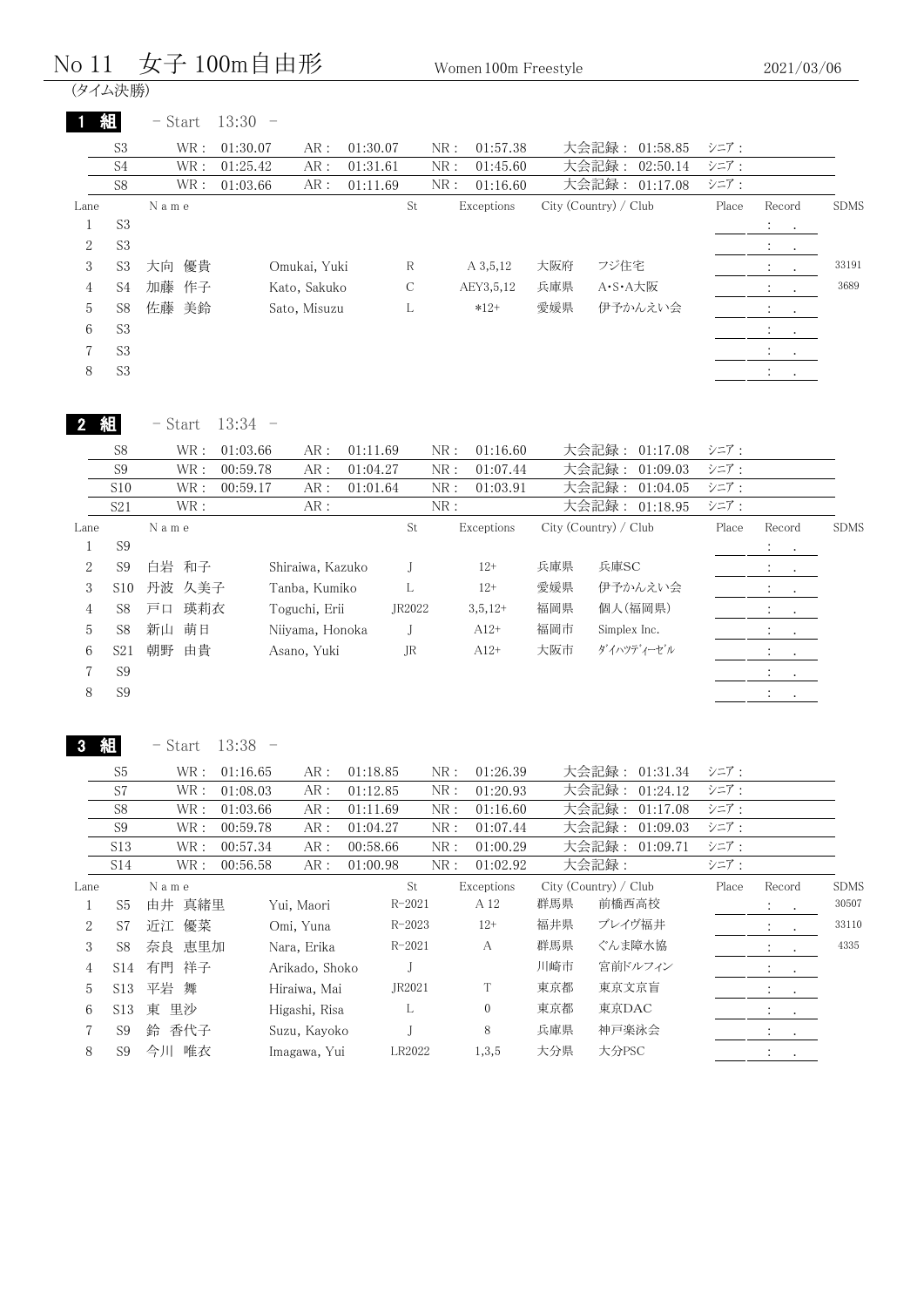# No 11　女子 100m自由形　Women 100m Freestyle　2021/03/06

(タイム決勝)

## 1 組　- Start 13:30 -

| | WR | AR | NR | 大会記録 | シニア |
|---|---|---|---|---|---|
| S3 | 01:30.07 | 01:30.07 | 01:57.38 | 01:58.85 | |
| S4 | 01:25.42 | 01:31.61 | 01:45.60 | 02:50.14 | |
| S8 | 01:03.66 | 01:11.69 | 01:16.60 | 01:17.08 | |

| Lane | | Name | | St | Exceptions | City (Country) / Club | | Place | Record | SDMS |
|---|---|---|---|---|---|---|---|---|---|---|
| 1 | S3 | | | | | | | | : . | |
| 2 | S3 | | | | | | | | : . | |
| 3 | S3 | 大向 優貴 | Omukai, Yuki | R | A 3,5,12 | 大阪府 | フジ住宅 | | : . | 33191 |
| 4 | S4 | 加藤 作子 | Kato, Sakuko | C | AEY3,5,12 | 兵庫県 | A･S･A大阪 | | : . | 3689 |
| 5 | S8 | 佐藤 美鈴 | Sato, Misuzu | L | *12+ | 愛媛県 | 伊予かんえい会 | | : . | |
| 6 | S3 | | | | | | | | : . | |
| 7 | S3 | | | | | | | | : . | |
| 8 | S3 | | | | | | | | : . | |

## 2 組　- Start 13:34 -

| | WR | AR | NR | 大会記録 | シニア |
|---|---|---|---|---|---|
| S8 | 01:03.66 | 01:11.69 | 01:16.60 | 01:17.08 | |
| S9 | 00:59.78 | 01:04.27 | 01:07.44 | 01:09.03 | |
| S10 | 00:59.17 | 01:01.64 | 01:03.91 | 01:04.05 | |
| S21 | | | | 01:18.95 | |

| Lane | | Name | | St | Exceptions | City (Country) / Club | | Place | Record | SDMS |
|---|---|---|---|---|---|---|---|---|---|---|
| 1 | S9 | | | | | | | | : . | |
| 2 | S9 | 白岩 和子 | Shiraiwa, Kazuko | J | 12+ | 兵庫県 | 兵庫SC | | : . | |
| 3 | S10 | 丹波 久美子 | Tanba, Kumiko | L | 12+ | 愛媛県 | 伊予かんえい会 | | : . | |
| 4 | S8 | 戸口 瑛莉衣 | Toguchi, Erii | JR2022 | 3,5,12+ | 福岡県 | 個人(福岡県) | | : . | |
| 5 | S8 | 新山 萌日 | Niiyama, Honoka | J | A12+ | 福岡市 | Simplex Inc. | | : . | |
| 6 | S21 | 朝野 由貴 | Asano, Yuki | JR | A12+ | 大阪市 | ﾀﾞｲﾊﾂﾃﾞｨｰｾﾞﾙ | | : . | |
| 7 | S9 | | | | | | | | : . | |
| 8 | S9 | | | | | | | | : . | |

## 3 組　- Start 13:38 -

| | WR | AR | NR | 大会記録 | シニア |
|---|---|---|---|---|---|
| S5 | 01:16.65 | 01:18.85 | 01:26.39 | 01:31.34 | |
| S7 | 01:08.03 | 01:12.85 | 01:20.93 | 01:24.12 | |
| S8 | 01:03.66 | 01:11.69 | 01:16.60 | 01:17.08 | |
| S9 | 00:59.78 | 01:04.27 | 01:07.44 | 01:09.03 | |
| S13 | 00:57.34 | 00:58.66 | 01:00.29 | 01:09.71 | |
| S14 | 00:56.58 | 01:00.98 | 01:02.92 | | |

| Lane | | Name | | St | Exceptions | City (Country) / Club | | Place | Record | SDMS |
|---|---|---|---|---|---|---|---|---|---|---|
| 1 | S5 | 由井 真緒里 | Yui, Maori | R-2021 | A 12 | 群馬県 | 前橋西高校 | | : . | 30507 |
| 2 | S7 | 近江 優菜 | Omi, Yuna | R-2023 | 12+ | 福井県 | ブレイヴ福井 | | : . | 33110 |
| 3 | S8 | 奈良 恵里加 | Nara, Erika | R-2021 | A | 群馬県 | ぐんま障水協 | | : . | 4335 |
| 4 | S14 | 有門 祥子 | Arikado, Shoko | J | | 川崎市 | 宮前ドルフィン | | : . | |
| 5 | S13 | 平岩 舞 | Hiraiwa, Mai | JR2021 | T | 東京都 | 東京文京盲 | | : . | |
| 6 | S13 | 東 里沙 | Higashi, Risa | L | 0 | 東京都 | 東京DAC | | : . | |
| 7 | S9 | 鈴 香代子 | Suzu, Kayoko | J | 8 | 兵庫県 | 神戸楽泳会 | | : . | |
| 8 | S9 | 今川 唯衣 | Imagawa, Yui | LR2022 | 1,3,5 | 大分県 | 大分PSC | | : . | |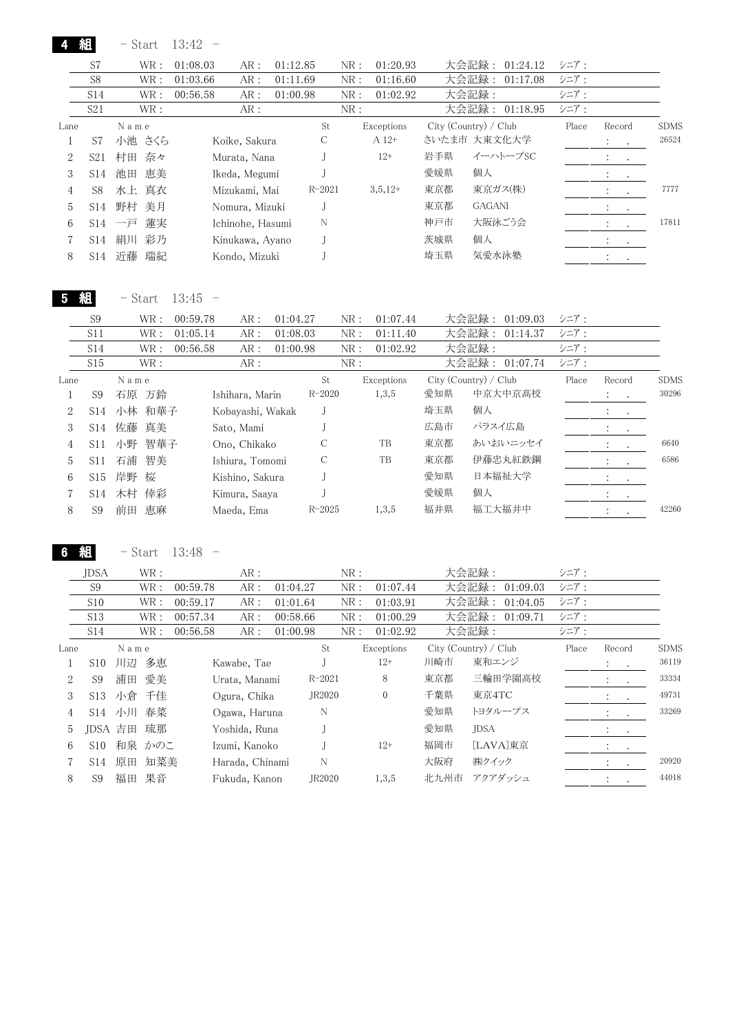## 4 組 - Start 13:42 -

| | WR : | | AR : | | NR : | | 大会記録 : | | シニア : |
|---|---|---|---|---|---|---|---|---|---|
| S7 | WR : | 01:08.03 | AR : | 01:12.85 | NR : | 01:20.93 | 大会記録 : | 01:24.12 | シニア : |
| S8 | WR : | 01:03.66 | AR : | 01:11.69 | NR : | 01:16.60 | 大会記録 : | 01:17.08 | シニア : |
| S14 | WR : | 00:56.58 | AR : | 01:00.98 | NR : | 01:02.92 | 大会記録 : | | シニア : |
| S21 | WR : | | AR : | | NR : | | 大会記録 : | 01:18.95 | シニア : |

| Lane | | Name | | St | Exceptions | City (Country) / Club | | Place | Record | SDMS |
|---|---|---|---|---|---|---|---|---|---|---|
| 1 | S7 | 小池 さくら | Koike, Sakura | C | A 12+ | さいたま市 | 大東文化大学 | | : . | 26524 |
| 2 | S21 | 村田 奈々 | Murata, Nana | J | 12+ | 岩手県 | イーハトーブSC | | : . | |
| 3 | S14 | 池田 恵美 | Ikeda, Megumi | J | | 愛媛県 | 個人 | | : . | |
| 4 | S8 | 水上 真衣 | Mizukami, Mai | R-2021 | 3,5,12+ | 東京都 | 東京ガス(株) | | : . | 7777 |
| 5 | S14 | 野村 美月 | Nomura, Mizuki | J | | 東京都 | GAGANI | | : . | |
| 6 | S14 | 一戸 蓮実 | Ichinohe, Hasumi | N | | 神戸市 | 大阪泳ごう会 | | : . | 17811 |
| 7 | S14 | 絹川 彩乃 | Kinukawa, Ayano | J | | 茨城県 | 個人 | | : . | |
| 8 | S14 | 近藤 瑞紀 | Kondo, Mizuki | J | | 埼玉県 | 気愛水泳塾 | | : . | |

## 5 組 - Start 13:45 -

| | WR : | | AR : | | NR : | | 大会記録 : | | シニア : |
|---|---|---|---|---|---|---|---|---|---|
| S9 | WR : | 00:59.78 | AR : | 01:04.27 | NR : | 01:07.44 | 大会記録 : | 01:09.03 | シニア : |
| S11 | WR : | 01:05.14 | AR : | 01:08.03 | NR : | 01:11.40 | 大会記録 : | 01:14.37 | シニア : |
| S14 | WR : | 00:56.58 | AR : | 01:00.98 | NR : | 01:02.92 | 大会記録 : | | シニア : |
| S15 | WR : | | AR : | | NR : | | 大会記録 : | 01:07.74 | シニア : |

| Lane | | Name | | St | Exceptions | City (Country) / Club | | Place | Record | SDMS |
|---|---|---|---|---|---|---|---|---|---|---|
| 1 | S9 | 石原 万鈴 | Ishihara, Marin | R-2020 | 1,3,5 | 愛知県 | 中京大中京高校 | | : . | 30296 |
| 2 | S14 | 小林 和華子 | Kobayashi, Wakak | J | | 埼玉県 | 個人 | | : . | |
| 3 | S14 | 佐藤 真美 | Sato, Mami | J | | 広島市 | パラスイ広島 | | : . | |
| 4 | S11 | 小野 智華子 | Ono, Chikako | C | TB | 東京都 | あいおいニッセイ | | : . | 6640 |
| 5 | S11 | 石浦 智美 | Ishiura, Tomomi | C | TB | 東京都 | 伊藤忠丸紅鉄鋼 | | : . | 6586 |
| 6 | S15 | 岸野 桜 | Kishino, Sakura | J | | 愛知県 | 日本福祉大学 | | : . | |
| 7 | S14 | 木村 倖彩 | Kimura, Saaya | J | | 愛媛県 | 個人 | | : . | |
| 8 | S9 | 前田 恵麻 | Maeda, Ema | R-2025 | 1,3,5 | 福井県 | 福工大福井中 | | : . | 42260 |

## 6 組 - Start 13:48 -

| | WR : | | AR : | | NR : | | 大会記録 : | | シニア : |
|---|---|---|---|---|---|---|---|---|---|
| JDSA | WR : | | AR : | | NR : | | 大会記録 : | | シニア : |
| S9 | WR : | 00:59.78 | AR : | 01:04.27 | NR : | 01:07.44 | 大会記録 : | 01:09.03 | シニア : |
| S10 | WR : | 00:59.17 | AR : | 01:01.64 | NR : | 01:03.91 | 大会記録 : | 01:04.05 | シニア : |
| S13 | WR : | 00:57.34 | AR : | 00:58.66 | NR : | 01:00.29 | 大会記録 : | 01:09.71 | シニア : |
| S14 | WR : | 00:56.58 | AR : | 01:00.98 | NR : | 01:02.92 | 大会記録 : | | シニア : |

| Lane | | Name | | St | Exceptions | City (Country) / Club | | Place | Record | SDMS |
|---|---|---|---|---|---|---|---|---|---|---|
| 1 | S10 | 川辺 多恵 | Kawabe, Tae | J | 12+ | 川崎市 | 東和エンジ | | : . | 36119 |
| 2 | S9 | 浦田 愛美 | Urata, Manami | R-2021 | 8 | 東京都 | 三輪田学園高校 | | : . | 33334 |
| 3 | S13 | 小倉 千佳 | Ogura, Chika | JR2020 | 0 | 千葉県 | 東京4TC | | : . | 49731 |
| 4 | S14 | 小川 春菜 | Ogawa, Haruna | N | | 愛知県 | トヨタループス | | : . | 33269 |
| 5 | JDSA | 吉田 琉那 | Yoshida, Runa | J | | 愛知県 | JDSA | | : . | |
| 6 | S10 | 和泉 かのこ | Izumi, Kanoko | J | 12+ | 福岡市 | [LAVA]東京 | | : . | |
| 7 | S14 | 原田 知菜美 | Harada, Chinami | N | | 大阪府 | ㈱クイック | | : . | 20920 |
| 8 | S9 | 福田 果音 | Fukuda, Kanon | JR2020 | 1,3,5 | 北九州市 | アクアダッシュ | | : . | 44018 |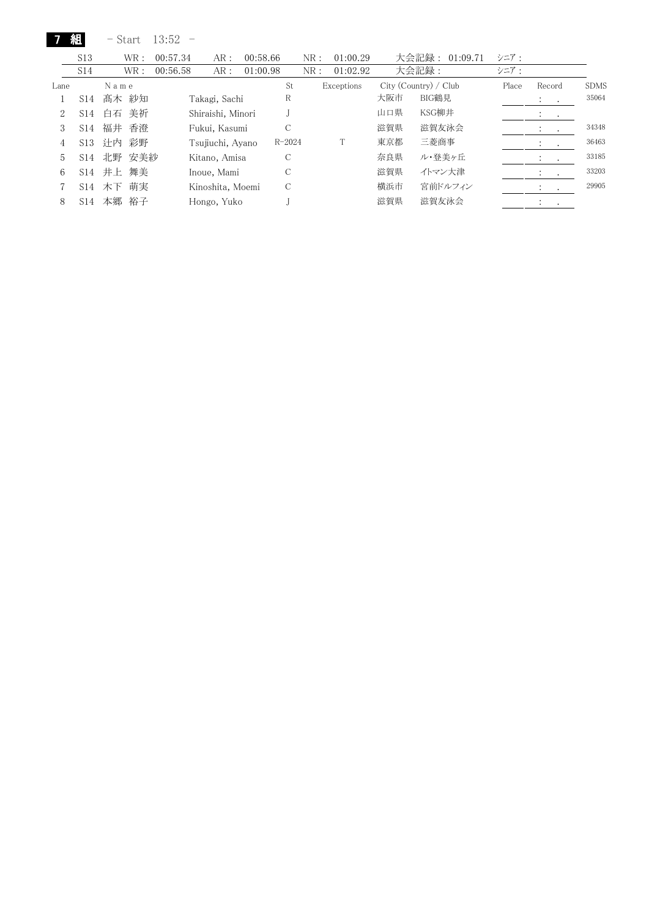**7 組** － Start 13:52 －

| | | | | | | | | |
|---|---|---|---|---|---|---|---|---|
| S13 | WR : 00:57.34 | AR : 00:58.66 | NR : 01:00.29 | 大会記録 : 01:09.71 | ｼﾆｱ : |
| S14 | WR : 00:56.58 | AR : 01:00.98 | NR : 01:02.92 | 大会記録 : | ｼﾆｱ : |

| Lane | | Name | | St | Exceptions | City (Country) / Club | | Place | Record | SDMS |
|---|---|---|---|---|---|---|---|---|---|---|
| 1 | S14 | 髙木 紗知 | Takagi, Sachi | R | | 大阪市 | BIG鶴見 | | : . | 35064 |
| 2 | S14 | 白石 美祈 | Shiraishi, Minori | J | | 山口県 | KSG柳井 | | : . | |
| 3 | S14 | 福井 香澄 | Fukui, Kasumi | C | | 滋賀県 | 滋賀友泳会 | | : . | 34348 |
| 4 | S13 | 辻内 彩野 | Tsujiuchi, Ayano | R-2024 | T | 東京都 | 三菱商事 | | : . | 36463 |
| 5 | S14 | 北野 安美紗 | Kitano, Amisa | C | | 奈良県 | ル・登美ヶ丘 | | : . | 33185 |
| 6 | S14 | 井上 舞美 | Inoue, Mami | C | | 滋賀県 | イトマン大津 | | : . | 33203 |
| 7 | S14 | 木下 萌実 | Kinoshita, Moemi | C | | 横浜市 | 宮前ドルフィン | | : . | 29905 |
| 8 | S14 | 本郷 裕子 | Hongo, Yuko | J | | 滋賀県 | 滋賀友泳会 | | : . | |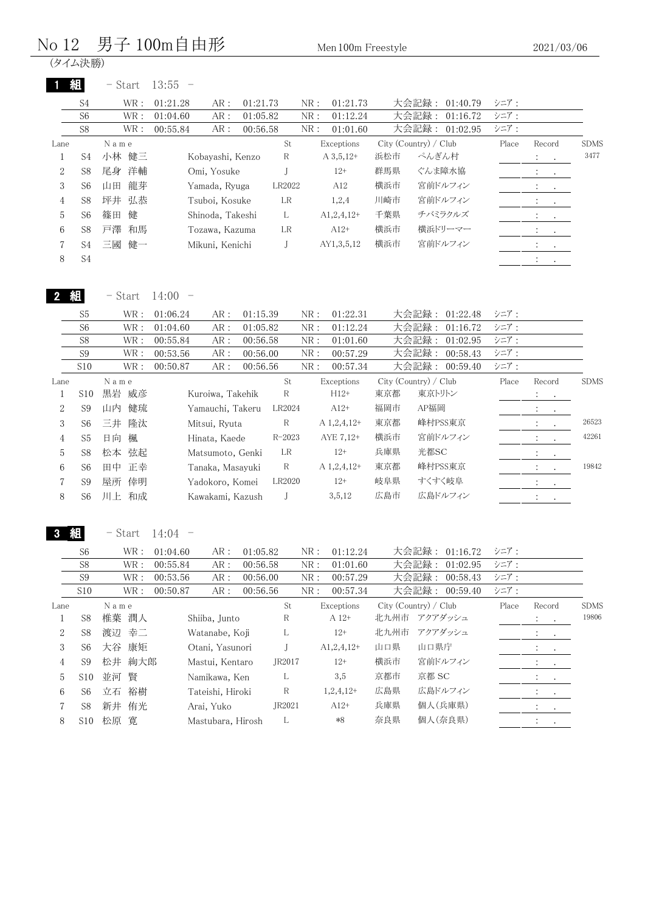# No 12　男子 100m自由形

Men 100m Freestyle　　2021/03/06

(タイム決勝)

## 1 組　－ Start　13:55　－

| | WR | AR | NR | 大会記録 | シニア |
|---|---|---|---|---|---|
| S4 | 01:21.28 | 01:21.73 | 01:21.73 | 01:40.79 | |
| S6 | 01:04.60 | 01:05.82 | 01:12.24 | 01:16.72 | |
| S8 | 00:55.84 | 00:56.58 | 01:01.60 | 01:02.95 | |

| Lane | | Name | | St | Exceptions | City (Country) / Club | | Place | Record | SDMS |
|---|---|---|---|---|---|---|---|---|---|---|
| 1 | S4 | 小林 健三 | Kobayashi, Kenzo | R | A 3,5,12+ | 浜松市 | ぺんぎん村 | | : . | 3477 |
| 2 | S8 | 尾身 洋輔 | Omi, Yosuke | J | 12+ | 群馬県 | ぐんま障水協 | | : . | |
| 3 | S6 | 山田 龍芽 | Yamada, Ryuga | LR2022 | A12 | 横浜市 | 宮前ドルフィン | | : . | |
| 4 | S8 | 坪井 弘恭 | Tsuboi, Kosuke | LR | 1,2,4 | 川崎市 | 宮前ドルフィン | | : . | |
| 5 | S6 | 篠田 健 | Shinoda, Takeshi | L | A1,2,4,12+ | 千葉県 | チバミラクルズ | | : . | |
| 6 | S8 | 戸澤 和馬 | Tozawa, Kazuma | LR | A12+ | 横浜市 | 横浜ドリーマー | | : . | |
| 7 | S4 | 三國 健一 | Mikuni, Kenichi | J | AY1,3,5,12 | 横浜市 | 宮前ドルフィン | | : . | |
| 8 | S4 | | | | | | | | : . | |

## 2 組　－ Start　14:00　－

| | WR | AR | NR | 大会記録 | シニア |
|---|---|---|---|---|---|
| S5 | 01:06.24 | 01:15.39 | 01:22.31 | 01:22.48 | |
| S6 | 01:04.60 | 01:05.82 | 01:12.24 | 01:16.72 | |
| S8 | 00:55.84 | 00:56.58 | 01:01.60 | 01:02.95 | |
| S9 | 00:53.56 | 00:56.00 | 00:57.29 | 00:58.43 | |
| S10 | 00:50.87 | 00:56.56 | 00:57.34 | 00:59.40 | |

| Lane | | Name | | St | Exceptions | City (Country) / Club | | Place | Record | SDMS |
|---|---|---|---|---|---|---|---|---|---|---|
| 1 | S10 | 黒岩 威彦 | Kuroiwa, Takehik | R | H12+ | 東京都 | 東京トリトン | | : . | |
| 2 | S9 | 山内 健琉 | Yamauchi, Takeru | LR2024 | A12+ | 福岡市 | AP福岡 | | : . | |
| 3 | S6 | 三井 隆汰 | Mitsui, Ryuta | R | A 1,2,4,12+ | 東京都 | 峰村PSS東京 | | : . | 26523 |
| 4 | S5 | 日向 楓 | Hinata, Kaede | R-2023 | AYE 7,12+ | 横浜市 | 宮前ドルフィン | | : . | 42261 |
| 5 | S8 | 松本 弦起 | Matsumoto, Genki | LR | 12+ | 兵庫県 | 光都SC | | : . | |
| 6 | S6 | 田中 正幸 | Tanaka, Masayuki | R | A 1,2,4,12+ | 東京都 | 峰村PSS東京 | | : . | 19842 |
| 7 | S9 | 屋所 倖明 | Yadokoro, Komei | LR2020 | 12+ | 岐阜県 | すくすく岐阜 | | : . | |
| 8 | S6 | 川上 和成 | Kawakami, Kazush | J | 3,5,12 | 広島市 | 広島ドルフィン | | : . | |

## 3 組　－ Start　14:04　－

| | WR | AR | NR | 大会記録 | シニア |
|---|---|---|---|---|---|
| S6 | 01:04.60 | 01:05.82 | 01:12.24 | 01:16.72 | |
| S8 | 00:55.84 | 00:56.58 | 01:01.60 | 01:02.95 | |
| S9 | 00:53.56 | 00:56.00 | 00:57.29 | 00:58.43 | |
| S10 | 00:50.87 | 00:56.56 | 00:57.34 | 00:59.40 | |

| Lane | | Name | | St | Exceptions | City (Country) / Club | | Place | Record | SDMS |
|---|---|---|---|---|---|---|---|---|---|---|
| 1 | S8 | 椎葉 潤人 | Shiiba, Junto | R | A 12+ | 北九州市 | アクアダッシュ | | : . | 19806 |
| 2 | S8 | 渡辺 幸二 | Watanabe, Koji | L | 12+ | 北九州市 | アクアダッシュ | | : . | |
| 3 | S6 | 大谷 康矩 | Otani, Yasunori | J | A1,2,4,12+ | 山口県 | 山口県庁 | | : . | |
| 4 | S9 | 松井 絢大郎 | Mastui, Kentaro | JR2017 | 12+ | 横浜市 | 宮前ドルフィン | | : . | |
| 5 | S10 | 並河 賢 | Namikawa, Ken | L | 3,5 | 京都市 | 京都 SC | | : . | |
| 6 | S6 | 立石 裕樹 | Tateishi, Hiroki | R | 1,2,4,12+ | 広島県 | 広島ドルフィン | | : . | |
| 7 | S8 | 新井 侑光 | Arai, Yuko | JR2021 | A12+ | 兵庫県 | 個人(兵庫県) | | : . | |
| 8 | S10 | 松原 寛 | Mastubara, Hirosh | L | *8 | 奈良県 | 個人(奈良県) | | : . | |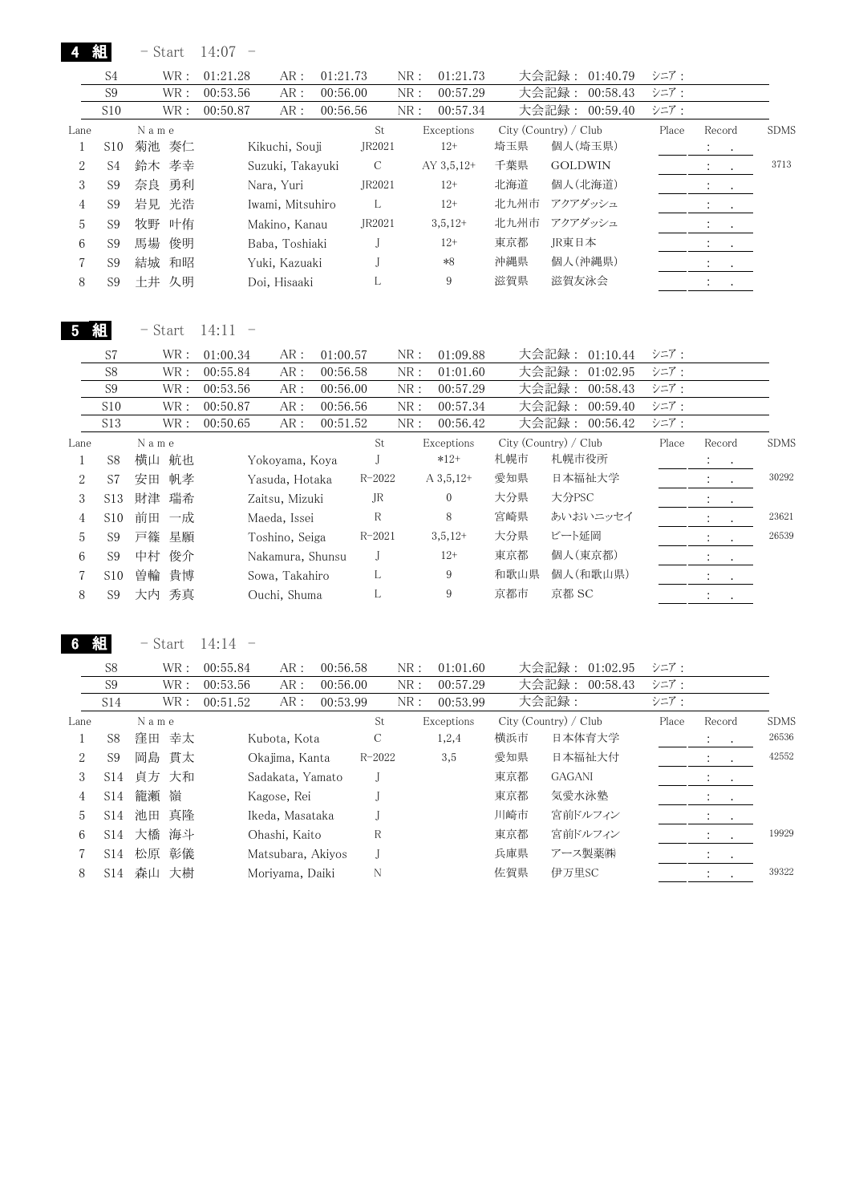## 4 組 - Start 14:07 -

| | WR : | | AR : | | NR : | | 大会記録 : | シニア : |
|---|---|---|---|---|---|---|---|---|
| S4 | WR : | 01:21.28 | AR : | 01:21.73 | NR : | 01:21.73 | 大会記録 : 01:40.79 | シニア : |
| S9 | WR : | 00:53.56 | AR : | 00:56.00 | NR : | 00:57.29 | 大会記録 : 00:58.43 | シニア : |
| S10 | WR : | 00:50.87 | AR : | 00:56.56 | NR : | 00:57.34 | 大会記録 : 00:59.40 | シニア : |

| Lane | | Name | | St | Exceptions | City (Country) / Club | | Place | Record | SDMS |
|---|---|---|---|---|---|---|---|---|---|---|
| 1 | S10 | 菊池 奏仁 | Kikuchi, Souji | JR2021 | 12+ | 埼玉県 | 個人(埼玉県) | | : . | |
| 2 | S4 | 鈴木 孝幸 | Suzuki, Takayuki | C | AY 3,5,12+ | 千葉県 | GOLDWIN | | : . | 3713 |
| 3 | S9 | 奈良 勇利 | Nara, Yuri | JR2021 | 12+ | 北海道 | 個人(北海道) | | : . | |
| 4 | S9 | 岩見 光浩 | Iwami, Mitsuhiro | L | 12+ | 北九州市 | アクアダッシュ | | : . | |
| 5 | S9 | 牧野 叶侑 | Makino, Kanau | JR2021 | 3,5,12+ | 北九州市 | アクアダッシュ | | : . | |
| 6 | S9 | 馬場 俊明 | Baba, Toshiaki | J | 12+ | 東京都 | JR東日本 | | : . | |
| 7 | S9 | 結城 和昭 | Yuki, Kazuaki | J | *8 | 沖縄県 | 個人(沖縄県) | | : . | |
| 8 | S9 | 土井 久明 | Doi, Hisaaki | L | 9 | 滋賀県 | 滋賀友泳会 | | : . | |

## 5 組 - Start 14:11 -

| | WR : | | AR : | | NR : | | 大会記録 : | シニア : |
|---|---|---|---|---|---|---|---|---|
| S7 | WR : | 01:00.34 | AR : | 01:00.57 | NR : | 01:09.88 | 大会記録 : 01:10.44 | シニア : |
| S8 | WR : | 00:55.84 | AR : | 00:56.58 | NR : | 01:01.60 | 大会記録 : 01:02.95 | シニア : |
| S9 | WR : | 00:53.56 | AR : | 00:56.00 | NR : | 00:57.29 | 大会記録 : 00:58.43 | シニア : |
| S10 | WR : | 00:50.87 | AR : | 00:56.56 | NR : | 00:57.34 | 大会記録 : 00:59.40 | シニア : |
| S13 | WR : | 00:50.65 | AR : | 00:51.52 | NR : | 00:56.42 | 大会記録 : 00:56.42 | シニア : |

| Lane | | Name | | St | Exceptions | City (Country) / Club | | Place | Record | SDMS |
|---|---|---|---|---|---|---|---|---|---|---|
| 1 | S8 | 横山 航也 | Yokoyama, Koya | J | *12+ | 札幌市 | 札幌市役所 | | : . | |
| 2 | S7 | 安田 帆孝 | Yasuda, Hotaka | R-2022 | A 3,5,12+ | 愛知県 | 日本福祉大学 | | : . | 30292 |
| 3 | S13 | 財津 瑞希 | Zaitsu, Mizuki | JR | 0 | 大分県 | 大分PSC | | : . | |
| 4 | S10 | 前田 一成 | Maeda, Issei | R | 8 | 宮崎県 | あいおいニッセイ | | : . | 23621 |
| 5 | S9 | 戸篠 星願 | Toshino, Seiga | R-2021 | 3,5,12+ | 大分県 | ビート延岡 | | : . | 26539 |
| 6 | S9 | 中村 俊介 | Nakamura, Shunsu | J | 12+ | 東京都 | 個人(東京都) | | : . | |
| 7 | S10 | 曽輪 貴博 | Sowa, Takahiro | L | 9 | 和歌山県 | 個人(和歌山県) | | : . | |
| 8 | S9 | 大内 秀真 | Ouchi, Shuma | L | 9 | 京都市 | 京都 SC | | : . | |

## 6 組 - Start 14:14 -

| | WR : | | AR : | | NR : | | 大会記録 : | シニア : |
|---|---|---|---|---|---|---|---|---|
| S8 | WR : | 00:55.84 | AR : | 00:56.58 | NR : | 01:01.60 | 大会記録 : 01:02.95 | シニア : |
| S9 | WR : | 00:53.56 | AR : | 00:56.00 | NR : | 00:57.29 | 大会記録 : 00:58.43 | シニア : |
| S14 | WR : | 00:51.52 | AR : | 00:53.99 | NR : | 00:53.99 | 大会記録 : | シニア : |

| Lane | | Name | | St | Exceptions | City (Country) / Club | | Place | Record | SDMS |
|---|---|---|---|---|---|---|---|---|---|---|
| 1 | S8 | 窪田 幸太 | Kubota, Kota | C | 1,2,4 | 横浜市 | 日本体育大学 | | : . | 26536 |
| 2 | S9 | 岡島 貫太 | Okajima, Kanta | R-2022 | 3,5 | 愛知県 | 日本福祉大付 | | : . | 42552 |
| 3 | S14 | 貞方 大和 | Sadakata, Yamato | J | | 東京都 | GAGANI | | : . | |
| 4 | S14 | 籠瀬 嶺 | Kagose, Rei | J | | 東京都 | 気愛水泳塾 | | : . | |
| 5 | S14 | 池田 真隆 | Ikeda, Masataka | J | | 川崎市 | 宮前ドルフィン | | : . | |
| 6 | S14 | 大橋 海斗 | Ohashi, Kaito | R | | 東京都 | 宮前ドルフィン | | : . | 19929 |
| 7 | S14 | 松原 彰儀 | Matsubara, Akiyos | J | | 兵庫県 | アース製薬㈱ | | : . | |
| 8 | S14 | 森山 大樹 | Moriyama, Daiki | N | | 佐賀県 | 伊万里SC | | : . | 39322 |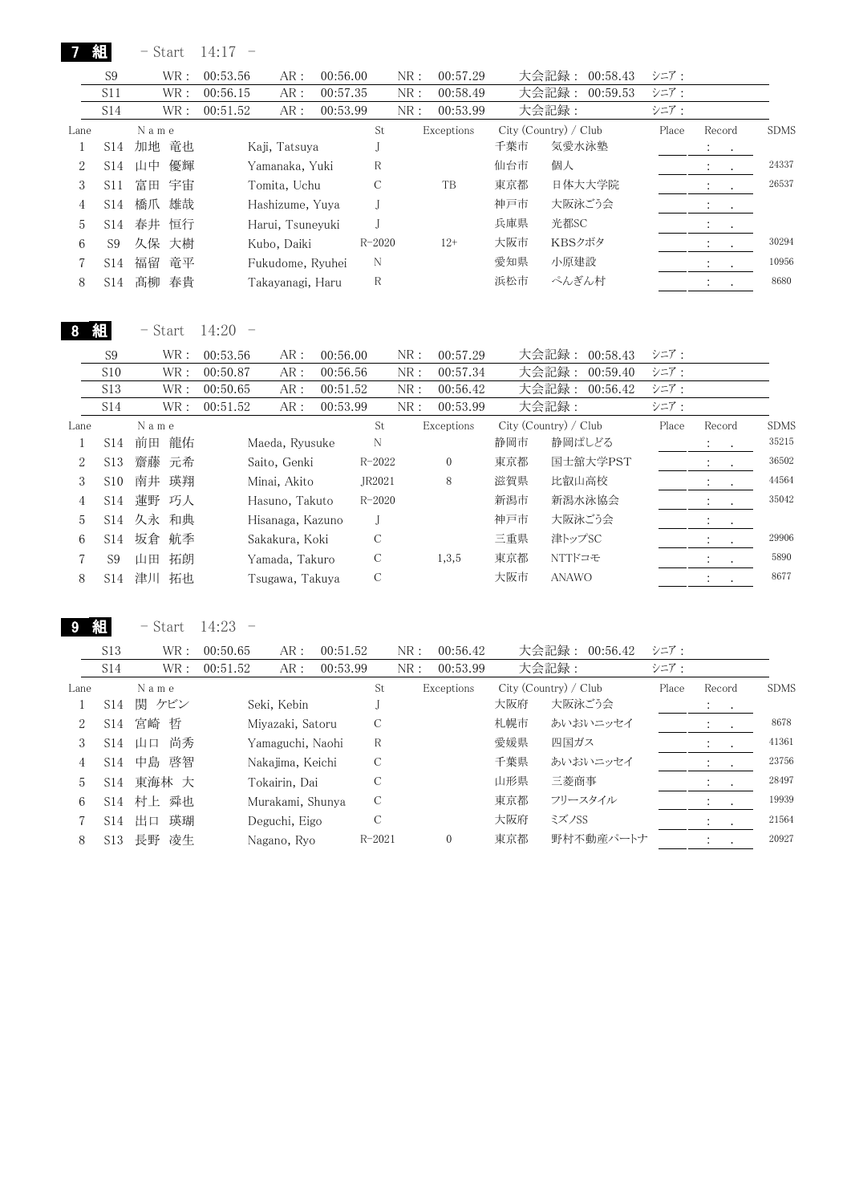## 7 組 - Start 14:17 -

| | WR : | | AR : | | NR : | | 大会記録 : | シニア : |
|---|---|---|---|---|---|---|---|---|
| S9 | WR : | 00:53.56 | AR : | 00:56.00 | NR : | 00:57.29 | 大会記録 : 00:58.43 | シニア : |
| S11 | WR : | 00:56.15 | AR : | 00:57.35 | NR : | 00:58.49 | 大会記録 : 00:59.53 | シニア : |
| S14 | WR : | 00:51.52 | AR : | 00:53.99 | NR : | 00:53.99 | 大会記録 : | シニア : |

| Lane | | Name | | St | Exceptions | City (Country) / Club | | Place | Record | SDMS |
|---|---|---|---|---|---|---|---|---|---|---|
| 1 | S14 | 加地 竜也 | Kaji, Tatsuya | J | | 千葉市 | 気愛水泳塾 | | : . | |
| 2 | S14 | 山中 優輝 | Yamanaka, Yuki | R | | 仙台市 | 個人 | | : . | 24337 |
| 3 | S11 | 富田 宇宙 | Tomita, Uchu | C | TB | 東京都 | 日体大大学院 | | : . | 26537 |
| 4 | S14 | 橋爪 雄哉 | Hashizume, Yuya | J | | 神戸市 | 大阪泳ごう会 | | : . | |
| 5 | S14 | 春井 恒行 | Harui, Tsuneyuki | J | | 兵庫県 | 光都SC | | : . | |
| 6 | S9 | 久保 大樹 | Kubo, Daiki | R-2020 | 12+ | 大阪市 | KBSクボタ | | : . | 30294 |
| 7 | S14 | 福留 竜平 | Fukudome, Ryuhei | N | | 愛知県 | 小原建設 | | : . | 10956 |
| 8 | S14 | 髙柳 春貴 | Takayanagi, Haru | R | | 浜松市 | ぺんぎん村 | | : . | 8680 |

## 8 組 - Start 14:20 -

| | WR : | | AR : | | NR : | | 大会記録 : | シニア : |
|---|---|---|---|---|---|---|---|---|
| S9 | WR : | 00:53.56 | AR : | 00:56.00 | NR : | 00:57.29 | 大会記録 : 00:58.43 | シニア : |
| S10 | WR : | 00:50.87 | AR : | 00:56.56 | NR : | 00:57.34 | 大会記録 : 00:59.40 | シニア : |
| S13 | WR : | 00:50.65 | AR : | 00:51.52 | NR : | 00:56.42 | 大会記録 : 00:56.42 | シニア : |
| S14 | WR : | 00:51.52 | AR : | 00:53.99 | NR : | 00:53.99 | 大会記録 : | シニア : |

| Lane | | Name | | St | Exceptions | City (Country) / Club | | Place | Record | SDMS |
|---|---|---|---|---|---|---|---|---|---|---|
| 1 | S14 | 前田 龍佑 | Maeda, Ryusuke | N | | 静岡市 | 静岡ぱしどる | | : . | 35215 |
| 2 | S13 | 齋藤 元希 | Saito, Genki | R-2022 | 0 | 東京都 | 国士舘大学PST | | : . | 36502 |
| 3 | S10 | 南井 瑛翔 | Minai, Akito | JR2021 | 8 | 滋賀県 | 比叡山高校 | | : . | 44564 |
| 4 | S14 | 蓮野 巧人 | Hasuno, Takuto | R-2020 | | 新潟市 | 新潟水泳協会 | | : . | 35042 |
| 5 | S14 | 久永 和典 | Hisanaga, Kazuno | J | | 神戸市 | 大阪泳ごう会 | | : . | |
| 6 | S14 | 坂倉 航季 | Sakakura, Koki | C | | 三重県 | 津トップSC | | : . | 29906 |
| 7 | S9 | 山田 拓朗 | Yamada, Takuro | C | 1,3,5 | 東京都 | NTTドコモ | | : . | 5890 |
| 8 | S14 | 津川 拓也 | Tsugawa, Takuya | C | | 大阪市 | ANAWO | | : . | 8677 |

## 9 組 - Start 14:23 -

| | WR : | | AR : | | NR : | | 大会記録 : | シニア : |
|---|---|---|---|---|---|---|---|---|
| S13 | WR : | 00:50.65 | AR : | 00:51.52 | NR : | 00:56.42 | 大会記録 : 00:56.42 | シニア : |
| S14 | WR : | 00:51.52 | AR : | 00:53.99 | NR : | 00:53.99 | 大会記録 : | シニア : |

| Lane | | Name | | St | Exceptions | City (Country) / Club | | Place | Record | SDMS |
|---|---|---|---|---|---|---|---|---|---|---|
| 1 | S14 | 関 ケビン | Seki, Kebin | J | | 大阪府 | 大阪泳ごう会 | | : . | |
| 2 | S14 | 宮崎 哲 | Miyazaki, Satoru | C | | 札幌市 | あいおいニッセイ | | : . | 8678 |
| 3 | S14 | 山口 尚秀 | Yamaguchi, Naohi | R | | 愛媛県 | 四国ガス | | : . | 41361 |
| 4 | S14 | 中島 啓智 | Nakajima, Keichi | C | | 千葉県 | あいおいニッセイ | | : . | 23756 |
| 5 | S14 | 東海林 大 | Tokairin, Dai | C | | 山形県 | 三菱商事 | | : . | 28497 |
| 6 | S14 | 村上 舜也 | Murakami, Shunya | C | | 東京都 | フリースタイル | | : . | 19939 |
| 7 | S14 | 出口 瑛瑚 | Deguchi, Eigo | C | | 大阪府 | ミズノSS | | : . | 21564 |
| 8 | S13 | 長野 凌生 | Nagano, Ryo | R-2021 | 0 | 東京都 | 野村不動産パートナ | | : . | 20927 |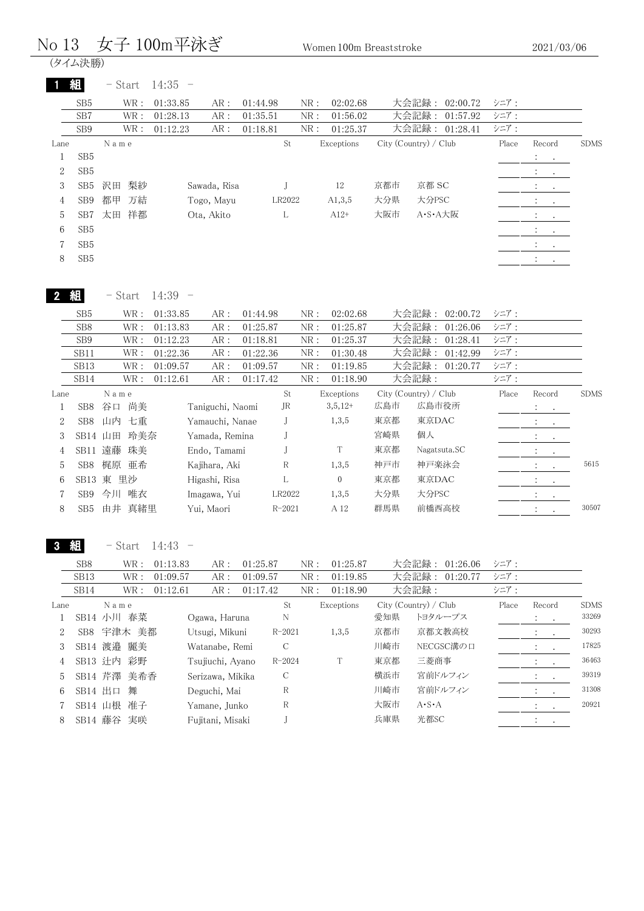# No 13　女子 100m平泳ぎ　Women 100m Breaststroke　2021/03/06

(タイム決勝)

## 1 組　- Start　14:35 -

| | WR | AR | NR | 大会記録 | シニア |
|---|---|---|---|---|---|
| SB5 | 01:33.85 | 01:44.98 | 02:02.68 | 02:00.72 | |
| SB7 | 01:28.13 | 01:35.51 | 01:56.02 | 01:57.92 | |
| SB9 | 01:12.23 | 01:18.81 | 01:25.37 | 01:28.41 | |

| Lane | | Name | | St | Exceptions | City (Country) / Club | | Place | Record | SDMS |
|---|---|---|---|---|---|---|---|---|---|---|
| 1 | SB5 | | | | | | | | : . | |
| 2 | SB5 | | | | | | | | : . | |
| 3 | SB5 | 沢田 梨紗 | Sawada, Risa | J | 12 | 京都市 | 京都 SC | | : . | |
| 4 | SB9 | 都甲 万結 | Togo, Mayu | LR2022 | A1,3,5 | 大分県 | 大分PSC | | : . | |
| 5 | SB7 | 太田 祥都 | Ota, Akito | L | A12+ | 大阪市 | A･S･A大阪 | | : . | |
| 6 | SB5 | | | | | | | | : . | |
| 7 | SB5 | | | | | | | | : . | |
| 8 | SB5 | | | | | | | | : . | |

## 2 組　- Start　14:39 -

| | WR | AR | NR | 大会記録 | シニア |
|---|---|---|---|---|---|
| SB5 | 01:33.85 | 01:44.98 | 02:02.68 | 02:00.72 | |
| SB8 | 01:13.83 | 01:25.87 | 01:25.87 | 01:26.06 | |
| SB9 | 01:12.23 | 01:18.81 | 01:25.37 | 01:28.41 | |
| SB11 | 01:22.36 | 01:22.36 | 01:30.48 | 01:42.99 | |
| SB13 | 01:09.57 | 01:09.57 | 01:19.85 | 01:20.77 | |
| SB14 | 01:12.61 | 01:17.42 | 01:18.90 | | |

| Lane | | Name | | St | Exceptions | City (Country) / Club | | Place | Record | SDMS |
|---|---|---|---|---|---|---|---|---|---|---|
| 1 | SB8 | 谷口 尚美 | Taniguchi, Naomi | JR | 3,5,12+ | 広島市 | 広島市役所 | | : . | |
| 2 | SB8 | 山内 七重 | Yamauchi, Nanae | J | 1,3,5 | 東京都 | 東京DAC | | : . | |
| 3 | SB14 | 山田 玲美奈 | Yamada, Remina | J | | 宮崎県 | 個人 | | : . | |
| 4 | SB11 | 遠藤 珠美 | Endo, Tamami | J | T | 東京都 | Nagatsuta.SC | | : . | |
| 5 | SB8 | 梶原 亜希 | Kajihara, Aki | R | 1,3,5 | 神戸市 | 神戸楽泳会 | | : . | 5615 |
| 6 | SB13 | 東 里沙 | Higashi, Risa | L | 0 | 東京都 | 東京DAC | | : . | |
| 7 | SB9 | 今川 唯衣 | Imagawa, Yui | LR2022 | 1,3,5 | 大分県 | 大分PSC | | : . | |
| 8 | SB5 | 由井 真緒里 | Yui, Maori | R-2021 | A 12 | 群馬県 | 前橋西高校 | | : . | 30507 |

## 3 組　- Start　14:43 -

| | WR | AR | NR | 大会記録 | シニア |
|---|---|---|---|---|---|
| SB8 | 01:13.83 | 01:25.87 | 01:25.87 | 01:26.06 | |
| SB13 | 01:09.57 | 01:09.57 | 01:19.85 | 01:20.77 | |
| SB14 | 01:12.61 | 01:17.42 | 01:18.90 | | |

| Lane | | Name | | St | Exceptions | City (Country) / Club | | Place | Record | SDMS |
|---|---|---|---|---|---|---|---|---|---|---|
| 1 | SB14 | 小川 春菜 | Ogawa, Haruna | N | | 愛知県 | トヨタループス | | : . | 33269 |
| 2 | SB8 | 宇津木 美都 | Utsugi, Mikuni | R-2021 | 1,3,5 | 京都市 | 京都文教高校 | | : . | 30293 |
| 3 | SB14 | 渡邉 麗美 | Watanabe, Remi | C | | 川崎市 | NECGSC溝の口 | | : . | 17825 |
| 4 | SB13 | 辻内 彩野 | Tsujiuchi, Ayano | R-2024 | T | 東京都 | 三菱商事 | | : . | 36463 |
| 5 | SB14 | 芹澤 美希香 | Serizawa, Mikika | C | | 横浜市 | 宮前ドルフィン | | : . | 39319 |
| 6 | SB14 | 出口 舞 | Deguchi, Mai | R | | 川崎市 | 宮前ドルフィン | | : . | 31308 |
| 7 | SB14 | 山根 准子 | Yamane, Junko | R | | 大阪市 | A･S･A | | : . | 20921 |
| 8 | SB14 | 藤谷 実咲 | Fujitani, Misaki | J | | 兵庫県 | 光都SC | | : . | |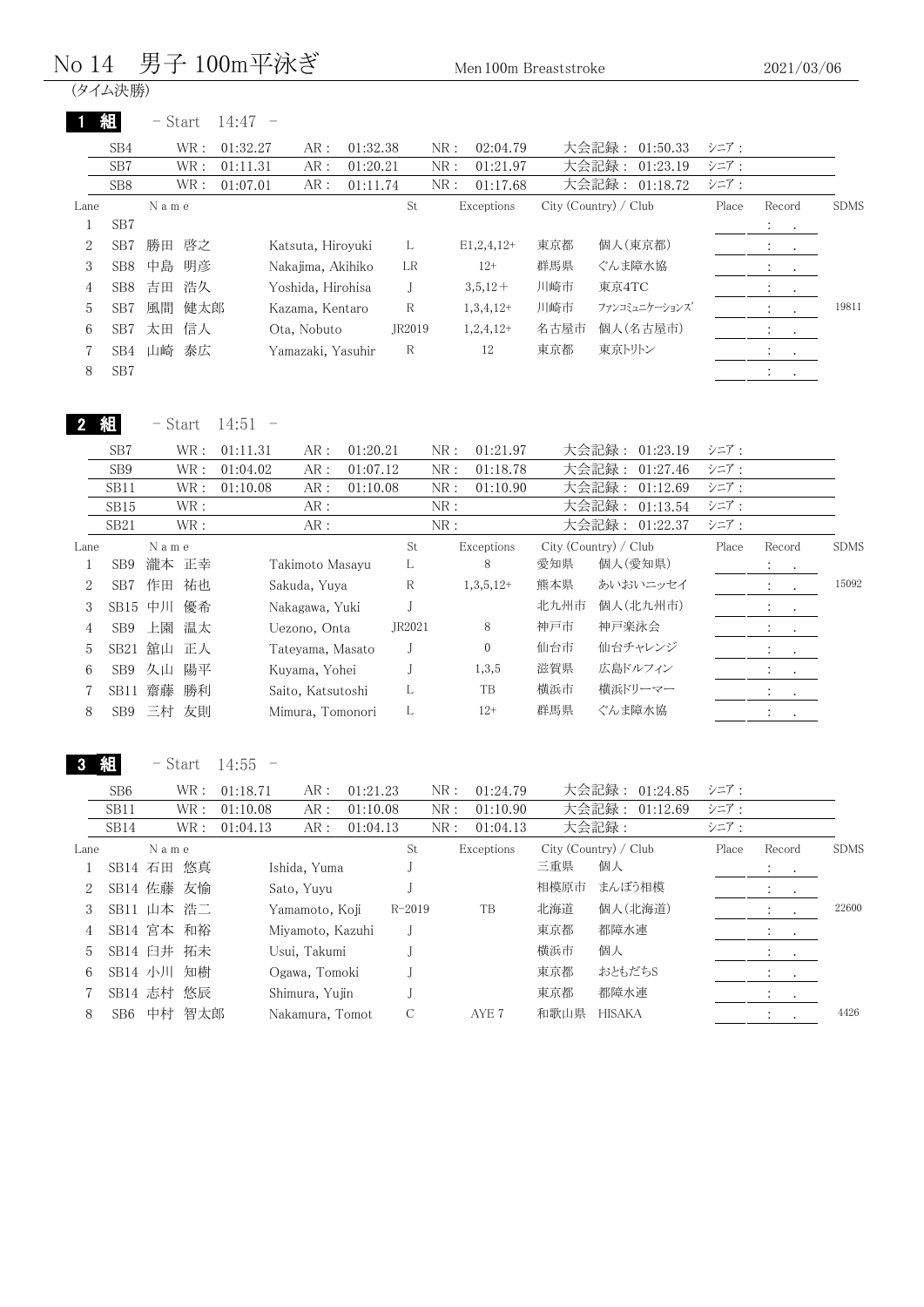# No 14　男子 100m平泳ぎ

Men 100m Breaststroke　2021/03/06

(タイム決勝)

## 1 組　- Start 14:47 -

| | WR | AR | NR | 大会記録 | シニア |
|---|---|---|---|---|---|
| SB4 | 01:32.27 | 01:32.38 | 02:04.79 | 01:50.33 | |
| SB7 | 01:11.31 | 01:20.21 | 01:21.97 | 01:23.19 | |
| SB8 | 01:07.01 | 01:11.74 | 01:17.68 | 01:18.72 | |

| Lane | | Name | | St | Exceptions | City (Country) / Club | | Place | Record | SDMS |
|---|---|---|---|---|---|---|---|---|---|---|
| 1 | SB7 | | | | | | | | : . | |
| 2 | SB7 | 勝田 啓之 | Katsuta, Hiroyuki | L | E1,2,4,12+ | 東京都 | 個人(東京都) | | : . | |
| 3 | SB8 | 中島 明彦 | Nakajima, Akihiko | LR | 12+ | 群馬県 | ぐんま障水協 | | : . | |
| 4 | SB8 | 吉田 浩久 | Yoshida, Hirohisa | J | 3,5,12＋ | 川崎市 | 東京4TC | | : . | |
| 5 | SB7 | 風間 健太郎 | Kazama, Kentaro | R | 1,3,4,12+ | 川崎市 | ファンコミュニケーションズ | | : . | 19811 |
| 6 | SB7 | 太田 信人 | Ota, Nobuto | JR2019 | 1,2,4,12+ | 名古屋市 | 個人(名古屋市) | | : . | |
| 7 | SB4 | 山崎 泰広 | Yamazaki, Yasuhir | R | 12 | 東京都 | 東京トリトン | | : . | |
| 8 | SB7 | | | | | | | | : . | |

## 2 組　- Start 14:51 -

| | WR | AR | NR | 大会記録 | シニア |
|---|---|---|---|---|---|
| SB7 | 01:11.31 | 01:20.21 | 01:21.97 | 01:23.19 | |
| SB9 | 01:04.02 | 01:07.12 | 01:18.78 | 01:27.46 | |
| SB11 | 01:10.08 | 01:10.08 | 01:10.90 | 01:12.69 | |
| SB15 | | | | 01:13.54 | |
| SB21 | | | | 01:22.37 | |

| Lane | | Name | | St | Exceptions | City (Country) / Club | | Place | Record | SDMS |
|---|---|---|---|---|---|---|---|---|---|---|
| 1 | SB9 | 瀧本 正幸 | Takimoto Masayu | L | 8 | 愛知県 | 個人(愛知県) | | : . | |
| 2 | SB7 | 作田 祐也 | Sakuda, Yuya | R | 1,3,5,12+ | 熊本県 | あいおいニッセイ | | : . | 15092 |
| 3 | SB15 | 中川 優希 | Nakagawa, Yuki | J | | 北九州市 | 個人(北九州市) | | : . | |
| 4 | SB9 | 上園 温太 | Uezono, Onta | JR2021 | 8 | 神戸市 | 神戸楽泳会 | | : . | |
| 5 | SB21 | 舘山 正人 | Tateyama, Masato | J | 0 | 仙台市 | 仙台チャレンジ | | : . | |
| 6 | SB9 | 久山 陽平 | Kuyama, Yohei | J | 1,3,5 | 滋賀県 | 広島ドルフィン | | : . | |
| 7 | SB11 | 齋藤 勝利 | Saito, Katsutoshi | L | TB | 横浜市 | 横浜ドリーマー | | : . | |
| 8 | SB9 | 三村 友則 | Mimura, Tomonori | L | 12+ | 群馬県 | ぐんま障水協 | | : . | |

## 3 組　- Start 14:55 -

| | WR | AR | NR | 大会記録 | シニア |
|---|---|---|---|---|---|
| SB6 | 01:18.71 | 01:21.23 | 01:24.79 | 01:24.85 | |
| SB11 | 01:10.08 | 01:10.08 | 01:10.90 | 01:12.69 | |
| SB14 | 01:04.13 | 01:04.13 | 01:04.13 | | |

| Lane | | Name | | St | Exceptions | City (Country) / Club | | Place | Record | SDMS |
|---|---|---|---|---|---|---|---|---|---|---|
| 1 | SB14 | 石田 悠真 | Ishida, Yuma | J | | 三重県 | 個人 | | : . | |
| 2 | SB14 | 佐藤 友愉 | Sato, Yuyu | J | | 相模原市 | まんぼう相模 | | : . | |
| 3 | SB11 | 山本 浩二 | Yamamoto, Koji | R-2019 | TB | 北海道 | 個人(北海道) | | : . | 22600 |
| 4 | SB14 | 宮本 和裕 | Miyamoto, Kazuhi | J | | 東京都 | 都障水連 | | : . | |
| 5 | SB14 | 臼井 拓未 | Usui, Takumi | J | | 横浜市 | 個人 | | : . | |
| 6 | SB14 | 小川 知樹 | Ogawa, Tomoki | J | | 東京都 | おともだちS | | : . | |
| 7 | SB14 | 志村 悠辰 | Shimura, Yujin | J | | 東京都 | 都障水連 | | : . | |
| 8 | SB6 | 中村 智太郎 | Nakamura, Tomot | C | AYE 7 | 和歌山県 | HISAKA | | : . | 4426 |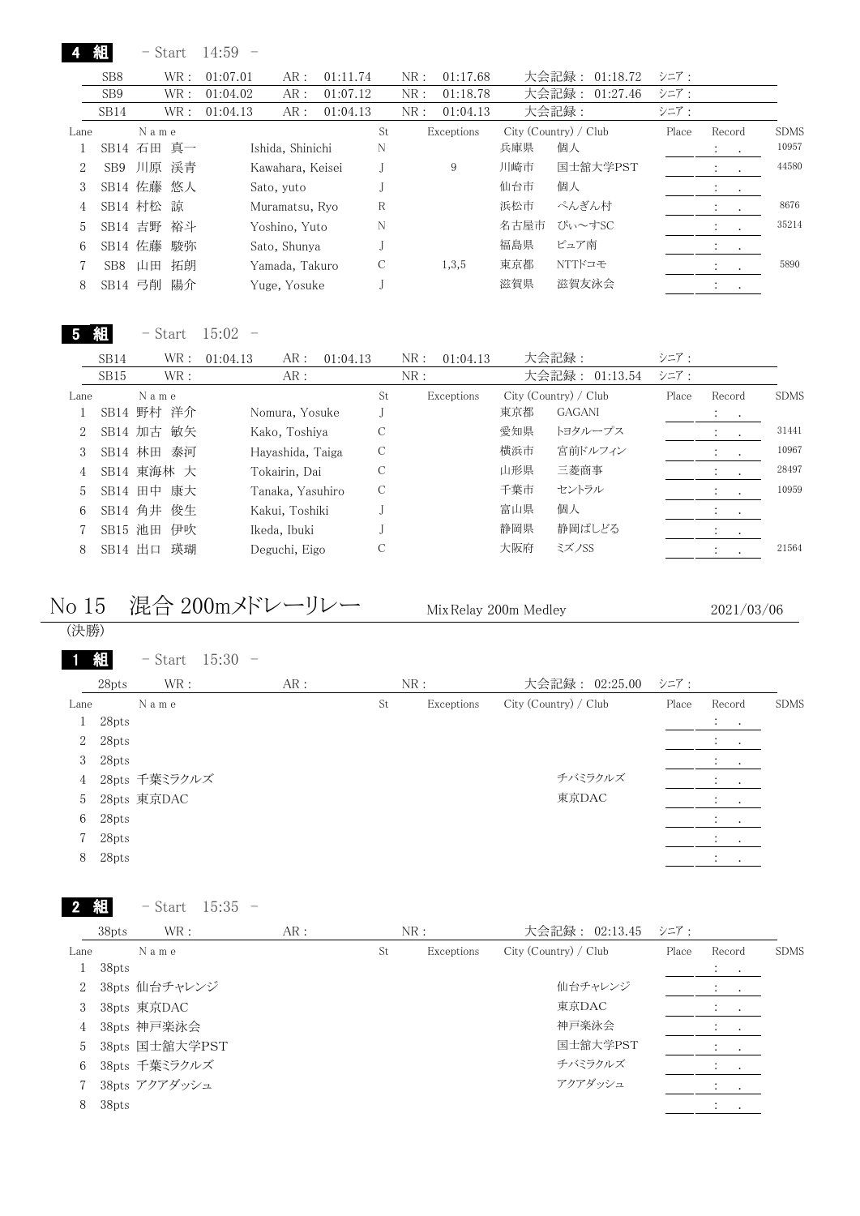**4 組** - Start 14:59 -

| | WR : | AR : | NR : | 大会記録 : | シニア : |
|---|---|---|---|---|---|
| SB8 | 01:07.01 | 01:11.74 | 01:17.68 | 01:18.72 | |
| SB9 | 01:04.02 | 01:07.12 | 01:18.78 | 01:27.46 | |
| SB14 | 01:04.13 | 01:04.13 | 01:04.13 | | |

| Lane | | Name | | St | Exceptions | City (Country) / Club | | Place | Record | SDMS |
|---|---|---|---|---|---|---|---|---|---|---|
| 1 | SB14 | 石田 真一 | Ishida, Shinichi | N | | 兵庫県 | 個人 | | : . | 10957 |
| 2 | SB9 | 川原 渓青 | Kawahara, Keisei | J | 9 | 川崎市 | 国士舘大学PST | | : . | 44580 |
| 3 | SB14 | 佐藤 悠人 | Sato, yuto | J | | 仙台市 | 個人 | | : . | |
| 4 | SB14 | 村松 諒 | Muramatsu, Ryo | R | | 浜松市 | ぺんぎん村 | | : . | 8676 |
| 5 | SB14 | 吉野 裕斗 | Yoshino, Yuto | N | | 名古屋市 | ぴぃ～すSC | | : . | 35214 |
| 6 | SB14 | 佐藤 駿弥 | Sato, Shunya | J | | 福島県 | ピュア南 | | : . | |
| 7 | SB8 | 山田 拓朗 | Yamada, Takuro | C | 1,3,5 | 東京都 | NTTドコモ | | : . | 5890 |
| 8 | SB14 | 弓削 陽介 | Yuge, Yosuke | J | | 滋賀県 | 滋賀友泳会 | | : . | |

**5 組** - Start 15:02 -

| | WR : | AR : | NR : | 大会記録 : | シニア : |
|---|---|---|---|---|---|
| SB14 | 01:04.13 | 01:04.13 | 01:04.13 | | |
| SB15 | | | | 01:13.54 | |

| Lane | | Name | | St | Exceptions | City (Country) / Club | | Place | Record | SDMS |
|---|---|---|---|---|---|---|---|---|---|---|
| 1 | SB14 | 野村 洋介 | Nomura, Yosuke | J | | 東京都 | GAGANI | | : . | |
| 2 | SB14 | 加古 敏矢 | Kako, Toshiya | C | | 愛知県 | トヨタループス | | : . | 31441 |
| 3 | SB14 | 林田 泰河 | Hayashida, Taiga | C | | 横浜市 | 宮前ドルフィン | | : . | 10967 |
| 4 | SB14 | 東海林 大 | Tokairin, Dai | C | | 山形県 | 三菱商事 | | : . | 28497 |
| 5 | SB14 | 田中 康大 | Tanaka, Yasuhiro | C | | 千葉市 | セントラル | | : . | 10959 |
| 6 | SB14 | 角井 俊生 | Kakui, Toshiki | J | | 富山県 | 個人 | | : . | |
| 7 | SB15 | 池田 伊吹 | Ikeda, Ibuki | J | | 静岡県 | 静岡ぱしどる | | : . | |
| 8 | SB14 | 出口 瑛瑚 | Deguchi, Eigo | C | | 大阪府 | ミズノSS | | : . | 21564 |

# No 15 混合 200mメドレーリレー

Mix Relay 200m Medley　　2021/03/06

(決勝)

**1 組** - Start 15:30 -

| | WR : | AR : | NR : | 大会記録 : | シニア : |
|---|---|---|---|---|---|
| 28pts | | | | 02:25.00 | |

| Lane | | Name | St | Exceptions | City (Country) / Club | Place | Record | SDMS |
|---|---|---|---|---|---|---|---|---|
| 1 | 28pts | | | | | | : . | |
| 2 | 28pts | | | | | | : . | |
| 3 | 28pts | | | | | | : . | |
| 4 | 28pts | 千葉ミラクルズ | | | チバミラクルズ | | : . | |
| 5 | 28pts | 東京DAC | | | 東京DAC | | : . | |
| 6 | 28pts | | | | | | : . | |
| 7 | 28pts | | | | | | : . | |
| 8 | 28pts | | | | | | : . | |

**2 組** - Start 15:35 -

| | WR : | AR : | NR : | 大会記録 : | シニア : |
|---|---|---|---|---|---|
| 38pts | | | | 02:13.45 | |

| Lane | | Name | St | Exceptions | City (Country) / Club | Place | Record | SDMS |
|---|---|---|---|---|---|---|---|---|
| 1 | 38pts | | | | | | : . | |
| 2 | 38pts | 仙台チャレンジ | | | 仙台チャレンジ | | : . | |
| 3 | 38pts | 東京DAC | | | 東京DAC | | : . | |
| 4 | 38pts | 神戸楽泳会 | | | 神戸楽泳会 | | : . | |
| 5 | 38pts | 国士舘大学PST | | | 国士舘大学PST | | : . | |
| 6 | 38pts | 千葉ミラクルズ | | | チバミラクルズ | | : . | |
| 7 | 38pts | アクアダッシュ | | | アクアダッシュ | | : . | |
| 8 | 38pts | | | | | | : . | |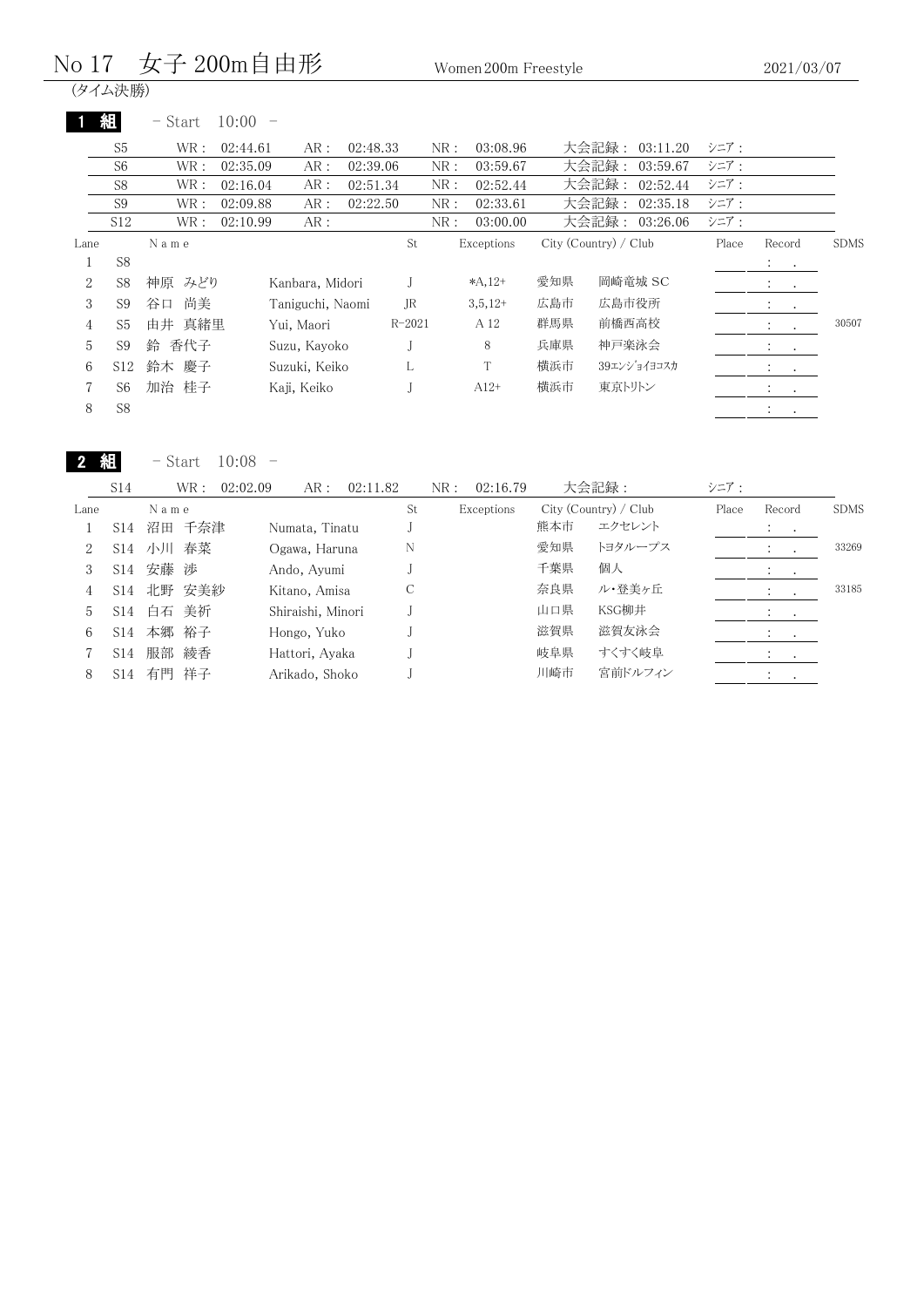# No 17　女子 200m自由形　Women 200m Freestyle　2021/03/07

(タイム決勝)

## 1 組　- Start　10:00　-

| | WR | AR | NR | 大会記録 | シニア |
|---|---|---|---|---|---|
| S5 | 02:44.61 | 02:48.33 | 03:08.96 | 03:11.20 | |
| S6 | 02:35.09 | 02:39.06 | 03:59.67 | 03:59.67 | |
| S8 | 02:16.04 | 02:51.34 | 02:52.44 | 02:52.44 | |
| S9 | 02:09.88 | 02:22.50 | 02:33.61 | 02:35.18 | |
| S12 | 02:10.99 | | 03:00.00 | 03:26.06 | |

| Lane | | Name | | St | Exceptions | City (Country) / Club | | Place | Record | SDMS |
|---|---|---|---|---|---|---|---|---|---|---|
| 1 | S8 | | | | | | | | : . | |
| 2 | S8 | 神原 みどり | Kanbara, Midori | J | *A,12+ | 愛知県 | 岡崎竜城 SC | | : . | |
| 3 | S9 | 谷口 尚美 | Taniguchi, Naomi | JR | 3,5,12+ | 広島市 | 広島市役所 | | : . | |
| 4 | S5 | 由井 真緒里 | Yui, Maori | R-2021 | A 12 | 群馬県 | 前橋西高校 | | : . | 30507 |
| 5 | S9 | 鈴 香代子 | Suzu, Kayoko | J | 8 | 兵庫県 | 神戸楽泳会 | | : . | |
| 6 | S12 | 鈴木 慶子 | Suzuki, Keiko | L | T | 横浜市 | 39ｴﾝｼﾞｮｲﾖｺｽｶ | | : . | |
| 7 | S6 | 加治 桂子 | Kaji, Keiko | J | A12+ | 横浜市 | 東京ﾄﾘﾄﾝ | | : . | |
| 8 | S8 | | | | | | | | : . | |

## 2 組　- Start　10:08　-

| | WR | AR | NR | 大会記録 | シニア |
|---|---|---|---|---|---|
| S14 | 02:02.09 | 02:11.82 | 02:16.79 | | |

| Lane | | Name | | St | Exceptions | City (Country) / Club | | Place | Record | SDMS |
|---|---|---|---|---|---|---|---|---|---|---|
| 1 | S14 | 沼田 千奈津 | Numata, Tinatu | J | | 熊本市 | エクセレント | | : . | |
| 2 | S14 | 小川 春菜 | Ogawa, Haruna | N | | 愛知県 | トヨタループス | | : . | 33269 |
| 3 | S14 | 安藤 渉 | Ando, Ayumi | J | | 千葉県 | 個人 | | : . | |
| 4 | S14 | 北野 安美紗 | Kitano, Amisa | C | | 奈良県 | ル・登美ヶ丘 | | : . | 33185 |
| 5 | S14 | 白石 美祈 | Shiraishi, Minori | J | | 山口県 | KSG柳井 | | : . | |
| 6 | S14 | 本郷 裕子 | Hongo, Yuko | J | | 滋賀県 | 滋賀友泳会 | | : . | |
| 7 | S14 | 服部 綾香 | Hattori, Ayaka | J | | 岐阜県 | すくすく岐阜 | | : . | |
| 8 | S14 | 有門 祥子 | Arikado, Shoko | J | | 川崎市 | 宮前ドルフィン | | : . | |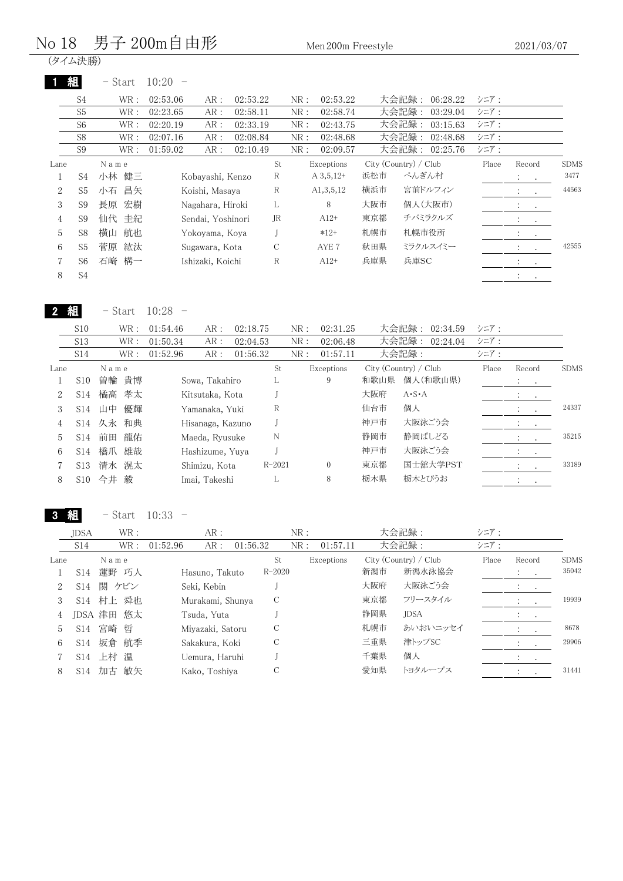# No 18　男子 200m自由形

Men 200m Freestyle　　2021/03/07

(タイム決勝)

## 1 組　- Start　10:20 -

| | WR | AR | NR | 大会記録 | シニア |
|---|---|---|---|---|---|
| S4 | 02:53.06 | 02:53.22 | 02:53.22 | 06:28.22 | |
| S5 | 02:23.65 | 02:58.11 | 02:58.74 | 03:29.04 | |
| S6 | 02:20.19 | 02:33.19 | 02:43.75 | 03:15.63 | |
| S8 | 02:07.16 | 02:08.84 | 02:48.68 | 02:48.68 | |
| S9 | 01:59.02 | 02:10.49 | 02:09.57 | 02:25.76 | |

| Lane | | Name | | St | Exceptions | City (Country) / Club | | Place | Record | SDMS |
|---|---|---|---|---|---|---|---|---|---|---|
| 1 | S4 | 小林 健三 | Kobayashi, Kenzo | R | A 3,5,12+ | 浜松市 | ぺんぎん村 | | : . | 3477 |
| 2 | S5 | 小石 昌矢 | Koishi, Masaya | R | A1,3,5,12 | 横浜市 | 宮前ドルフィン | | : . | 44563 |
| 3 | S9 | 長原 宏樹 | Nagahara, Hiroki | L | 8 | 大阪市 | 個人(大阪市) | | : . | |
| 4 | S9 | 仙代 圭紀 | Sendai, Yoshinori | JR | A12+ | 東京都 | チバミラクルズ | | : . | |
| 5 | S8 | 横山 航也 | Yokoyama, Koya | J | *12+ | 札幌市 | 札幌市役所 | | : . | |
| 6 | S5 | 菅原 紘汰 | Sugawara, Kota | C | AYE 7 | 秋田県 | ミラクルスイミー | | : . | 42555 |
| 7 | S6 | 石崎 構一 | Ishizaki, Koichi | R | A12+ | 兵庫県 | 兵庫SC | | : . | |
| 8 | S4 | | | | | | | | : . | |

## 2 組　- Start　10:28 -

| | WR | AR | NR | 大会記録 | シニア |
|---|---|---|---|---|---|
| S10 | 01:54.46 | 02:18.75 | 02:31.25 | 02:34.59 | |
| S13 | 01:50.34 | 02:04.53 | 02:06.48 | 02:24.04 | |
| S14 | 01:52.96 | 01:56.32 | 01:57.11 | | |

| Lane | | Name | | St | Exceptions | City (Country) / Club | | Place | Record | SDMS |
|---|---|---|---|---|---|---|---|---|---|---|
| 1 | S10 | 曽輪 貴博 | Sowa, Takahiro | L | 9 | 和歌山県 | 個人(和歌山県) | | : . | |
| 2 | S14 | 橘高 孝太 | Kitsutaka, Kota | J | | 大阪府 | A・S・A | | : . | |
| 3 | S14 | 山中 優輝 | Yamanaka, Yuki | R | | 仙台市 | 個人 | | : . | 24337 |
| 4 | S14 | 久永 和典 | Hisanaga, Kazuno | J | | 神戸市 | 大阪泳ごう会 | | : . | |
| 5 | S14 | 前田 龍佑 | Maeda, Ryusuke | N | | 静岡市 | 静岡ぱしどる | | : . | 35215 |
| 6 | S14 | 橋爪 雄哉 | Hashizume, Yuya | J | | 神戸市 | 大阪泳ごう会 | | : . | |
| 7 | S13 | 清水 滉太 | Shimizu, Kota | R-2021 | 0 | 東京都 | 国士舘大学PST | | : . | 33189 |
| 8 | S10 | 今井 毅 | Imai, Takeshi | L | 8 | 栃木県 | 栃木とびうお | | : . | |

## 3 組　- Start　10:33 -

| | WR | AR | NR | 大会記録 | シニア |
|---|---|---|---|---|---|
| JDSA | | | | | |
| S14 | 01:52.96 | 01:56.32 | 01:57.11 | | |

| Lane | | Name | | St | Exceptions | City (Country) / Club | | Place | Record | SDMS |
|---|---|---|---|---|---|---|---|---|---|---|
| 1 | S14 | 蓮野 巧人 | Hasuno, Takuto | R-2020 | | 新潟市 | 新潟水泳協会 | | : . | 35042 |
| 2 | S14 | 関 ケビン | Seki, Kebin | J | | 大阪府 | 大阪泳ごう会 | | : . | |
| 3 | S14 | 村上 舜也 | Murakami, Shunya | C | | 東京都 | フリースタイル | | : . | 19939 |
| 4 | JDSA | 津田 悠太 | Tsuda, Yuta | J | | 静岡県 | JDSA | | : . | |
| 5 | S14 | 宮崎 哲 | Miyazaki, Satoru | C | | 札幌市 | あいおいニッセイ | | : . | 8678 |
| 6 | S14 | 坂倉 航季 | Sakakura, Koki | C | | 三重県 | 津トップSC | | : . | 29906 |
| 7 | S14 | 上村 温 | Uemura, Haruhi | J | | 千葉県 | 個人 | | : . | |
| 8 | S14 | 加古 敏矢 | Kako, Toshiya | C | | 愛知県 | トヨタループス | | : . | 31441 |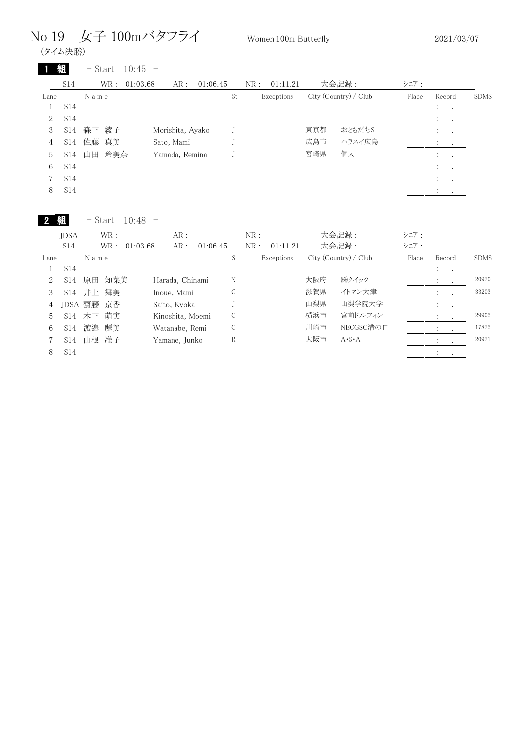# No 19　女子 100mバタフライ　Women 100m Butterfly　2021/03/07

(タイム決勝)

## 1 組　- Start　10:45 -

| S14 | WR : 01:03.68 | AR : 01:06.45 | NR : 01:11.21 | 大会記録 : | シニア : |
|---|---|---|---|---|---|

| Lane | | Name | | St | Exceptions | City (Country) / Club | | Place | Record | SDMS |
|---|---|---|---|---|---|---|---|---|---|---|
| 1 | S14 | | | | | | | | : . | |
| 2 | S14 | | | | | | | | : . | |
| 3 | S14 | 森下 綾子 | Morishita, Ayako | J | | 東京都 | おともだちS | | : . | |
| 4 | S14 | 佐藤 真美 | Sato, Mami | J | | 広島市 | パラスイ広島 | | : . | |
| 5 | S14 | 山田 玲美奈 | Yamada, Remina | J | | 宮崎県 | 個人 | | : . | |
| 6 | S14 | | | | | | | | : . | |
| 7 | S14 | | | | | | | | : . | |
| 8 | S14 | | | | | | | | : . | |

## 2 組　- Start　10:48 -

| | | | | | |
|---|---|---|---|---|---|
| JDSA | WR : | AR : | NR : | 大会記録 : | シニア : |
| S14 | WR : 01:03.68 | AR : 01:06.45 | NR : 01:11.21 | 大会記録 : | シニア : |

| Lane | | Name | | St | Exceptions | City (Country) / Club | | Place | Record | SDMS |
|---|---|---|---|---|---|---|---|---|---|---|
| 1 | S14 | | | | | | | | : . | |
| 2 | S14 | 原田 知菜美 | Harada, Chinami | N | | 大阪府 | ㈱クイック | | : . | 20920 |
| 3 | S14 | 井上 舞美 | Inoue, Mami | C | | 滋賀県 | イトマン大津 | | : . | 33203 |
| 4 | JDSA | 齋藤 京香 | Saito, Kyoka | J | | 山梨県 | 山梨学院大学 | | : . | |
| 5 | S14 | 木下 萌実 | Kinoshita, Moemi | C | | 横浜市 | 宮前ドルフィン | | : . | 29905 |
| 6 | S14 | 渡邉 麗美 | Watanabe, Remi | C | | 川崎市 | NECGSC溝の口 | | : . | 17825 |
| 7 | S14 | 山根 准子 | Yamane, Junko | R | | 大阪市 | A･S･A | | : . | 20921 |
| 8 | S14 | | | | | | | | : . | |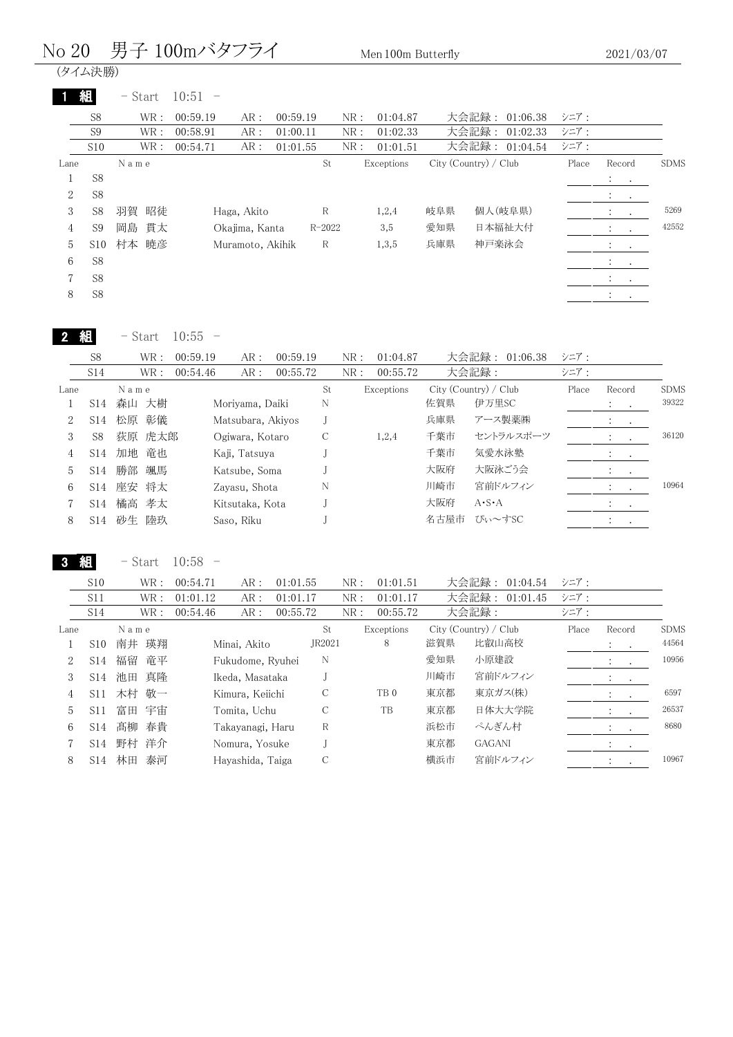# No 20 男子 100mバタフライ

Men 100m Butterfly

2021/03/07

(タイム決勝)

## 1 組 - Start 10:51 -

| | WR | AR | NR | 大会記録 | シニア |
|---|---|---|---|---|---|
| S8 | 00:59.19 | 00:59.19 | 01:04.87 | 01:06.38 | |
| S9 | 00:58.91 | 01:00.11 | 01:02.33 | 01:02.33 | |
| S10 | 00:54.71 | 01:01.55 | 01:01.51 | 01:04.54 | |

| Lane | | Name | | St | Exceptions | City (Country) / Club | | Place | Record | SDMS |
|---|---|---|---|---|---|---|---|---|---|---|
| 1 | S8 | | | | | | | | : . | |
| 2 | S8 | | | | | | | | : . | |
| 3 | S8 | 羽賀 昭徒 | Haga, Akito | R | 1,2,4 | 岐阜県 | 個人(岐阜県) | | : . | 5269 |
| 4 | S9 | 岡島 貫太 | Okajima, Kanta | R-2022 | 3,5 | 愛知県 | 日本福祉大付 | | : . | 42552 |
| 5 | S10 | 村本 暁彦 | Muramoto, Akihik | R | 1,3,5 | 兵庫県 | 神戸楽泳会 | | : . | |
| 6 | S8 | | | | | | | | : . | |
| 7 | S8 | | | | | | | | : . | |
| 8 | S8 | | | | | | | | : . | |

## 2 組 - Start 10:55 -

| | WR | AR | NR | 大会記録 | シニア |
|---|---|---|---|---|---|
| S8 | 00:59.19 | 00:59.19 | 01:04.87 | 01:06.38 | |
| S14 | 00:54.46 | 00:55.72 | 00:55.72 | | |

| Lane | | Name | | St | Exceptions | City (Country) / Club | | Place | Record | SDMS |
|---|---|---|---|---|---|---|---|---|---|---|
| 1 | S14 | 森山 大樹 | Moriyama, Daiki | N | | 佐賀県 | 伊万里SC | | : . | 39322 |
| 2 | S14 | 松原 彰儀 | Matsubara, Akiyos | J | | 兵庫県 | アース製薬㈱ | | : . | |
| 3 | S8 | 荻原 虎太郎 | Ogiwara, Kotaro | C | 1,2,4 | 千葉市 | セントラルスポーツ | | : . | 36120 |
| 4 | S14 | 加地 竜也 | Kaji, Tatsuya | J | | 千葉市 | 気愛水泳塾 | | : . | |
| 5 | S14 | 勝部 颯馬 | Katsube, Soma | J | | 大阪府 | 大阪泳ごう会 | | : . | |
| 6 | S14 | 座安 将太 | Zayasu, Shota | N | | 川崎市 | 宮前ドルフィン | | : . | 10964 |
| 7 | S14 | 橘高 孝太 | Kitsutaka, Kota | J | | 大阪府 | A・S・A | | : . | |
| 8 | S14 | 砂生 陸玖 | Saso, Riku | J | | 名古屋市 | ぴぃ〜すSC | | : . | |

## 3 組 - Start 10:58 -

| | WR | AR | NR | 大会記録 | シニア |
|---|---|---|---|---|---|
| S10 | 00:54.71 | 01:01.55 | 01:01.51 | 01:04.54 | |
| S11 | 01:01.12 | 01:01.17 | 01:01.17 | 01:01.45 | |
| S14 | 00:54.46 | 00:55.72 | 00:55.72 | | |

| Lane | | Name | | St | Exceptions | City (Country) / Club | | Place | Record | SDMS |
|---|---|---|---|---|---|---|---|---|---|---|
| 1 | S10 | 南井 瑛翔 | Minai, Akito | JR2021 | 8 | 滋賀県 | 比叡山高校 | | : . | 44564 |
| 2 | S14 | 福留 竜平 | Fukudome, Ryuhei | N | | 愛知県 | 小原建設 | | : . | 10956 |
| 3 | S14 | 池田 真隆 | Ikeda, Masataka | J | | 川崎市 | 宮前ドルフィン | | : . | |
| 4 | S11 | 木村 敬一 | Kimura, Keiichi | C | TB 0 | 東京都 | 東京ガス(株) | | : . | 6597 |
| 5 | S11 | 富田 宇宙 | Tomita, Uchu | C | TB | 東京都 | 日体大大学院 | | : . | 26537 |
| 6 | S14 | 髙柳 春貴 | Takayanagi, Haru | R | | 浜松市 | ぺんぎん村 | | : . | 8680 |
| 7 | S14 | 野村 洋介 | Nomura, Yosuke | J | | 東京都 | GAGANI | | : . | |
| 8 | S14 | 林田 泰河 | Hayashida, Taiga | C | | 横浜市 | 宮前ドルフィン | | : . | 10967 |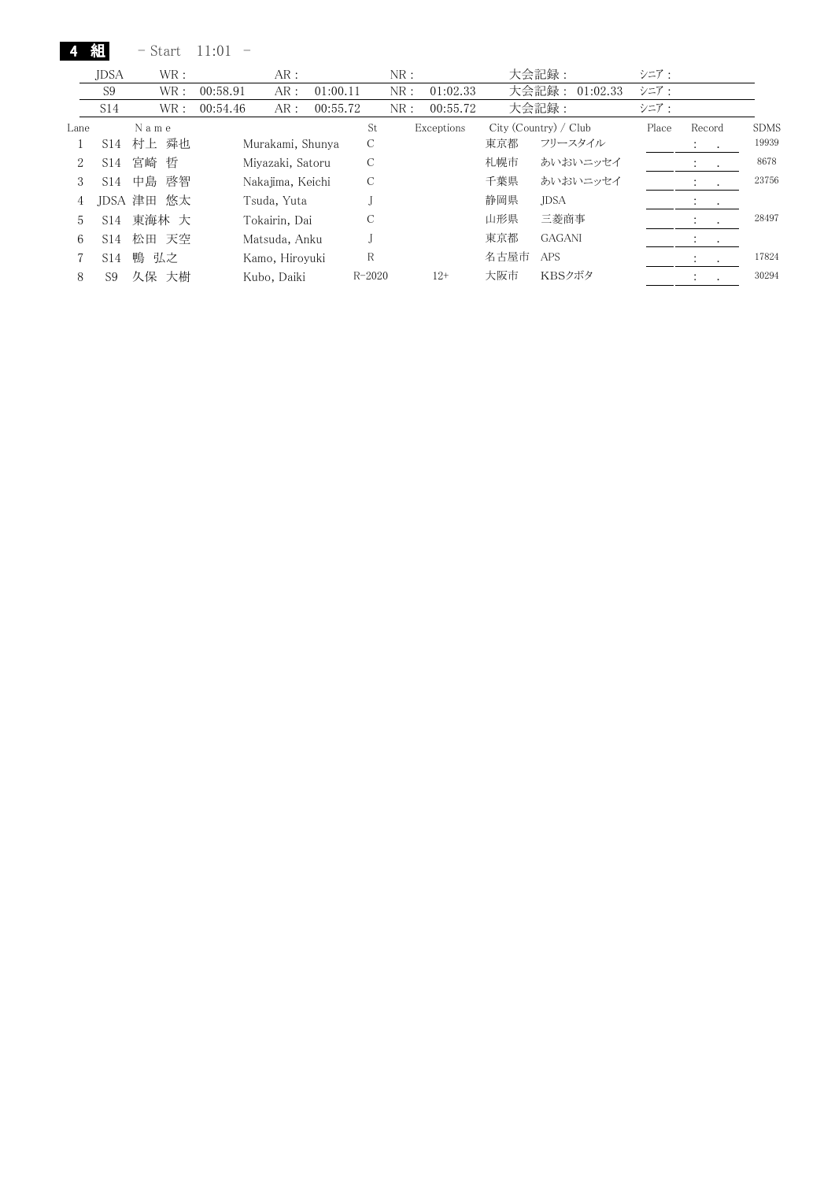## 4 組　－ Start　11:01　－

| | WR : | | AR : | | NR : | | 大会記録 : | シニア : |
|---|---|---|---|---|---|---|---|---|
| JDSA | WR : | | AR : | | NR : | | 大会記録 : | シニア : |
| S9 | WR : | 00:58.91 | AR : | 01:00.11 | NR : | 01:02.33 | 大会記録 : 01:02.33 | シニア : |
| S14 | WR : | 00:54.46 | AR : | 00:55.72 | NR : | 00:55.72 | 大会記録 : | シニア : |

| Lane | | Name | | St | Exceptions | City (Country) / Club | | Place | Record | SDMS |
|---|---|---|---|---|---|---|---|---|---|---|
| 1 | S14 | 村上 舜也 | Murakami, Shunya | C | | 東京都 | フリースタイル | | : . | 19939 |
| 2 | S14 | 宮崎 哲 | Miyazaki, Satoru | C | | 札幌市 | あいおいニッセイ | | : . | 8678 |
| 3 | S14 | 中島 啓智 | Nakajima, Keichi | C | | 千葉県 | あいおいニッセイ | | : . | 23756 |
| 4 | JDSA | 津田 悠太 | Tsuda, Yuta | J | | 静岡県 | JDSA | | : . | |
| 5 | S14 | 東海林 大 | Tokairin, Dai | C | | 山形県 | 三菱商事 | | : . | 28497 |
| 6 | S14 | 松田 天空 | Matsuda, Anku | J | | 東京都 | GAGANI | | : . | |
| 7 | S14 | 鴨 弘之 | Kamo, Hiroyuki | R | | 名古屋市 | APS | | : . | 17824 |
| 8 | S9 | 久保 大樹 | Kubo, Daiki | R-2020 | 12+ | 大阪市 | KBSクボタ | | : . | 30294 |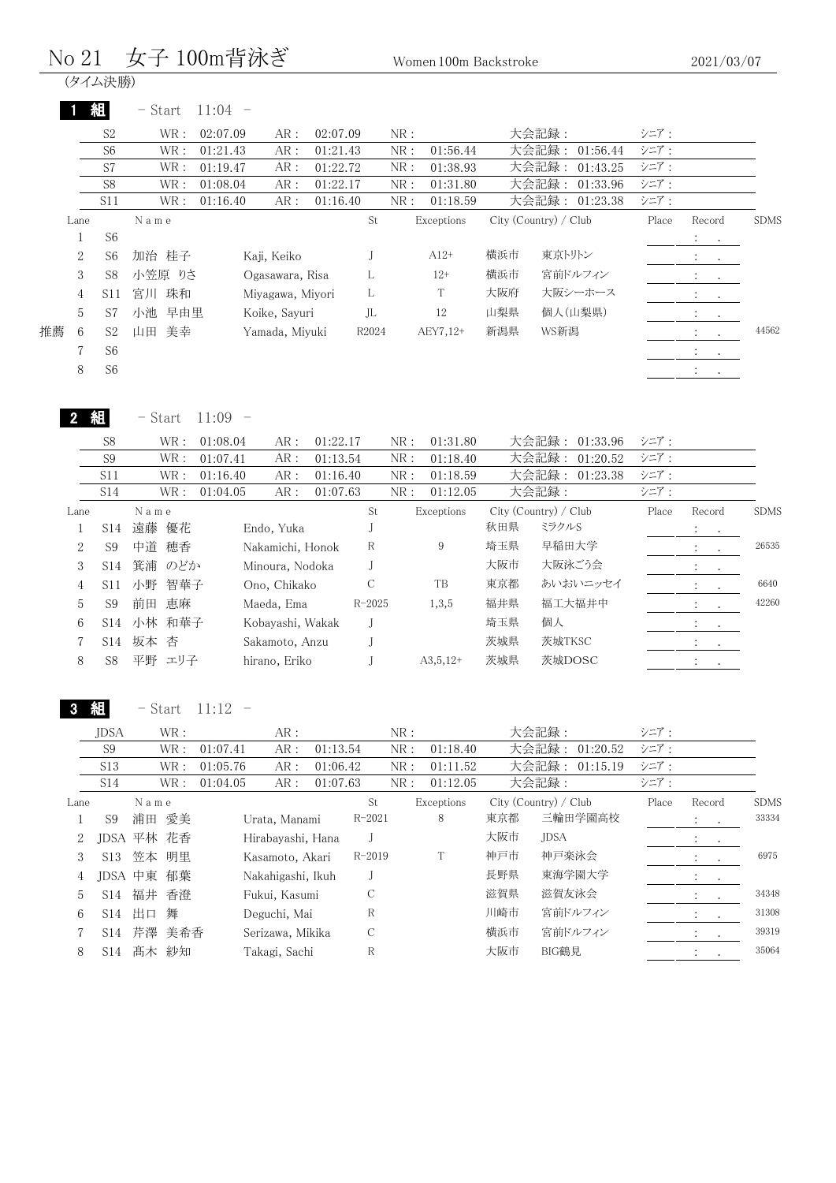# No 21 女子 100m背泳ぎ

Women 100m Backstroke　　2021/03/07

(タイム決勝)

## 1 組 - Start 11:04 -

| | WR | AR | NR | 大会記録 | シニア |
|---|---|---|---|---|---|
| S2 | 02:07.09 | 02:07.09 | | | |
| S6 | 01:21.43 | 01:21.43 | 01:56.44 | 01:56.44 | |
| S7 | 01:19.47 | 01:22.72 | 01:38.93 | 01:43.25 | |
| S8 | 01:08.04 | 01:22.17 | 01:31.80 | 01:33.96 | |
| S11 | 01:16.40 | 01:16.40 | 01:18.59 | 01:23.38 | |

| | Lane | | Name | | St | Exceptions | City (Country) / Club | | Place | Record | SDMS |
|---|---|---|---|---|---|---|---|---|---|---|---|
| | 1 | S6 | | | | | | | | : . | |
| | 2 | S6 | 加治 桂子 | Kaji, Keiko | J | A12+ | 横浜市 | 東京トリトン | | : . | |
| | 3 | S8 | 小笠原 りさ | Ogasawara, Risa | L | 12+ | 横浜市 | 宮前ドルフィン | | : . | |
| | 4 | S11 | 宮川 珠和 | Miyagawa, Miyori | L | T | 大阪府 | 大阪シーホース | | : . | |
| | 5 | S7 | 小池 早由里 | Koike, Sayuri | JL | 12 | 山梨県 | 個人(山梨県) | | : . | |
| 推薦 | 6 | S2 | 山田 美幸 | Yamada, Miyuki | R2024 | AEY7,12+ | 新潟県 | WS新潟 | | : . | 44562 |
| | 7 | S6 | | | | | | | | : . | |
| | 8 | S6 | | | | | | | | : . | |

## 2 組 - Start 11:09 -

| | WR | AR | NR | 大会記録 | シニア |
|---|---|---|---|---|---|
| S8 | 01:08.04 | 01:22.17 | 01:31.80 | 01:33.96 | |
| S9 | 01:07.41 | 01:13.54 | 01:18.40 | 01:20.52 | |
| S11 | 01:16.40 | 01:16.40 | 01:18.59 | 01:23.38 | |
| S14 | 01:04.05 | 01:07.63 | 01:12.05 | | |

| Lane | | Name | | St | Exceptions | City (Country) / Club | | Place | Record | SDMS |
|---|---|---|---|---|---|---|---|---|---|---|
| 1 | S14 | 遠藤 優花 | Endo, Yuka | J | | 秋田県 | ミラクルS | | : . | |
| 2 | S9 | 中道 穂香 | Nakamichi, Honok | R | 9 | 埼玉県 | 早稲田大学 | | : . | 26535 |
| 3 | S14 | 箕浦 のどか | Minoura, Nodoka | J | | 大阪市 | 大阪泳ごう会 | | : . | |
| 4 | S11 | 小野 智華子 | Ono, Chikako | C | TB | 東京都 | あいおいニッセイ | | : . | 6640 |
| 5 | S9 | 前田 恵麻 | Maeda, Ema | R-2025 | 1,3,5 | 福井県 | 福工大福井中 | | : . | 42260 |
| 6 | S14 | 小林 和華子 | Kobayashi, Wakak | J | | 埼玉県 | 個人 | | : . | |
| 7 | S14 | 坂本 杏 | Sakamoto, Anzu | J | | 茨城県 | 茨城TKSC | | : . | |
| 8 | S8 | 平野 エリ子 | hirano, Eriko | J | A3,5,12+ | 茨城県 | 茨城DOSC | | : . | |

## 3 組 - Start 11:12 -

| | WR | AR | NR | 大会記録 | シニア |
|---|---|---|---|---|---|
| JDSA | | | | | |
| S9 | 01:07.41 | 01:13.54 | 01:18.40 | 01:20.52 | |
| S13 | 01:05.76 | 01:06.42 | 01:11.52 | 01:15.19 | |
| S14 | 01:04.05 | 01:07.63 | 01:12.05 | | |

| Lane | | Name | | St | Exceptions | City (Country) / Club | | Place | Record | SDMS |
|---|---|---|---|---|---|---|---|---|---|---|
| 1 | S9 | 浦田 愛美 | Urata, Manami | R-2021 | 8 | 東京都 | 三輪田学園高校 | | : . | 33334 |
| 2 | JDSA | 平林 花香 | Hirabayashi, Hana | J | | 大阪市 | JDSA | | : . | |
| 3 | S13 | 笠本 明里 | Kasamoto, Akari | R-2019 | T | 神戸市 | 神戸楽泳会 | | : . | 6975 |
| 4 | JDSA | 中東 郁葉 | Nakahigashi, Ikuh | J | | 長野県 | 東海学園大学 | | : . | |
| 5 | S14 | 福井 香澄 | Fukui, Kasumi | C | | 滋賀県 | 滋賀友泳会 | | : . | 34348 |
| 6 | S14 | 出口 舞 | Deguchi, Mai | R | | 川崎市 | 宮前ドルフィン | | : . | 31308 |
| 7 | S14 | 芹澤 美希香 | Serizawa, Mikika | C | | 横浜市 | 宮前ドルフィン | | : . | 39319 |
| 8 | S14 | 髙木 紗知 | Takagi, Sachi | R | | 大阪市 | BIG鶴見 | | : . | 35064 |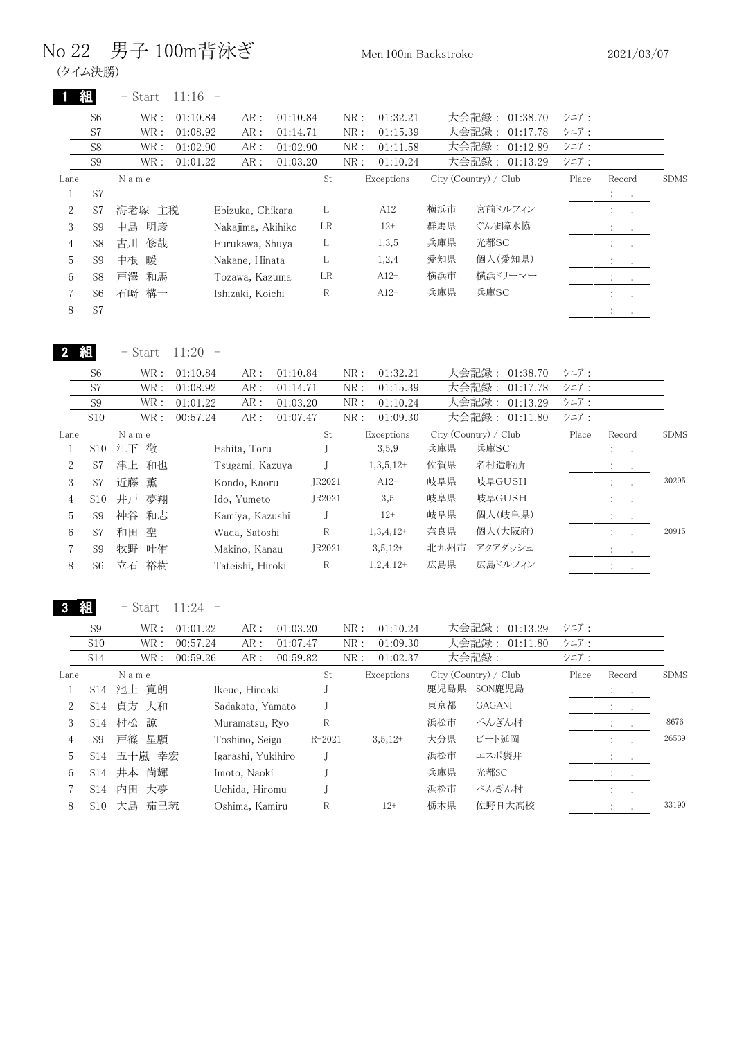# No 22　男子 100m背泳ぎ　Men 100m Backstroke　2021/03/07

(タイム決勝)

## 1 組　－ Start　11:16　－

| Class | WR | AR | NR | 大会記録 | シニア |
|---|---|---|---|---|---|
| S6 | 01:10.84 | 01:10.84 | 01:32.21 | 01:38.70 | |
| S7 | 01:08.92 | 01:14.71 | 01:15.39 | 01:17.78 | |
| S8 | 01:02.90 | 01:02.90 | 01:11.58 | 01:12.89 | |
| S9 | 01:01.22 | 01:03.20 | 01:10.24 | 01:13.29 | |

| Lane | | Name | | St | Exceptions | City (Country) / Club | | Place | Record | SDMS |
|---|---|---|---|---|---|---|---|---|---|---|
| 1 | S7 | | | | | | | | : . | |
| 2 | S7 | 海老塚 主税 | Ebizuka, Chikara | L | A12 | 横浜市 | 宮前ドルフィン | | : . | |
| 3 | S9 | 中島 明彦 | Nakajima, Akihiko | LR | 12+ | 群馬県 | ぐんま障水協 | | : . | |
| 4 | S8 | 古川 修哉 | Furukawa, Shuya | L | 1,3,5 | 兵庫県 | 光都SC | | : . | |
| 5 | S9 | 中根 暖 | Nakane, Hinata | L | 1,2,4 | 愛知県 | 個人(愛知県) | | : . | |
| 6 | S8 | 戸澤 和馬 | Tozawa, Kazuma | LR | A12+ | 横浜市 | 横浜ドリーマー | | : . | |
| 7 | S6 | 石崎 構一 | Ishizaki, Koichi | R | A12+ | 兵庫県 | 兵庫SC | | : . | |
| 8 | S7 | | | | | | | | : . | |

## 2 組　－ Start　11:20　－

| Class | WR | AR | NR | 大会記録 | シニア |
|---|---|---|---|---|---|
| S6 | 01:10.84 | 01:10.84 | 01:32.21 | 01:38.70 | |
| S7 | 01:08.92 | 01:14.71 | 01:15.39 | 01:17.78 | |
| S9 | 01:01.22 | 01:03.20 | 01:10.24 | 01:13.29 | |
| S10 | 00:57.24 | 01:07.47 | 01:09.30 | 01:11.80 | |

| Lane | | Name | | St | Exceptions | City (Country) / Club | | Place | Record | SDMS |
|---|---|---|---|---|---|---|---|---|---|---|
| 1 | S10 | 江下 徹 | Eshita, Toru | J | 3,5,9 | 兵庫県 | 兵庫SC | | : . | |
| 2 | S7 | 津上 和也 | Tsugami, Kazuya | J | 1,3,5,12+ | 佐賀県 | 名村造船所 | | : . | |
| 3 | S7 | 近藤 薫 | Kondo, Kaoru | JR2021 | A12+ | 岐阜県 | 岐阜GUSH | | : . | 30295 |
| 4 | S10 | 井戸 夢翔 | Ido, Yumeto | JR2021 | 3,5 | 岐阜県 | 岐阜GUSH | | : . | |
| 5 | S9 | 神谷 和志 | Kamiya, Kazushi | J | 12+ | 岐阜県 | 個人(岐阜県) | | : . | |
| 6 | S7 | 和田 聖 | Wada, Satoshi | R | 1,3,4,12+ | 奈良県 | 個人(大阪府) | | : . | 20915 |
| 7 | S9 | 牧野 叶侑 | Makino, Kanau | JR2021 | 3,5,12+ | 北九州市 | アクアダッシュ | | : . | |
| 8 | S6 | 立石 裕樹 | Tateishi, Hiroki | R | 1,2,4,12+ | 広島県 | 広島ドルフィン | | : . | |

## 3 組　－ Start　11:24　－

| Class | WR | AR | NR | 大会記録 | シニア |
|---|---|---|---|---|---|
| S9 | 01:01.22 | 01:03.20 | 01:10.24 | 01:13.29 | |
| S10 | 00:57.24 | 01:07.47 | 01:09.30 | 01:11.80 | |
| S14 | 00:59.26 | 00:59.82 | 01:02.37 | | |

| Lane | | Name | | St | Exceptions | City (Country) / Club | | Place | Record | SDMS |
|---|---|---|---|---|---|---|---|---|---|---|
| 1 | S14 | 池上 寛朗 | Ikeue, Hiroaki | J | | 鹿児島県 | SON鹿児島 | | : . | |
| 2 | S14 | 貞方 大和 | Sadakata, Yamato | J | | 東京都 | GAGANI | | : . | |
| 3 | S14 | 村松 諒 | Muramatsu, Ryo | R | | 浜松市 | ぺんぎん村 | | : . | 8676 |
| 4 | S9 | 戸篠 星願 | Toshino, Seiga | R-2021 | 3,5,12+ | 大分県 | ビート延岡 | | : . | 26539 |
| 5 | S14 | 五十嵐 幸宏 | Igarashi, Yukihiro | J | | 浜松市 | エスポ袋井 | | : . | |
| 6 | S14 | 井本 尚輝 | Imoto, Naoki | J | | 兵庫県 | 光都SC | | : . | |
| 7 | S14 | 内田 大夢 | Uchida, Hiromu | J | | 浜松市 | ぺんぎん村 | | : . | |
| 8 | S10 | 大島 茄巳琉 | Oshima, Kamiru | R | 12+ | 栃木県 | 佐野日大高校 | | : . | 33190 |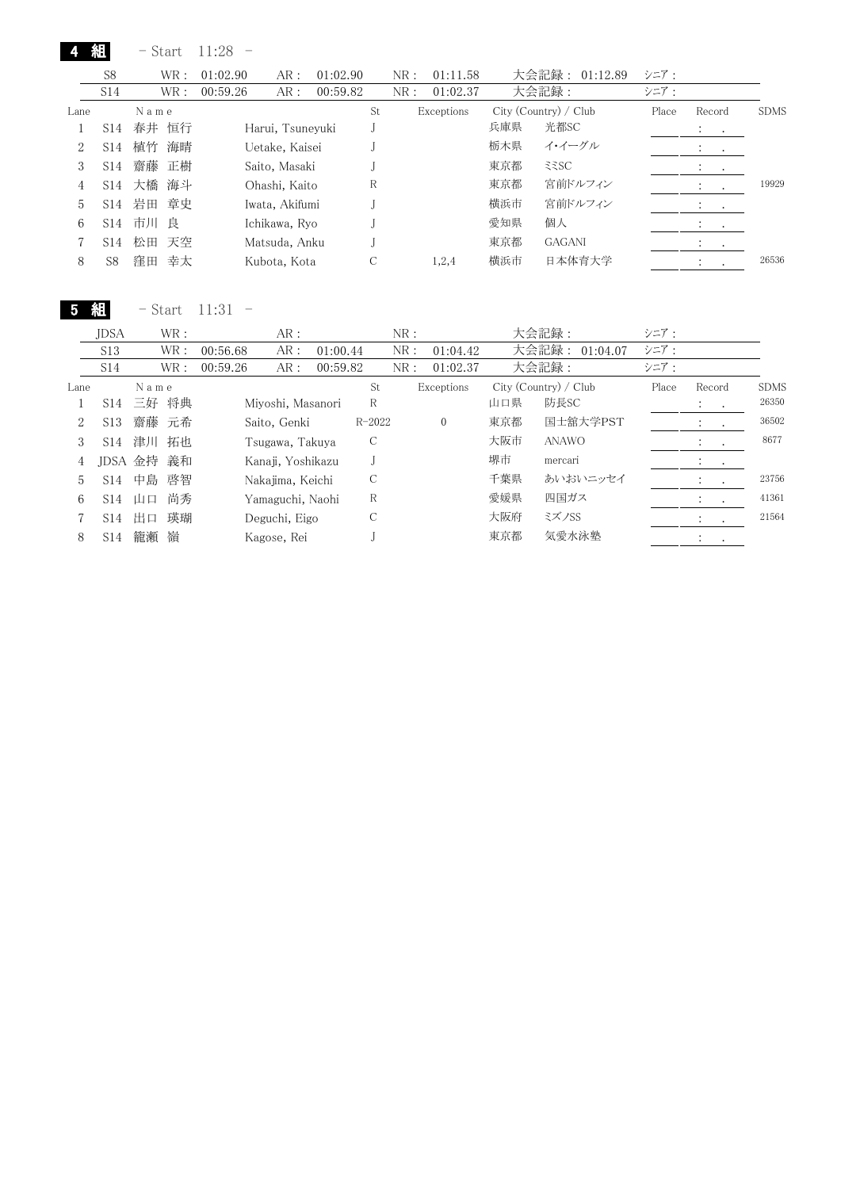## 4 組 - Start 11:28 -

| | WR : | | AR : | | NR : | | 大会記録 : | シニア : |
|---|---|---|---|---|---|---|---|---|
| S8 | WR : | 01:02.90 | AR : | 01:02.90 | NR : | 01:11.58 | 大会記録 : 01:12.89 | シニア : |
| S14 | WR : | 00:59.26 | AR : | 00:59.82 | NR : | 01:02.37 | 大会記録 : | シニア : |

| Lane | | Name | | St | Exceptions | City (Country) / Club | | Place | Record | SDMS |
|---|---|---|---|---|---|---|---|---|---|---|
| 1 | S14 | 春井 恒行 | Harui, Tsuneyuki | J | | 兵庫県 | 光都SC | | : . | |
| 2 | S14 | 植竹 海晴 | Uetake, Kaisei | J | | 栃木県 | イ・イーグル | | : . | |
| 3 | S14 | 齋藤 正樹 | Saito, Masaki | J | | 東京都 | ﾐﾐSC | | : . | |
| 4 | S14 | 大橋 海斗 | Ohashi, Kaito | R | | 東京都 | 宮前ドルフィン | | : . | 19929 |
| 5 | S14 | 岩田 章史 | Iwata, Akifumi | J | | 横浜市 | 宮前ドルフィン | | : . | |
| 6 | S14 | 市川 良 | Ichikawa, Ryo | J | | 愛知県 | 個人 | | : . | |
| 7 | S14 | 松田 天空 | Matsuda, Anku | J | | 東京都 | GAGANI | | : . | |
| 8 | S8 | 窪田 幸太 | Kubota, Kota | C | 1,2,4 | 横浜市 | 日本体育大学 | | : . | 26536 |

## 5 組 - Start 11:31 -

| | WR : | | AR : | | NR : | | 大会記録 : | シニア : |
|---|---|---|---|---|---|---|---|---|
| JDSA | WR : | | AR : | | NR : | | 大会記録 : | シニア : |
| S13 | WR : | 00:56.68 | AR : | 01:00.44 | NR : | 01:04.42 | 大会記録 : 01:04.07 | シニア : |
| S14 | WR : | 00:59.26 | AR : | 00:59.82 | NR : | 01:02.37 | 大会記録 : | シニア : |

| Lane | | Name | | St | Exceptions | City (Country) / Club | | Place | Record | SDMS |
|---|---|---|---|---|---|---|---|---|---|---|
| 1 | S14 | 三好 将典 | Miyoshi, Masanori | R | | 山口県 | 防長SC | | : . | 26350 |
| 2 | S13 | 齋藤 元希 | Saito, Genki | R-2022 | 0 | 東京都 | 国士舘大学PST | | : . | 36502 |
| 3 | S14 | 津川 拓也 | Tsugawa, Takuya | C | | 大阪市 | ANAWO | | : . | 8677 |
| 4 | JDSA | 金持 義和 | Kanaji, Yoshikazu | J | | 堺市 | mercari | | : . | |
| 5 | S14 | 中島 啓智 | Nakajima, Keichi | C | | 千葉県 | あいおいニッセイ | | : . | 23756 |
| 6 | S14 | 山口 尚秀 | Yamaguchi, Naohi | R | | 愛媛県 | 四国ガス | | : . | 41361 |
| 7 | S14 | 出口 瑛瑚 | Deguchi, Eigo | C | | 大阪府 | ミズノSS | | : . | 21564 |
| 8 | S14 | 籠瀬 嶺 | Kagose, Rei | J | | 東京都 | 気愛水泳塾 | | : . | |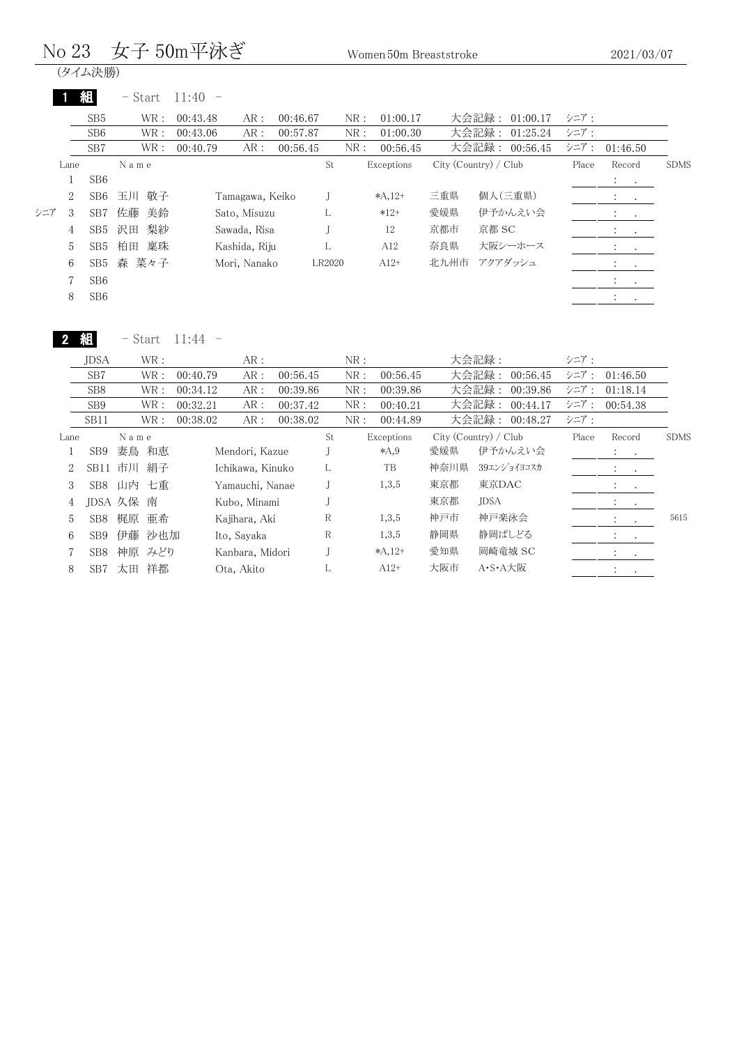# No 23　女子 50m平泳ぎ

Women 50m Breaststroke　2021/03/07

(タイム決勝)

## 1 組　- Start 11:40 -

| | WR | AR | NR | 大会記録 | シニア |
|---|---|---|---|---|---|
| SB5 | 00:43.48 | 00:46.67 | 01:00.17 | 01:00.17 | |
| SB6 | 00:43.06 | 00:57.87 | 01:00.30 | 01:25.24 | |
| SB7 | 00:40.79 | 00:56.45 | 00:56.45 | 00:56.45 | 01:46.50 |

| | Lane | | Name | | St | Exceptions | City (Country) / Club | | Place | Record | SDMS |
|---|---|---|---|---|---|---|---|---|---|---|---|
| | 1 | SB6 | | | | | | | | : . | |
| | 2 | SB6 | 玉川 敬子 | Tamagawa, Keiko | J | *A,12+ | 三重県 | 個人(三重県) | | : . | |
| シニア | 3 | SB7 | 佐藤 美鈴 | Sato, Misuzu | L | *12+ | 愛媛県 | 伊予かんえい会 | | : . | |
| | 4 | SB5 | 沢田 梨紗 | Sawada, Risa | J | 12 | 京都市 | 京都 SC | | : . | |
| | 5 | SB5 | 柏田 稟珠 | Kashida, Riju | L | A12 | 奈良県 | 大阪シーホース | | : . | |
| | 6 | SB5 | 森 菜々子 | Mori, Nanako | LR2020 | A12+ | 北九州市 | アクアダッシュ | | : . | |
| | 7 | SB6 | | | | | | | | : . | |
| | 8 | SB6 | | | | | | | | : . | |

## 2 組　- Start 11:44 -

| | WR | AR | NR | 大会記録 | シニア |
|---|---|---|---|---|---|
| JDSA | | | | | |
| SB7 | 00:40.79 | 00:56.45 | 00:56.45 | 00:56.45 | 01:46.50 |
| SB8 | 00:34.12 | 00:39.86 | 00:39.86 | 00:39.86 | 01:18.14 |
| SB9 | 00:32.21 | 00:37.42 | 00:40.21 | 00:44.17 | 00:54.38 |
| SB11 | 00:38.02 | 00:38.02 | 00:44.89 | 00:48.27 | |

| Lane | | Name | | St | Exceptions | City (Country) / Club | | Place | Record | SDMS |
|---|---|---|---|---|---|---|---|---|---|---|
| 1 | SB9 | 妻鳥 和恵 | Mendori, Kazue | J | *A,9 | 愛媛県 | 伊予かんえい会 | | : . | |
| 2 | SB11 | 市川 絹子 | Ichikawa, Kinuko | L | TB | 神奈川県 | 39ｴﾝｼﾞｮｲﾖｺｽｶ | | : . | |
| 3 | SB8 | 山内 七重 | Yamauchi, Nanae | J | 1,3,5 | 東京都 | 東京DAC | | : . | |
| 4 | JDSA | 久保 南 | Kubo, Minami | J | | 東京都 | JDSA | | : . | |
| 5 | SB8 | 梶原 亜希 | Kajihara, Aki | R | 1,3,5 | 神戸市 | 神戸楽泳会 | | : . | 5615 |
| 6 | SB9 | 伊藤 沙也加 | Ito, Sayaka | R | 1,3,5 | 静岡県 | 静岡ぱしどる | | : . | |
| 7 | SB8 | 神原 みどり | Kanbara, Midori | J | *A,12+ | 愛知県 | 岡崎竜城 SC | | : . | |
| 8 | SB7 | 太田 祥都 | Ota, Akito | L | A12+ | 大阪市 | A･S･A大阪 | | : . | |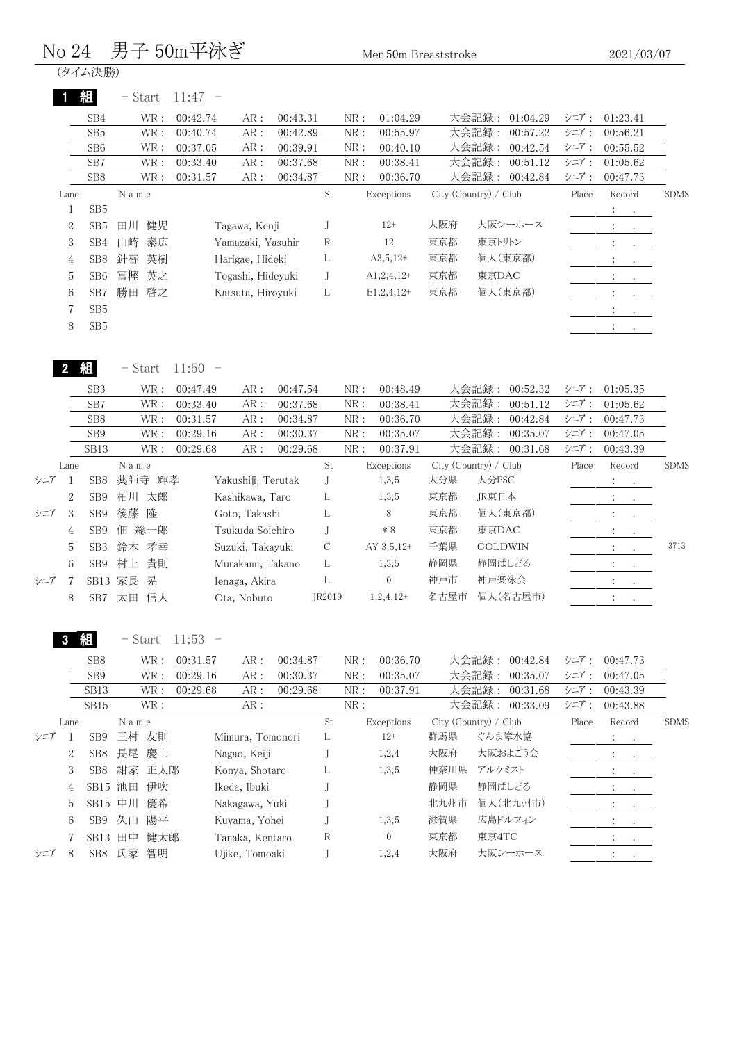# No 24　男子 50m平泳ぎ

Men 50m Breaststroke　2021/03/07

(タイム決勝)

## 1 組　- Start 11:47 -

| Class | WR | AR | NR | 大会記録 | シニア |
|---|---|---|---|---|---|
| SB4 | 00:42.74 | 00:43.31 | 01:04.29 | 01:04.29 | 01:23.41 |
| SB5 | 00:40.74 | 00:42.89 | 00:55.97 | 00:57.22 | 00:56.21 |
| SB6 | 00:37.05 | 00:39.91 | 00:40.10 | 00:42.54 | 00:55.52 |
| SB7 | 00:33.40 | 00:37.68 | 00:38.41 | 00:51.12 | 01:05.62 |
| SB8 | 00:31.57 | 00:34.87 | 00:36.70 | 00:42.84 | 00:47.73 |

| | Lane | Class | Name | | St | Exceptions | City (Country) / Club | | Place | Record | SDMS |
|---|---|---|---|---|---|---|---|---|---|---|---|
| | 1 | SB5 | | | | | | | | : . | |
| | 2 | SB5 | 田川 健児 | Tagawa, Kenji | J | 12+ | 大阪府 | 大阪シーホース | | : . | |
| | 3 | SB4 | 山崎 泰広 | Yamazaki, Yasuhir | R | 12 | 東京都 | 東京トリトン | | : . | |
| | 4 | SB8 | 針替 英樹 | Harigae, Hideki | L | A3,5,12+ | 東京都 | 個人(東京都) | | : . | |
| | 5 | SB6 | 冨樫 英之 | Togashi, Hideyuki | J | A1,2,4,12+ | 東京都 | 東京DAC | | : . | |
| | 6 | SB7 | 勝田 啓之 | Katsuta, Hiroyuki | L | E1,2,4,12+ | 東京都 | 個人(東京都) | | : . | |
| | 7 | SB5 | | | | | | | | : . | |
| | 8 | SB5 | | | | | | | | : . | |

## 2 組　- Start 11:50 -

| Class | WR | AR | NR | 大会記録 | シニア |
|---|---|---|---|---|---|
| SB3 | 00:47.49 | 00:47.54 | 00:48.49 | 00:52.32 | 01:05.35 |
| SB7 | 00:33.40 | 00:37.68 | 00:38.41 | 00:51.12 | 01:05.62 |
| SB8 | 00:31.57 | 00:34.87 | 00:36.70 | 00:42.84 | 00:47.73 |
| SB9 | 00:29.16 | 00:30.37 | 00:35.07 | 00:35.07 | 00:47.05 |
| SB13 | 00:29.68 | 00:29.68 | 00:37.91 | 00:31.68 | 00:43.39 |

| | Lane | Class | Name | | St | Exceptions | City (Country) / Club | | Place | Record | SDMS |
|---|---|---|---|---|---|---|---|---|---|---|---|
| シニア | 1 | SB8 | 薬師寺 輝孝 | Yakushiji, Terutak | J | 1,3,5 | 大分県 | 大分PSC | | : . | |
| | 2 | SB9 | 柏川 太郎 | Kashikawa, Taro | L | 1,3,5 | 東京都 | JR東日本 | | : . | |
| シニア | 3 | SB9 | 後藤 隆 | Goto, Takashi | L | 8 | 東京都 | 個人(東京都) | | : . | |
| | 4 | SB9 | 佃 総一郎 | Tsukuda Soichiro | J | *8 | 東京都 | 東京DAC | | : . | |
| | 5 | SB3 | 鈴木 孝幸 | Suzuki, Takayuki | C | AY 3,5,12+ | 千葉県 | GOLDWIN | | : . | 3713 |
| | 6 | SB9 | 村上 貴則 | Murakami, Takano | L | 1,3,5 | 静岡県 | 静岡ぱしどる | | : . | |
| シニア | 7 | SB13 | 家長 晃 | Ienaga, Akira | L | 0 | 神戸市 | 神戸楽泳会 | | : . | |
| | 8 | SB7 | 太田 信人 | Ota, Nobuto | JR2019 | 1,2,4,12+ | 名古屋市 | 個人(名古屋市) | | : . | |

## 3 組　- Start 11:53 -

| Class | WR | AR | NR | 大会記録 | シニア |
|---|---|---|---|---|---|
| SB8 | 00:31.57 | 00:34.87 | 00:36.70 | 00:42.84 | 00:47.73 |
| SB9 | 00:29.16 | 00:30.37 | 00:35.07 | 00:35.07 | 00:47.05 |
| SB13 | 00:29.68 | 00:29.68 | 00:37.91 | 00:31.68 | 00:43.39 |
| SB15 | | | | 00:33.09 | 00:43.88 |

| | Lane | Class | Name | | St | Exceptions | City (Country) / Club | | Place | Record | SDMS |
|---|---|---|---|---|---|---|---|---|---|---|---|
| シニア | 1 | SB9 | 三村 友則 | Mimura, Tomonori | L | 12+ | 群馬県 | ぐんま障水協 | | : . | |
| | 2 | SB8 | 長尾 慶士 | Nagao, Keiji | J | 1,2,4 | 大阪府 | 大阪およごう会 | | : . | |
| | 3 | SB8 | 紺家 正太郎 | Konya, Shotaro | L | 1,3,5 | 神奈川県 | アルケミスト | | : . | |
| | 4 | SB15 | 池田 伊吹 | Ikeda, Ibuki | J | | 静岡県 | 静岡ぱしどる | | : . | |
| | 5 | SB15 | 中川 優希 | Nakagawa, Yuki | J | | 北九州市 | 個人(北九州市) | | : . | |
| | 6 | SB9 | 久山 陽平 | Kuyama, Yohei | J | 1,3,5 | 滋賀県 | 広島ドルフィン | | : . | |
| | 7 | SB13 | 田中 健太郎 | Tanaka, Kentaro | R | 0 | 東京都 | 東京4TC | | : . | |
| シニア | 8 | SB8 | 氏家 智明 | Ujike, Tomoaki | J | 1,2,4 | 大阪府 | 大阪シーホース | | : . | |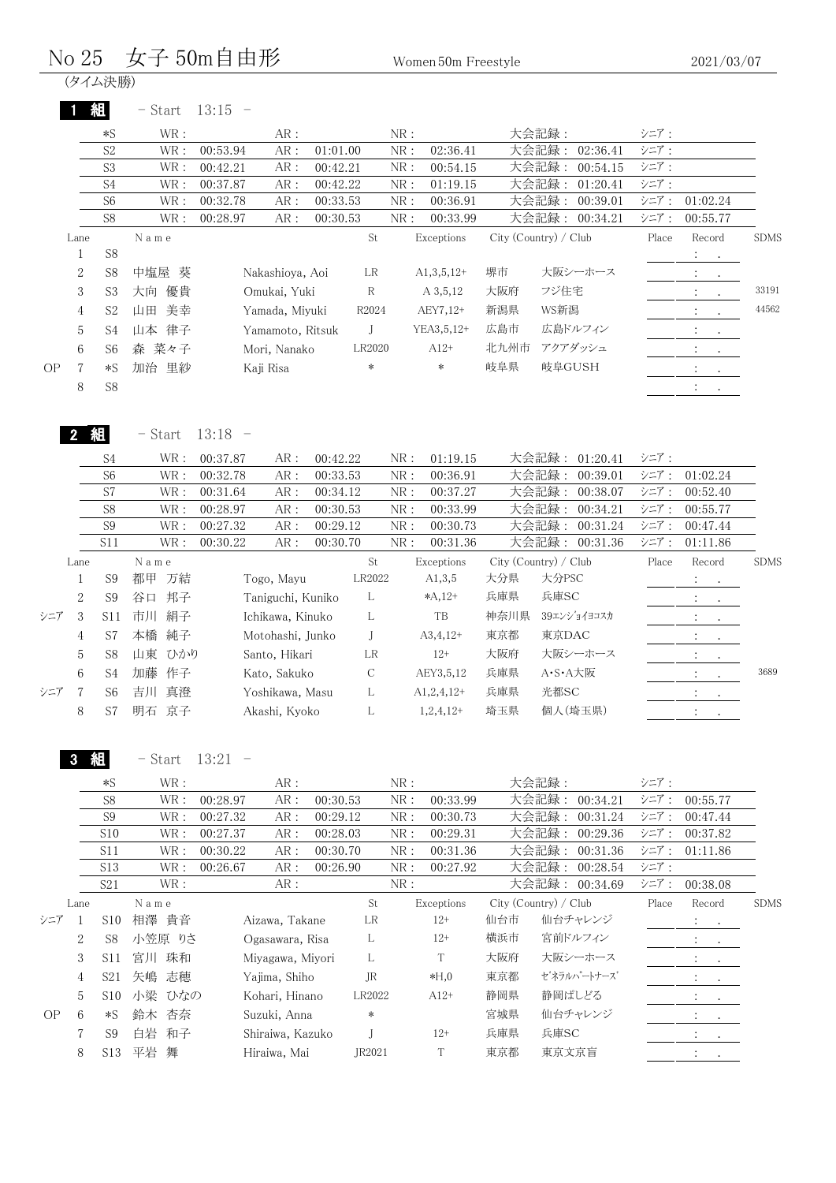# No 25　女子 50m自由形

Women 50m Freestyle　　2021/03/07

(タイム決勝)

## 1 組　- Start　13:15 -

| | WR | AR | NR | 大会記録 | シニア |
|---|---|---|---|---|---|
| *S | WR : | AR : | NR : | 大会記録 : | シニア : |
| S2 | 00:53.94 | 01:01.00 | 02:36.41 | 02:36.41 | |
| S3 | 00:42.21 | 00:42.21 | 00:54.15 | 00:54.15 | |
| S4 | 00:37.87 | 00:42.22 | 01:19.15 | 01:20.41 | |
| S6 | 00:32.78 | 00:33.53 | 00:36.91 | 00:39.01 | 01:02.24 |
| S8 | 00:28.97 | 00:30.53 | 00:33.99 | 00:34.21 | 00:55.77 |

| | Lane | | Name | | St | Exceptions | City (Country) / Club | | Place | Record | SDMS |
|---|---|---|---|---|---|---|---|---|---|---|---|
| | 1 | S8 | | | | | | | | : . | |
| | 2 | S8 | 中塩屋 葵 | Nakashioya, Aoi | LR | A1,3,5,12+ | 堺市 | 大阪シーホース | | : . | |
| | 3 | S3 | 大向 優貴 | Omukai, Yuki | R | A 3,5,12 | 大阪府 | フジ住宅 | | : . | 33191 |
| | 4 | S2 | 山田 美幸 | Yamada, Miyuki | R2024 | AEY7,12+ | 新潟県 | WS新潟 | | : . | 44562 |
| | 5 | S4 | 山本 律子 | Yamamoto, Ritsuk | J | YEA3,5,12+ | 広島市 | 広島ドルフィン | | : . | |
| | 6 | S6 | 森 菜々子 | Mori, Nanako | LR2020 | A12+ | 北九州市 | アクアダッシュ | | : . | |
| OP | 7 | *S | 加治 里紗 | Kaji Risa | * | * | 岐阜県 | 岐阜GUSH | | : . | |
| | 8 | S8 | | | | | | | | : . | |

## 2 組　- Start　13:18 -

| | WR | AR | NR | 大会記録 | シニア |
|---|---|---|---|---|---|
| S4 | 00:37.87 | 00:42.22 | 01:19.15 | 01:20.41 | |
| S6 | 00:32.78 | 00:33.53 | 00:36.91 | 00:39.01 | 01:02.24 |
| S7 | 00:31.64 | 00:34.12 | 00:37.27 | 00:38.07 | 00:52.40 |
| S8 | 00:28.97 | 00:30.53 | 00:33.99 | 00:34.21 | 00:55.77 |
| S9 | 00:27.32 | 00:29.12 | 00:30.73 | 00:31.24 | 00:47.44 |
| S11 | 00:30.22 | 00:30.70 | 00:31.36 | 00:31.36 | 01:11.86 |

| | Lane | | Name | | St | Exceptions | City (Country) / Club | | Place | Record | SDMS |
|---|---|---|---|---|---|---|---|---|---|---|---|
| | 1 | S9 | 都甲 万結 | Togo, Mayu | LR2022 | A1,3,5 | 大分県 | 大分PSC | | : . | |
| | 2 | S9 | 谷口 邦子 | Taniguchi, Kuniko | L | *A,12+ | 兵庫県 | 兵庫SC | | : . | |
| シニア | 3 | S11 | 市川 絹子 | Ichikawa, Kinuko | L | TB | 神奈川県 | 39ｴﾝｼﾞｮｲﾖｺｽｶ | | : . | |
| | 4 | S7 | 本橋 純子 | Motohashi, Junko | J | A3,4,12+ | 東京都 | 東京DAC | | : . | |
| | 5 | S8 | 山東 ひかり | Santo, Hikari | LR | 12+ | 大阪府 | 大阪シーホース | | : . | |
| | 6 | S4 | 加藤 作子 | Kato, Sakuko | C | AEY3,5,12 | 兵庫県 | A･S･A大阪 | | : . | 3689 |
| シニア | 7 | S6 | 吉川 真澄 | Yoshikawa, Masu | L | A1,2,4,12+ | 兵庫県 | 光都SC | | : . | |
| | 8 | S7 | 明石 京子 | Akashi, Kyoko | L | 1,2,4,12+ | 埼玉県 | 個人(埼玉県) | | : . | |

## 3 組　- Start　13:21 -

| | WR | AR | NR | 大会記録 | シニア |
|---|---|---|---|---|---|
| *S | WR : | AR : | NR : | 大会記録 : | シニア : |
| S8 | 00:28.97 | 00:30.53 | 00:33.99 | 00:34.21 | 00:55.77 |
| S9 | 00:27.32 | 00:29.12 | 00:30.73 | 00:31.24 | 00:47.44 |
| S10 | 00:27.37 | 00:28.03 | 00:29.31 | 00:29.36 | 00:37.82 |
| S11 | 00:30.22 | 00:30.70 | 00:31.36 | 00:31.36 | 01:11.86 |
| S13 | 00:26.67 | 00:26.90 | 00:27.92 | 00:28.54 | |
| S21 | | | | 00:34.69 | 00:38.08 |

| | Lane | | Name | | St | Exceptions | City (Country) / Club | | Place | Record | SDMS |
|---|---|---|---|---|---|---|---|---|---|---|---|
| シニア | 1 | S10 | 相澤 貴音 | Aizawa, Takane | LR | 12+ | 仙台市 | 仙台チャレンジ | | : . | |
| | 2 | S8 | 小笠原 りさ | Ogasawara, Risa | L | 12+ | 横浜市 | 宮前ドルフィン | | : . | |
| | 3 | S11 | 宮川 珠和 | Miyagawa, Miyori | L | T | 大阪府 | 大阪シーホース | | : . | |
| | 4 | S21 | 矢嶋 志穂 | Yajima, Shiho | JR | *H,0 | 東京都 | ｾﾞﾈﾗﾙﾊﾟｰﾄﾅｰｽﾞ | | : . | |
| | 5 | S10 | 小梁 ひなの | Kohari, Hinano | LR2022 | A12+ | 静岡県 | 静岡ぱしどる | | : . | |
| OP | 6 | *S | 鈴木 杏奈 | Suzuki, Anna | * | | 宮城県 | 仙台チャレンジ | | : . | |
| | 7 | S9 | 白岩 和子 | Shiraiwa, Kazuko | J | 12+ | 兵庫県 | 兵庫SC | | : . | |
| | 8 | S13 | 平岩 舞 | Hiraiwa, Mai | JR2021 | T | 東京都 | 東京文京盲 | | : . | |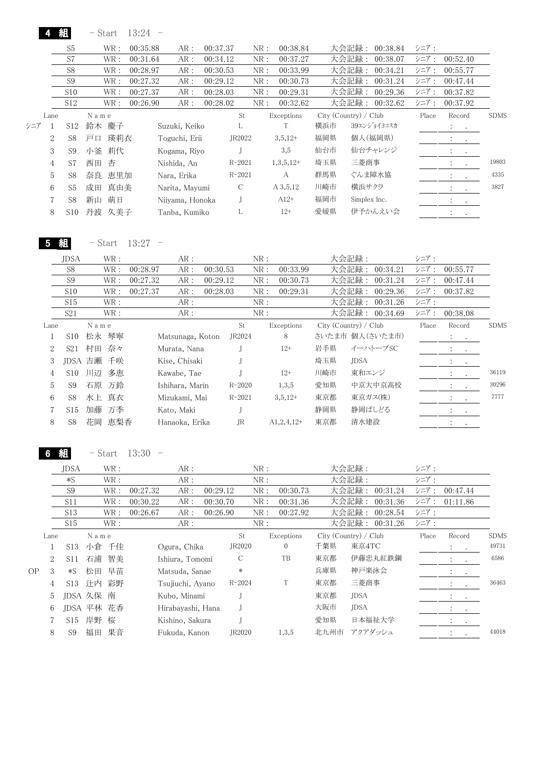## 4 組 - Start 13:24 -

| | WR | AR | NR | 大会記録 | シニア |
|---|---|---|---|---|---|
| S5 | 00:35.88 | 00:37.37 | 00:38.84 | 00:38.84 | |
| S7 | 00:31.64 | 00:34.12 | 00:37.27 | 00:38.07 | 00:52.40 |
| S8 | 00:28.97 | 00:30.53 | 00:33.99 | 00:34.21 | 00:55.77 |
| S9 | 00:27.32 | 00:29.12 | 00:30.73 | 00:31.24 | 00:47.44 |
| S10 | 00:27.37 | 00:28.03 | 00:29.31 | 00:29.36 | 00:37.82 |
| S12 | 00:26.90 | 00:28.02 | 00:32.62 | 00:32.62 | 00:37.92 |

| | Lane | | Name | | St | Exceptions | City (Country) / Club | | Place | Record | SDMS |
|---|---|---|---|---|---|---|---|---|---|---|---|
| シニア | 1 | S12 | 鈴木 慶子 | Suzuki, Keiko | L | T | 横浜市 | 39ｴﾝｼﾞｮｲﾖｺｽｶ | | : . | |
| | 2 | S8 | 戸口 瑛莉衣 | Toguchi, Erii | JR2022 | 3,5,12+ | 福岡県 | 個人(福岡県) | | : . | |
| | 3 | S9 | 小釜 莉代 | Kogama, Riyo | J | 3,5 | 仙台市 | 仙台チャレンジ | | : . | |
| | 4 | S7 | 西田 杏 | Nishida, An | R-2021 | 1,3,5,12+ | 埼玉県 | 三菱商事 | | : . | 19803 |
| | 5 | S8 | 奈良 恵里加 | Nara, Erika | R-2021 | A | 群馬県 | ぐんま障水協 | | : . | 4335 |
| | 6 | S5 | 成田 真由美 | Narita, Mayumi | C | A 3,5,12 | 川崎市 | 横浜サクラ | | : . | 3827 |
| | 7 | S8 | 新山 萌日 | Niiyama, Honoka | J | A12+ | 福岡市 | Simplex Inc. | | : . | |
| | 8 | S10 | 丹波 久美子 | Tanba, Kumiko | L | 12+ | 愛媛県 | 伊予かんえい会 | | : . | |

## 5 組 - Start 13:27 -

| | WR | AR | NR | 大会記録 | シニア |
|---|---|---|---|---|---|
| JDSA | | | | | |
| S8 | 00:28.97 | 00:30.53 | 00:33.99 | 00:34.21 | 00:55.77 |
| S9 | 00:27.32 | 00:29.12 | 00:30.73 | 00:31.24 | 00:47.44 |
| S10 | 00:27.37 | 00:28.03 | 00:29.31 | 00:29.36 | 00:37.82 |
| S15 | | | | 00:31.26 | |
| S21 | | | | 00:34.69 | 00:38.08 |

| Lane | | Name | | St | Exceptions | City (Country) / Club | | Place | Record | SDMS |
|---|---|---|---|---|---|---|---|---|---|---|
| 1 | S10 | 松永 琴寧 | Matsunaga, Koton | JR2024 | 8 | さいたま市 | 個人(さいたま市) | | : . | |
| 2 | S21 | 村田 奈々 | Murata, Nana | J | 12+ | 岩手県 | イーハトーブSC | | : . | |
| 3 | JDSA | 吉瀬 千咲 | Kise, Chisaki | J | | 埼玉県 | JDSA | | : . | |
| 4 | S10 | 川辺 多恵 | Kawabe, Tae | J | 12+ | 川崎市 | 東和エンジ | | : . | 36119 |
| 5 | S9 | 石原 万鈴 | Ishihara, Marin | R-2020 | 1,3,5 | 愛知県 | 中京大中京高校 | | : . | 30296 |
| 6 | S8 | 水上 真衣 | Mizukami, Mai | R-2021 | 3,5,12+ | 東京都 | 東京ガス(株) | | : . | 7777 |
| 7 | S15 | 加藤 万季 | Kato, Maki | J | | 静岡県 | 静岡ぱしどる | | : . | |
| 8 | S8 | 花岡 恵梨香 | Hanaoka, Erika | JR | A1,2,4,12+ | 東京都 | 清水建設 | | : . | |

## 6 組 - Start 13:30 -

| | WR | AR | NR | 大会記録 | シニア |
|---|---|---|---|---|---|
| JDSA | | | | | |
| *S | | | | | |
| S9 | 00:27.32 | 00:29.12 | 00:30.73 | 00:31.24 | 00:47.44 |
| S11 | 00:30.22 | 00:30.70 | 00:31.36 | 00:31.36 | 01:11.86 |
| S13 | 00:26.67 | 00:26.90 | 00:27.92 | 00:28.54 | |
| S15 | | | | 00:31.26 | |

| | Lane | | Name | | St | Exceptions | City (Country) / Club | | Place | Record | SDMS |
|---|---|---|---|---|---|---|---|---|---|---|---|
| | 1 | S13 | 小倉 千佳 | Ogura, Chika | JR2020 | 0 | 千葉県 | 東京4TC | | : . | 49731 |
| | 2 | S11 | 石浦 智美 | Ishiura, Tomomi | C | TB | 東京都 | 伊藤忠丸紅鉄鋼 | | : . | 6586 |
| OP | 3 | *S | 松田 早苗 | Matsuda, Sanae | * | | 兵庫県 | 神戸楽泳会 | | : . | |
| | 4 | S13 | 辻内 彩野 | Tsujiuchi, Ayano | R-2024 | T | 東京都 | 三菱商事 | | : . | 36463 |
| | 5 | JDSA | 久保 南 | Kubo, Minami | J | | 東京都 | JDSA | | : . | |
| | 6 | JDSA | 平林 花香 | Hirabayashi, Hana | J | | 大阪市 | JDSA | | : . | |
| | 7 | S15 | 岸野 桜 | Kishino, Sakura | J | | 愛知県 | 日本福祉大学 | | : . | |
| | 8 | S9 | 福田 果音 | Fukuda, Kanon | JR2020 | 1,3,5 | 北九州市 | アクアダッシュ | | : . | 44018 |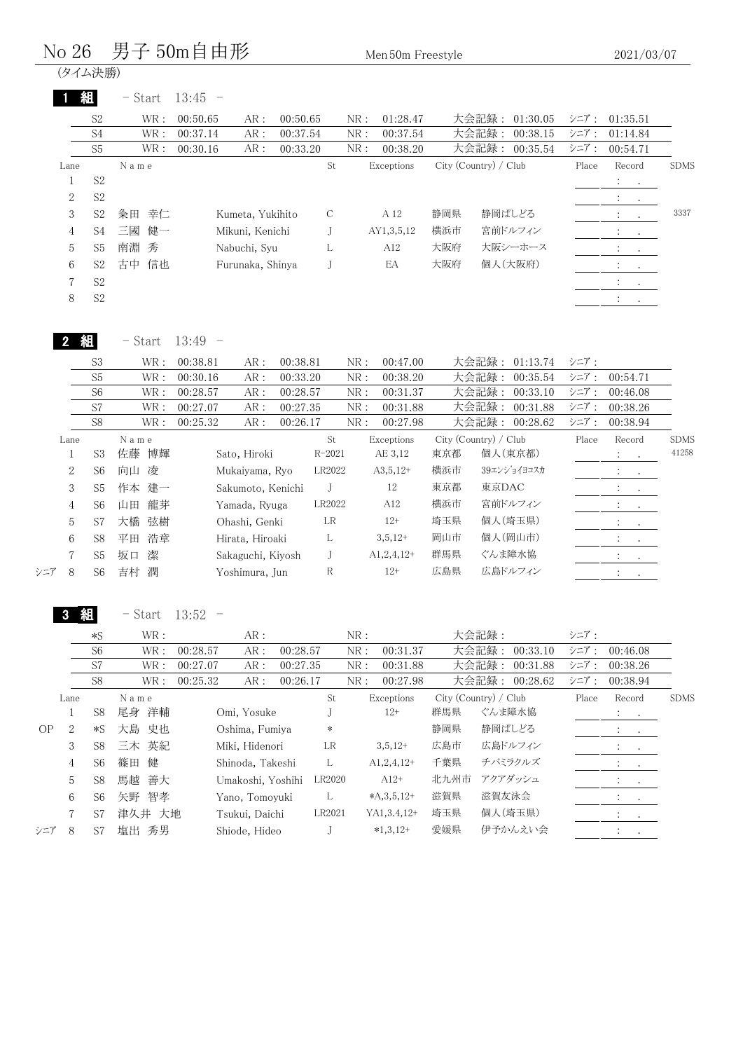# No 26　男子 50m自由形

Men 50m Freestyle

2021/03/07

(タイム決勝)

## 1 組　- Start　13:45 -

| | WR | AR | NR | 大会記録 | シニア |
|---|---|---|---|---|---|
| S2 | 00:50.65 | 00:50.65 | 01:28.47 | 01:30.05 | 01:35.51 |
| S4 | 00:37.14 | 00:37.54 | 00:37.54 | 00:38.15 | 01:14.84 |
| S5 | 00:30.16 | 00:33.20 | 00:38.20 | 00:35.54 | 00:54.71 |

| | Lane | | Name | | St | Exceptions | City (Country) / Club | | Place | Record | SDMS |
|---|---|---|---|---|---|---|---|---|---|---|---|
| | 1 | S2 | | | | | | | | : . | |
| | 2 | S2 | | | | | | | | : . | |
| | 3 | S2 | 粂田 幸仁 | Kumeta, Yukihito | C | A 12 | 静岡県 | 静岡ぱしどる | | : . | 3337 |
| | 4 | S4 | 三國 健一 | Mikuni, Kenichi | J | AY1,3,5,12 | 横浜市 | 宮前ドルフィン | | : . | |
| | 5 | S5 | 南淵 秀 | Nabuchi, Syu | L | A12 | 大阪府 | 大阪シーホース | | : . | |
| | 6 | S2 | 古中 信也 | Furunaka, Shinya | J | EA | 大阪府 | 個人(大阪府) | | : . | |
| | 7 | S2 | | | | | | | | : . | |
| | 8 | S2 | | | | | | | | : . | |

## 2 組　- Start　13:49 -

| | WR | AR | NR | 大会記録 | シニア |
|---|---|---|---|---|---|
| S3 | 00:38.81 | 00:38.81 | 00:47.00 | 01:13.74 | |
| S5 | 00:30.16 | 00:33.20 | 00:38.20 | 00:35.54 | 00:54.71 |
| S6 | 00:28.57 | 00:28.57 | 00:31.37 | 00:33.10 | 00:46.08 |
| S7 | 00:27.07 | 00:27.35 | 00:31.88 | 00:31.88 | 00:38.26 |
| S8 | 00:25.32 | 00:26.17 | 00:27.98 | 00:28.62 | 00:38.94 |

| | Lane | | Name | | St | Exceptions | City (Country) / Club | | Place | Record | SDMS |
|---|---|---|---|---|---|---|---|---|---|---|---|
| | 1 | S3 | 佐藤 博輝 | Sato, Hiroki | R-2021 | AE 3,12 | 東京都 | 個人(東京都) | | : . | 41258 |
| | 2 | S6 | 向山 凌 | Mukaiyama, Ryo | LR2022 | A3,5,12+ | 横浜市 | 39ｴﾝｼﾞｮｲﾖｺｽｶ | | : . | |
| | 3 | S5 | 作本 建一 | Sakumoto, Kenichi | J | 12 | 東京都 | 東京DAC | | : . | |
| | 4 | S6 | 山田 龍芽 | Yamada, Ryuga | LR2022 | A12 | 横浜市 | 宮前ドルフィン | | : . | |
| | 5 | S7 | 大橋 弦樹 | Ohashi, Genki | LR | 12+ | 埼玉県 | 個人(埼玉県) | | : . | |
| | 6 | S8 | 平田 浩章 | Hirata, Hiroaki | L | 3,5,12+ | 岡山市 | 個人(岡山市) | | : . | |
| | 7 | S5 | 坂口 潔 | Sakaguchi, Kiyosh | J | A1,2,4,12+ | 群馬県 | ぐんま障水協 | | : . | |
| シニア | 8 | S6 | 吉村 潤 | Yoshimura, Jun | R | 12+ | 広島県 | 広島ドルフィン | | : . | |

## 3 組　- Start　13:52 -

| | WR | AR | NR | 大会記録 | シニア |
|---|---|---|---|---|---|
| *S | | | | | |
| S6 | 00:28.57 | 00:28.57 | 00:31.37 | 00:33.10 | 00:46.08 |
| S7 | 00:27.07 | 00:27.35 | 00:31.88 | 00:31.88 | 00:38.26 |
| S8 | 00:25.32 | 00:26.17 | 00:27.98 | 00:28.62 | 00:38.94 |

| | Lane | | Name | | St | Exceptions | City (Country) / Club | | Place | Record | SDMS |
|---|---|---|---|---|---|---|---|---|---|---|---|
| | 1 | S8 | 尾身 洋輔 | Omi, Yosuke | J | 12+ | 群馬県 | ぐんま障水協 | | : . | |
| OP | 2 | *S | 大島 史也 | Oshima, Fumiya | * | | 静岡県 | 静岡ぱしどる | | : . | |
| | 3 | S8 | 三木 英紀 | Miki, Hidenori | LR | 3,5,12+ | 広島市 | 広島ドルフィン | | : . | |
| | 4 | S6 | 篠田 健 | Shinoda, Takeshi | L | A1,2,4,12+ | 千葉県 | チバミラクルズ | | : . | |
| | 5 | S8 | 馬越 善大 | Umakoshi, Yoshihi | LR2020 | A12+ | 北九州市 | アクアダッシュ | | : . | |
| | 6 | S6 | 矢野 智孝 | Yano, Tomoyuki | L | *A,3,5,12+ | 滋賀県 | 滋賀友泳会 | | : . | |
| | 7 | S7 | 津久井 大地 | Tsukui, Daichi | LR2021 | YA1,3.4,12+ | 埼玉県 | 個人(埼玉県) | | : . | |
| シニア | 8 | S7 | 塩出 秀男 | Shiode, Hideo | J | *1,3,12+ | 愛媛県 | 伊予かんえい会 | | : . | |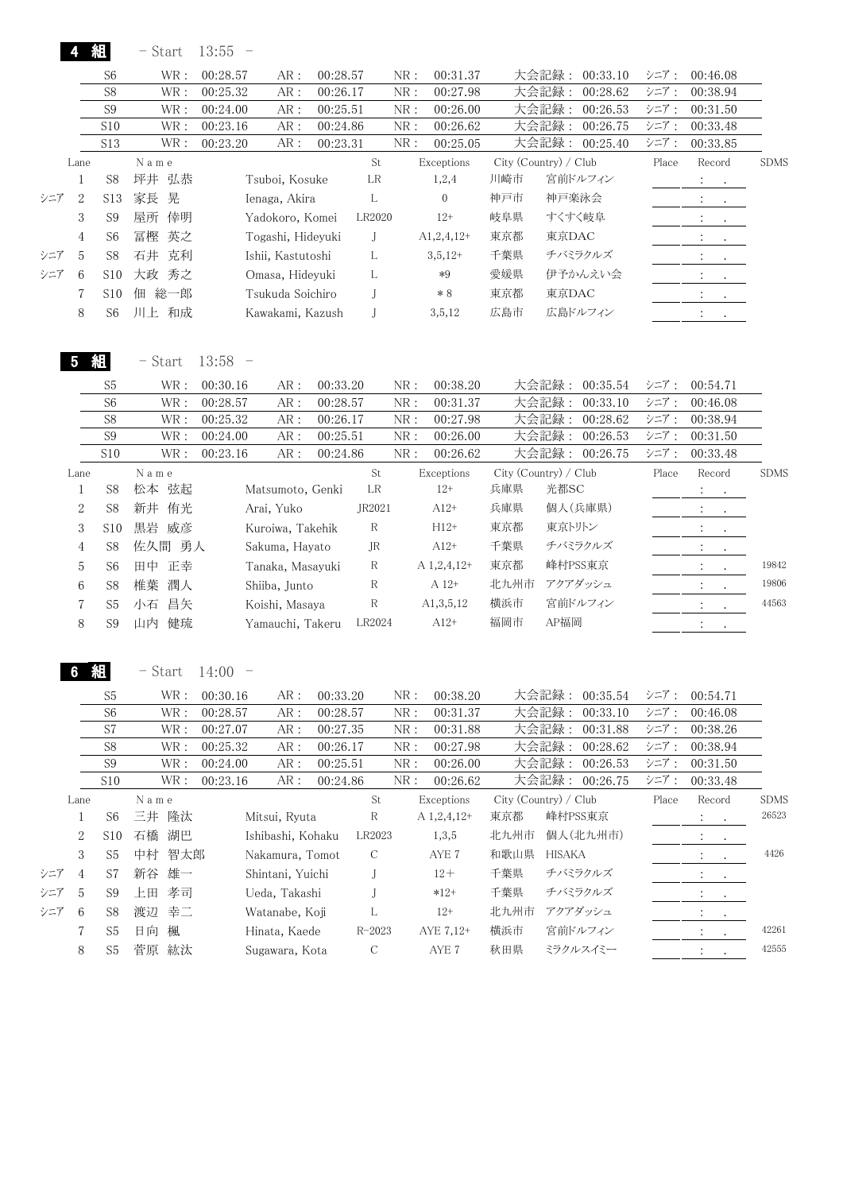## 4 組 - Start 13:55 -

| Class | WR | AR | NR | 大会記録 | シニア |
|---|---|---|---|---|---|
| S6 | 00:28.57 | 00:28.57 | 00:31.37 | 00:33.10 | 00:46.08 |
| S8 | 00:25.32 | 00:26.17 | 00:27.98 | 00:28.62 | 00:38.94 |
| S9 | 00:24.00 | 00:25.51 | 00:26.00 | 00:26.53 | 00:31.50 |
| S10 | 00:23.16 | 00:24.86 | 00:26.62 | 00:26.75 | 00:33.48 |
| S13 | 00:23.20 | 00:23.31 | 00:25.05 | 00:25.40 | 00:33.85 |

| | Lane | | Name | | St | Exceptions | City (Country) / Club | | Place | Record | SDMS |
|---|---|---|---|---|---|---|---|---|---|---|---|
| | 1 | S8 | 坪井 弘恭 | Tsuboi, Kosuke | LR | 1,2,4 | 川崎市 | 宮前ドルフィン | | : . | |
| シニア | 2 | S13 | 家長 晃 | Ienaga, Akira | L | 0 | 神戸市 | 神戸楽泳会 | | : . | |
| | 3 | S9 | 屋所 倖明 | Yadokoro, Komei | LR2020 | 12+ | 岐阜県 | すくすく岐阜 | | : . | |
| | 4 | S6 | 冨樫 英之 | Togashi, Hideyuki | J | A1,2,4,12+ | 東京都 | 東京DAC | | : . | |
| シニア | 5 | S8 | 石井 克利 | Ishii, Kastutoshi | L | 3,5,12+ | 千葉県 | チバミラクルズ | | : . | |
| シニア | 6 | S10 | 大政 秀之 | Omasa, Hideyuki | L | *9 | 愛媛県 | 伊予かんえい会 | | : . | |
| | 7 | S10 | 佃 総一郎 | Tsukuda Soichiro | J | * 8 | 東京都 | 東京DAC | | : . | |
| | 8 | S6 | 川上 和成 | Kawakami, Kazush | J | 3,5,12 | 広島市 | 広島ドルフィン | | : . | |

## 5 組 - Start 13:58 -

| Class | WR | AR | NR | 大会記録 | シニア |
|---|---|---|---|---|---|
| S5 | 00:30.16 | 00:33.20 | 00:38.20 | 00:35.54 | 00:54.71 |
| S6 | 00:28.57 | 00:28.57 | 00:31.37 | 00:33.10 | 00:46.08 |
| S8 | 00:25.32 | 00:26.17 | 00:27.98 | 00:28.62 | 00:38.94 |
| S9 | 00:24.00 | 00:25.51 | 00:26.00 | 00:26.53 | 00:31.50 |
| S10 | 00:23.16 | 00:24.86 | 00:26.62 | 00:26.75 | 00:33.48 |

| | Lane | | Name | | St | Exceptions | City (Country) / Club | | Place | Record | SDMS |
|---|---|---|---|---|---|---|---|---|---|---|---|
| | 1 | S8 | 松本 弦起 | Matsumoto, Genki | LR | 12+ | 兵庫県 | 光都SC | | : . | |
| | 2 | S8 | 新井 侑光 | Arai, Yuko | JR2021 | A12+ | 兵庫県 | 個人(兵庫県) | | : . | |
| | 3 | S10 | 黒岩 威彦 | Kuroiwa, Takehik | R | H12+ | 東京都 | 東京トリトン | | : . | |
| | 4 | S8 | 佐久間 勇人 | Sakuma, Hayato | JR | A12+ | 千葉県 | チバミラクルズ | | : . | |
| | 5 | S6 | 田中 正幸 | Tanaka, Masayuki | R | A 1,2,4,12+ | 東京都 | 峰村PSS東京 | | : . | 19842 |
| | 6 | S8 | 椎葉 潤人 | Shiiba, Junto | R | A 12+ | 北九州市 | アクアダッシュ | | : . | 19806 |
| | 7 | S5 | 小石 昌矢 | Koishi, Masaya | R | A1,3,5,12 | 横浜市 | 宮前ドルフィン | | : . | 44563 |
| | 8 | S9 | 山内 健琉 | Yamauchi, Takeru | LR2024 | A12+ | 福岡市 | AP福岡 | | : . | |

## 6 組 - Start 14:00 -

| Class | WR | AR | NR | 大会記録 | シニア |
|---|---|---|---|---|---|
| S5 | 00:30.16 | 00:33.20 | 00:38.20 | 00:35.54 | 00:54.71 |
| S6 | 00:28.57 | 00:28.57 | 00:31.37 | 00:33.10 | 00:46.08 |
| S7 | 00:27.07 | 00:27.35 | 00:31.88 | 00:31.88 | 00:38.26 |
| S8 | 00:25.32 | 00:26.17 | 00:27.98 | 00:28.62 | 00:38.94 |
| S9 | 00:24.00 | 00:25.51 | 00:26.00 | 00:26.53 | 00:31.50 |
| S10 | 00:23.16 | 00:24.86 | 00:26.62 | 00:26.75 | 00:33.48 |

| | Lane | | Name | | St | Exceptions | City (Country) / Club | | Place | Record | SDMS |
|---|---|---|---|---|---|---|---|---|---|---|---|
| | 1 | S6 | 三井 隆汰 | Mitsui, Ryuta | R | A 1,2,4,12+ | 東京都 | 峰村PSS東京 | | : . | 26523 |
| | 2 | S10 | 石橋 湖巴 | Ishibashi, Kohaku | LR2023 | 1,3,5 | 北九州市 | 個人(北九州市) | | : . | |
| | 3 | S5 | 中村 智太郎 | Nakamura, Tomot | C | AYE 7 | 和歌山県 | HISAKA | | : . | 4426 |
| シニア | 4 | S7 | 新谷 雄一 | Shintani, Yuichi | J | 12+ | 千葉県 | チバミラクルズ | | : . | |
| シニア | 5 | S9 | 上田 孝司 | Ueda, Takashi | J | *12+ | 千葉県 | チバミラクルズ | | : . | |
| シニア | 6 | S8 | 渡辺 幸二 | Watanabe, Koji | L | 12+ | 北九州市 | アクアダッシュ | | : . | |
| | 7 | S5 | 日向 楓 | Hinata, Kaede | R-2023 | AYE 7,12+ | 横浜市 | 宮前ドルフィン | | : . | 42261 |
| | 8 | S5 | 菅原 紘汰 | Sugawara, Kota | C | AYE 7 | 秋田県 | ミラクルスイミー | | : . | 42555 |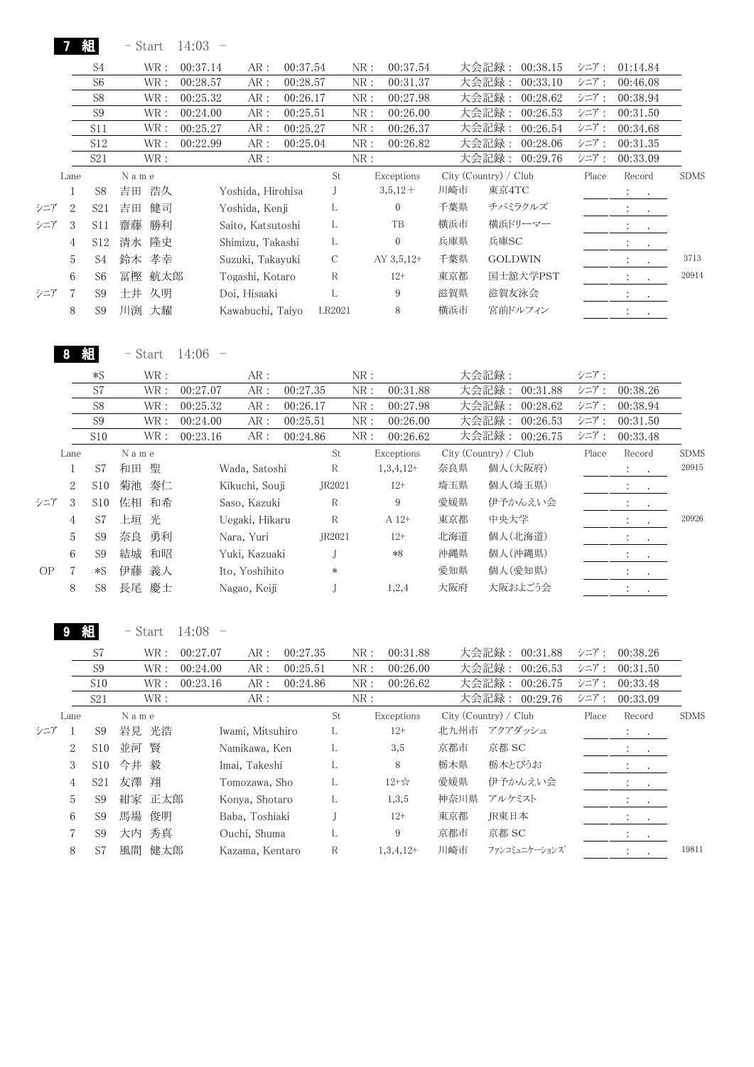## 7 組 - Start 14:03 -

| Class | | WR | | AR | | NR | | 大会記録 | | シニア |
|---|---|---|---|---|---|---|---|---|---|---|
| S4 | WR： | 00:37.14 | AR： | 00:37.54 | NR： | 00:37.54 | 大会記録： | 00:38.15 | シニア： | 01:14.84 |
| S6 | WR： | 00:28.57 | AR： | 00:28.57 | NR： | 00:31.37 | 大会記録： | 00:33.10 | シニア： | 00:46.08 |
| S8 | WR： | 00:25.32 | AR： | 00:26.17 | NR： | 00:27.98 | 大会記録： | 00:28.62 | シニア： | 00:38.94 |
| S9 | WR： | 00:24.00 | AR： | 00:25.51 | NR： | 00:26.00 | 大会記録： | 00:26.53 | シニア： | 00:31.50 |
| S11 | WR： | 00:25.27 | AR： | 00:25.27 | NR： | 00:26.37 | 大会記録： | 00:26.54 | シニア： | 00:34.68 |
| S12 | WR： | 00:22.99 | AR： | 00:25.04 | NR： | 00:26.82 | 大会記録： | 00:28.06 | シニア： | 00:31.35 |
| S21 | WR： | | AR： | | NR： | | 大会記録： | 00:29.76 | シニア： | 00:33.09 |

| | Lane | Class | Name | | St | Exceptions | City (Country) / Club | | Place | Record | SDMS |
|---|---|---|---|---|---|---|---|---|---|---|---|
| | 1 | S8 | 吉田 浩久 | Yoshida, Hirohisa | J | 3,5,12＋ | 川崎市 | 東京4TC | | : . | |
| シニア | 2 | S21 | 吉田 健司 | Yoshida, Kenji | L | 0 | 千葉県 | チバミラクルズ | | : . | |
| シニア | 3 | S11 | 齋藤 勝利 | Saito, Katsutoshi | L | TB | 横浜市 | 横浜ドリーマー | | : . | |
| | 4 | S12 | 清水 隆史 | Shimizu, Takashi | L | 0 | 兵庫県 | 兵庫SC | | : . | |
| | 5 | S4 | 鈴木 孝幸 | Suzuki, Takayuki | C | AY 3,5,12+ | 千葉県 | GOLDWIN | | : . | 3713 |
| | 6 | S6 | 冨樫 航太郎 | Togashi, Kotaro | R | 12+ | 東京都 | 国士舘大学PST | | : . | 20914 |
| シニア | 7 | S9 | 土井 久明 | Doi, Hisaaki | L | 9 | 滋賀県 | 滋賀友泳会 | | : . | |
| | 8 | S9 | 川渕 大耀 | Kawabuchi, Taiyo | LR2021 | 8 | 横浜市 | 宮前ドルフィン | | : . | |

## 8 組 - Start 14:06 -

| Class | | WR | | AR | | NR | | 大会記録 | | シニア |
|---|---|---|---|---|---|---|---|---|---|---|
| *S | WR： | | AR： | | NR： | | 大会記録： | | シニア： | |
| S7 | WR： | 00:27.07 | AR： | 00:27.35 | NR： | 00:31.88 | 大会記録： | 00:31.88 | シニア： | 00:38.26 |
| S8 | WR： | 00:25.32 | AR： | 00:26.17 | NR： | 00:27.98 | 大会記録： | 00:28.62 | シニア： | 00:38.94 |
| S9 | WR： | 00:24.00 | AR： | 00:25.51 | NR： | 00:26.00 | 大会記録： | 00:26.53 | シニア： | 00:31.50 |
| S10 | WR： | 00:23.16 | AR： | 00:24.86 | NR： | 00:26.62 | 大会記録： | 00:26.75 | シニア： | 00:33.48 |

| | Lane | Class | Name | | St | Exceptions | City (Country) / Club | | Place | Record | SDMS |
|---|---|---|---|---|---|---|---|---|---|---|---|
| | 1 | S7 | 和田 聖 | Wada, Satoshi | R | 1,3,4,12+ | 奈良県 | 個人(大阪府) | | : . | 20915 |
| | 2 | S10 | 菊池 奏仁 | Kikuchi, Souji | JR2021 | 12+ | 埼玉県 | 個人(埼玉県) | | : . | |
| シニア | 3 | S10 | 佐和 和希 | Saso, Kazuki | R | 9 | 愛媛県 | 伊予かんえい会 | | : . | |
| | 4 | S7 | 上垣 光 | Uegaki, Hikaru | R | A 12+ | 東京都 | 中央大学 | | : . | 20926 |
| | 5 | S9 | 奈良 勇利 | Nara, Yuri | JR2021 | 12+ | 北海道 | 個人(北海道) | | : . | |
| | 6 | S9 | 結城 和昭 | Yuki, Kazuaki | J | *8 | 沖縄県 | 個人(沖縄県) | | : . | |
| OP | 7 | *S | 伊藤 義人 | Ito, Yoshihito | * | | 愛知県 | 個人(愛知県) | | : . | |
| | 8 | S8 | 長尾 慶士 | Nagao, Keiji | J | 1,2,4 | 大阪府 | 大阪およごう会 | | : . | |

## 9 組 - Start 14:08 -

| Class | | WR | | AR | | NR | | 大会記録 | | シニア |
|---|---|---|---|---|---|---|---|---|---|---|
| S7 | WR： | 00:27.07 | AR： | 00:27.35 | NR： | 00:31.88 | 大会記録： | 00:31.88 | シニア： | 00:38.26 |
| S9 | WR： | 00:24.00 | AR： | 00:25.51 | NR： | 00:26.00 | 大会記録： | 00:26.53 | シニア： | 00:31.50 |
| S10 | WR： | 00:23.16 | AR： | 00:24.86 | NR： | 00:26.62 | 大会記録： | 00:26.75 | シニア： | 00:33.48 |
| S21 | WR： | | AR： | | NR： | | 大会記録： | 00:29.76 | シニア： | 00:33.09 |

| | Lane | Class | Name | | St | Exceptions | City (Country) / Club | | Place | Record | SDMS |
|---|---|---|---|---|---|---|---|---|---|---|---|
| シニア | 1 | S9 | 岩見 光浩 | Iwami, Mitsuhiro | L | 12+ | 北九州市 | アクアダッシュ | | : . | |
| | 2 | S10 | 並河 賢 | Namikawa, Ken | L | 3,5 | 京都市 | 京都 SC | | : . | |
| | 3 | S10 | 今井 毅 | Imai, Takeshi | L | 8 | 栃木県 | 栃木とびうお | | : . | |
| | 4 | S21 | 友澤 翔 | Tomozawa, Sho | L | 12+☆ | 愛媛県 | 伊予かんえい会 | | : . | |
| | 5 | S9 | 紺家 正太郎 | Konya, Shotaro | L | 1,3,5 | 神奈川県 | アルケミスト | | : . | |
| | 6 | S9 | 馬場 俊明 | Baba, Toshiaki | J | 12+ | 東京都 | JR東日本 | | : . | |
| | 7 | S9 | 大内 秀真 | Ouchi, Shuma | L | 9 | 京都市 | 京都 SC | | : . | |
| | 8 | S7 | 風間 健太郎 | Kazama, Kentaro | R | 1,3,4,12+ | 川崎市 | ファンコミュニケーションズ | | : . | 19811 |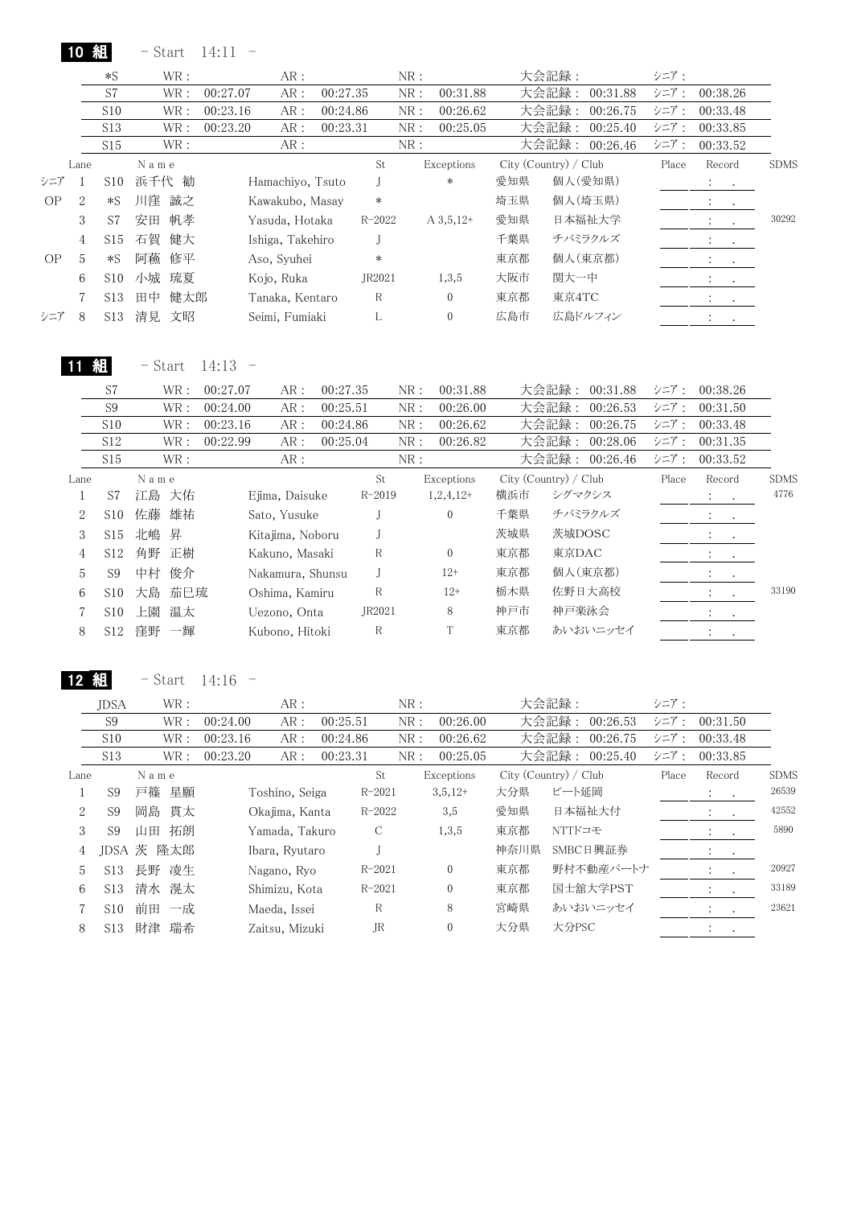## 10 組 - Start 14:11 -

| | WR | AR | NR | 大会記録 | シニア |
|---|---|---|---|---|---|
| *S | | | | | |
| S7 | 00:27.07 | 00:27.35 | 00:31.88 | 00:31.88 | 00:38.26 |
| S10 | 00:23.16 | 00:24.86 | 00:26.62 | 00:26.75 | 00:33.48 |
| S13 | 00:23.20 | 00:23.31 | 00:25.05 | 00:25.40 | 00:33.85 |
| S15 | | | | 00:26.46 | 00:33.52 |

| | Lane | | Name | | St | Exceptions | City (Country) / Club | | Place | Record | SDMS |
|---|---|---|---|---|---|---|---|---|---|---|---|
| シニア | 1 | S10 | 浜千代 勧 | Hamachiyo, Tsuto | J | * | 愛知県 | 個人(愛知県) | | : . | |
| OP | 2 | *S | 川窪 誠之 | Kawakubo, Masay | * | | 埼玉県 | 個人(埼玉県) | | : . | |
| | 3 | S7 | 安田 帆孝 | Yasuda, Hotaka | R-2022 | A 3,5,12+ | 愛知県 | 日本福祉大学 | | : . | 30292 |
| | 4 | S15 | 石賀 健大 | Ishiga, Takehiro | J | | 千葉県 | チバミラクルズ | | : . | |
| OP | 5 | *S | 阿蘇 修平 | Aso, Syuhei | * | | 東京都 | 個人(東京都) | | : . | |
| | 6 | S10 | 小城 琉夏 | Kojo, Ruka | JR2021 | 1,3,5 | 大阪市 | 関大一中 | | : . | |
| | 7 | S13 | 田中 健太郎 | Tanaka, Kentaro | R | 0 | 東京都 | 東京4TC | | : . | |
| シニア | 8 | S13 | 清見 文昭 | Seimi, Fumiaki | L | 0 | 広島市 | 広島ドルフィン | | : . | |

## 11 組 - Start 14:13 -

| | WR | AR | NR | 大会記録 | シニア |
|---|---|---|---|---|---|
| S7 | 00:27.07 | 00:27.35 | 00:31.88 | 00:31.88 | 00:38.26 |
| S9 | 00:24.00 | 00:25.51 | 00:26.00 | 00:26.53 | 00:31.50 |
| S10 | 00:23.16 | 00:24.86 | 00:26.62 | 00:26.75 | 00:33.48 |
| S12 | 00:22.99 | 00:25.04 | 00:26.82 | 00:28.06 | 00:31.35 |
| S15 | | | | 00:26.46 | 00:33.52 |

| Lane | | Name | | St | Exceptions | City (Country) / Club | | Place | Record | SDMS |
|---|---|---|---|---|---|---|---|---|---|---|
| 1 | S7 | 江島 大佑 | Ejima, Daisuke | R-2019 | 1,2,4,12+ | 横浜市 | シグマクシス | | : . | 4776 |
| 2 | S10 | 佐藤 雄祐 | Sato, Yusuke | J | 0 | 千葉県 | チバミラクルズ | | : . | |
| 3 | S15 | 北嶋 昇 | Kitajima, Noboru | J | | 茨城県 | 茨城DOSC | | : . | |
| 4 | S12 | 角野 正樹 | Kakuno, Masaki | R | 0 | 東京都 | 東京DAC | | : . | |
| 5 | S9 | 中村 俊介 | Nakamura, Shunsu | J | 12+ | 東京都 | 個人(東京都) | | : . | |
| 6 | S10 | 大島 茄巳琉 | Oshima, Kamiru | R | 12+ | 栃木県 | 佐野日大高校 | | : . | 33190 |
| 7 | S10 | 上園 温太 | Uezono, Onta | JR2021 | 8 | 神戸市 | 神戸楽泳会 | | : . | |
| 8 | S12 | 窪野 一輝 | Kubono, Hitoki | R | T | 東京都 | あいおいニッセイ | | : . | |

## 12 組 - Start 14:16 -

| | WR | AR | NR | 大会記録 | シニア |
|---|---|---|---|---|---|
| JDSA | | | | | |
| S9 | 00:24.00 | 00:25.51 | 00:26.00 | 00:26.53 | 00:31.50 |
| S10 | 00:23.16 | 00:24.86 | 00:26.62 | 00:26.75 | 00:33.48 |
| S13 | 00:23.20 | 00:23.31 | 00:25.05 | 00:25.40 | 00:33.85 |

| Lane | | Name | | St | Exceptions | City (Country) / Club | | Place | Record | SDMS |
|---|---|---|---|---|---|---|---|---|---|---|
| 1 | S9 | 戸篠 星願 | Toshino, Seiga | R-2021 | 3,5,12+ | 大分県 | ビート延岡 | | : . | 26539 |
| 2 | S9 | 岡島 貫太 | Okajima, Kanta | R-2022 | 3,5 | 愛知県 | 日本福祉大付 | | : . | 42552 |
| 3 | S9 | 山田 拓朗 | Yamada, Takuro | C | 1,3,5 | 東京都 | NTTドコモ | | : . | 5890 |
| 4 | JDSA | 茨 隆太郎 | Ibara, Ryutaro | J | | 神奈川県 | SMBC日興証券 | | : . | |
| 5 | S13 | 長野 凌生 | Nagano, Ryo | R-2021 | 0 | 東京都 | 野村不動産パートナ | | : . | 20927 |
| 6 | S13 | 清水 滉太 | Shimizu, Kota | R-2021 | 0 | 東京都 | 国士舘大学PST | | : . | 33189 |
| 7 | S10 | 前田 一成 | Maeda, Issei | R | 8 | 宮崎県 | あいおいニッセイ | | : . | 23621 |
| 8 | S13 | 財津 瑞希 | Zaitsu, Mizuki | JR | 0 | 大分県 | 大分PSC | | : . | |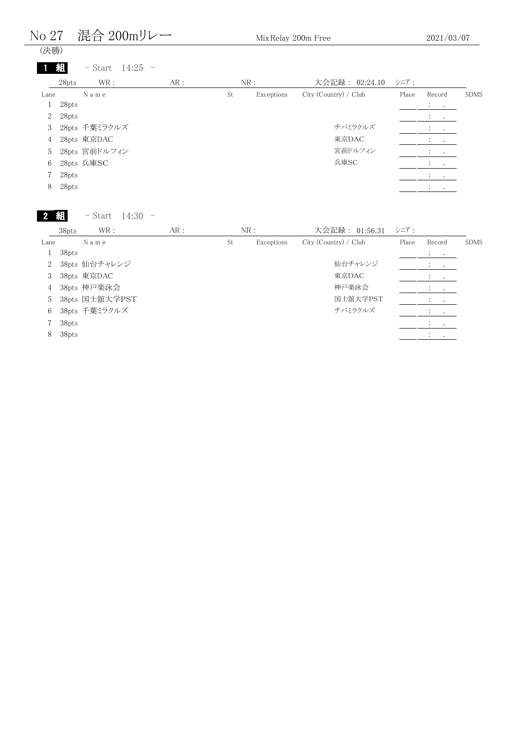# No 27　混合 200mリレー

Mix Relay 200m Free　　2021/03/07

(決勝)

## 1 組　- Start 14:25 -

| 28pts | WR : | AR : | NR : | | 大会記録 : 02:24.10 | シニア : | | |
|---|---|---|---|---|---|---|---|---|
| Lane | Name | | St | Exceptions | City (Country) / Club | Place | Record | SDMS |
| 1 | 28pts | | | | | | : . | |
| 2 | 28pts | | | | | | : . | |
| 3 | 28pts 千葉ミラクルズ | | | | チバミラクルズ | | : . | |
| 4 | 28pts 東京DAC | | | | 東京DAC | | : . | |
| 5 | 28pts 宮前ドルフィン | | | | 宮前ドルフィン | | : . | |
| 6 | 28pts 兵庫SC | | | | 兵庫SC | | : . | |
| 7 | 28pts | | | | | | : . | |
| 8 | 28pts | | | | | | : . | |

## 2 組　- Start 14:30 -

| 38pts | WR : | AR : | NR : | | 大会記録 : 01:56.31 | シニア : | | |
|---|---|---|---|---|---|---|---|---|
| Lane | Name | | St | Exceptions | City (Country) / Club | Place | Record | SDMS |
| 1 | 38pts | | | | | | : . | |
| 2 | 38pts 仙台チャレンジ | | | | 仙台チャレンジ | | : . | |
| 3 | 38pts 東京DAC | | | | 東京DAC | | : . | |
| 4 | 38pts 神戸楽泳会 | | | | 神戸楽泳会 | | : . | |
| 5 | 38pts 国士舘大学PST | | | | 国士舘大学PST | | : . | |
| 6 | 38pts 千葉ミラクルズ | | | | チバミラクルズ | | : . | |
| 7 | 38pts | | | | | | : . | |
| 8 | 38pts | | | | | | : . | |